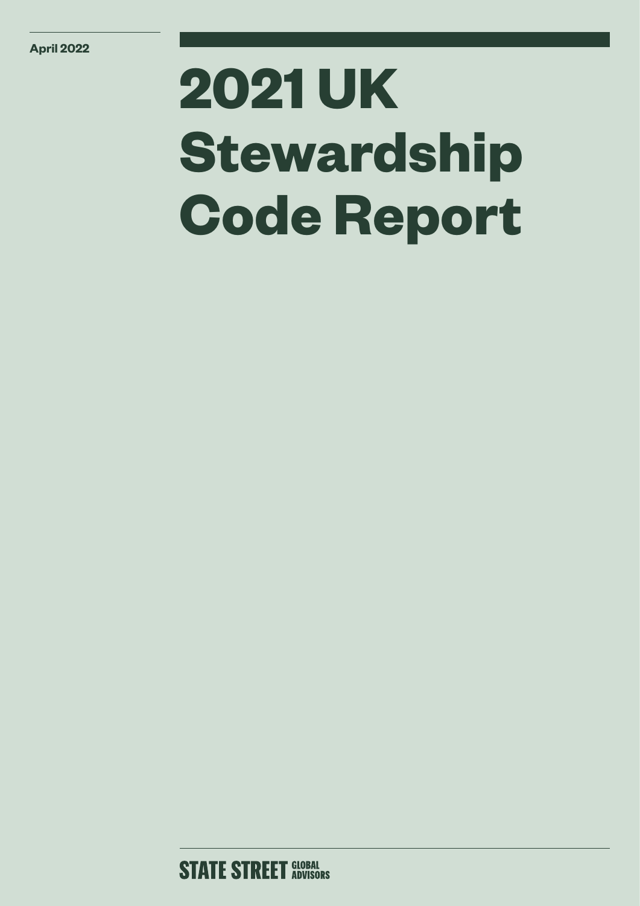April 2022

# 2021 UK Stewardship Code Report

STATE STREET GLOBAL ADVISORS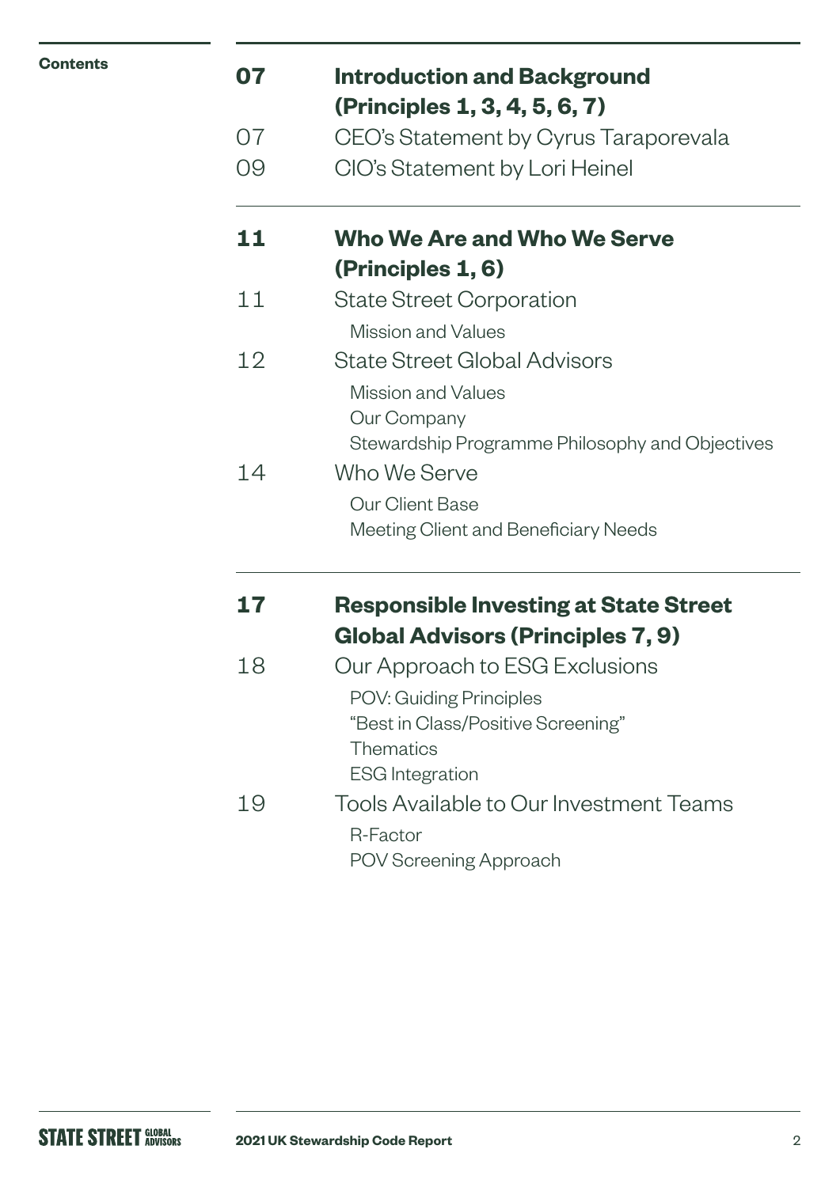**Contents**

**07 Introduction and Background (Principles 1, 3, 4, 5, 6, 7)**

07 CEO's Statement by Cyrus Taraporevala

09 CIO's Statement by Lori Heinel

**11 Who We Are and Who We Serve (Principles 1, 6)**

11 State Street Corporation

- Mission and Values

12 State Street Global Advisors

- Mission and Values
- Our Company
- Stewardship Programme Philosophy and Objectives

14 Who We Serve

- Our Client Base
- Meeting Client and Beneficiary Needs

**17 Responsible Investing at State Street Global Advisors (Principles 7, 9)**

18 Our Approach to ESG Exclusions

- POV: Guiding Principles
- "Best in Class/Positive Screening"
- Thematics
- ESG Integration

19 Tools Available to Our Investment Teams

- R-Factor
- POV Screening Approach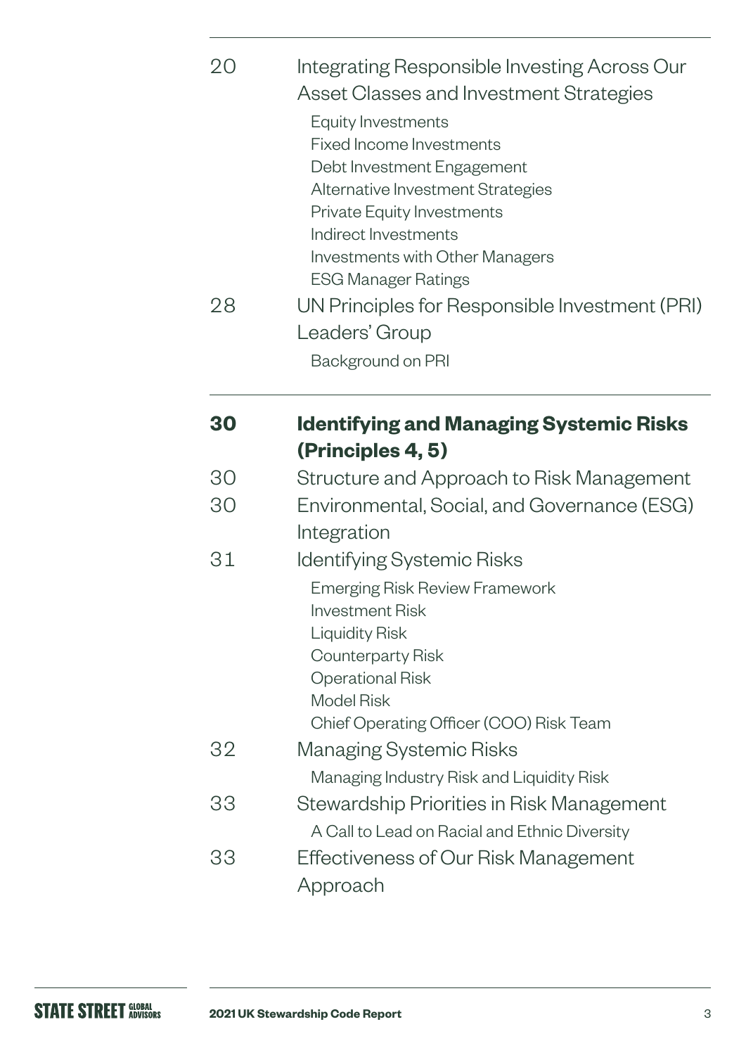20 Integrating Responsible Investing Across Our Asset Classes and Investment Strategies

- Equity Investments
- Fixed Income Investments
- Debt Investment Engagement
- Alternative Investment Strategies
- Private Equity Investments
- Indirect Investments
- Investments with Other Managers
- ESG Manager Ratings

28 UN Principles for Responsible Investment (PRI) Leaders' Group

- Background on PRI

---

**30 Identifying and Managing Systemic Risks (Principles 4, 5)**

30 Structure and Approach to Risk Management

30 Environmental, Social, and Governance (ESG) Integration

31 Identifying Systemic Risks

- Emerging Risk Review Framework
- Investment Risk
- Liquidity Risk
- Counterparty Risk
- Operational Risk
- Model Risk
- Chief Operating Officer (COO) Risk Team

32 Managing Systemic Risks

- Managing Industry Risk and Liquidity Risk

33 Stewardship Priorities in Risk Management

- A Call to Lead on Racial and Ethnic Diversity

33 Effectiveness of Our Risk Management Approach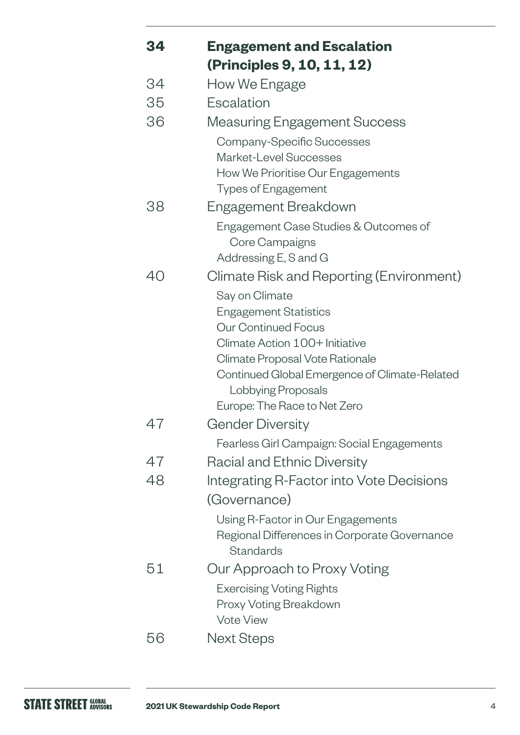**34 Engagement and Escalation (Principles 9, 10, 11, 12)**

34 How We Engage

35 Escalation

36 Measuring Engagement Success

- Company-Specific Successes
- Market-Level Successes
- How We Prioritise Our Engagements
- Types of Engagement

38 Engagement Breakdown

- Engagement Case Studies & Outcomes of Core Campaigns
- Addressing E, S and G

40 Climate Risk and Reporting (Environment)

- Say on Climate
- Engagement Statistics
- Our Continued Focus
- Climate Action 100+ Initiative
- Climate Proposal Vote Rationale
- Continued Global Emergence of Climate-Related Lobbying Proposals
- Europe: The Race to Net Zero

47 Gender Diversity

- Fearless Girl Campaign: Social Engagements

47 Racial and Ethnic Diversity

48 Integrating R-Factor into Vote Decisions (Governance)

- Using R-Factor in Our Engagements
- Regional Differences in Corporate Governance Standards

51 Our Approach to Proxy Voting

- Exercising Voting Rights
- Proxy Voting Breakdown
- Vote View

56 Next Steps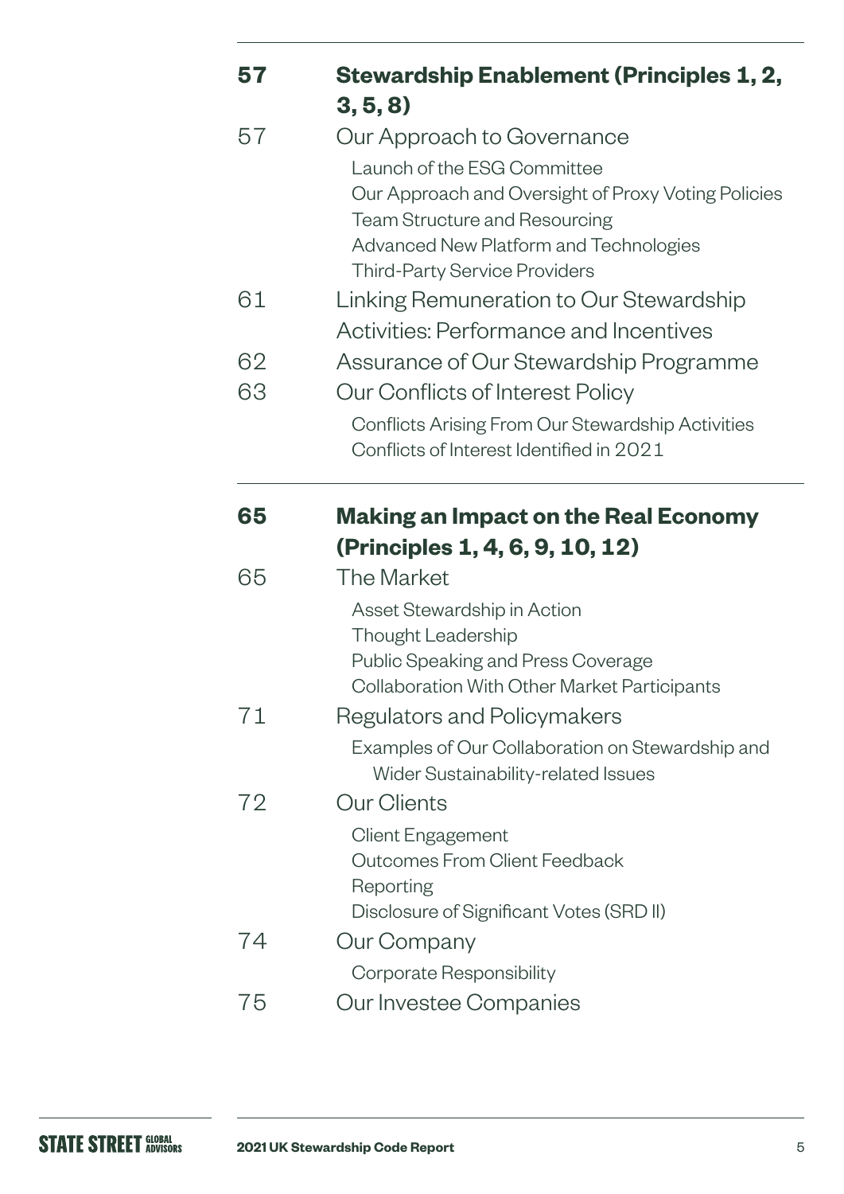| | |
|---|---|
| **57** | **Stewardship Enablement (Principles 1, 2, 3, 5, 8)** |
| 57 | Our Approach to Governance |
| | Launch of the ESG Committee |
| | Our Approach and Oversight of Proxy Voting Policies |
| | Team Structure and Resourcing |
| | Advanced New Platform and Technologies |
| | Third-Party Service Providers |
| 61 | Linking Remuneration to Our Stewardship Activities: Performance and Incentives |
| 62 | Assurance of Our Stewardship Programme |
| 63 | Our Conflicts of Interest Policy |
| | Conflicts Arising From Our Stewardship Activities |
| | Conflicts of Interest Identified in 2021 |

| | |
|---|---|
| **65** | **Making an Impact on the Real Economy (Principles 1, 4, 6, 9, 10, 12)** |
| 65 | The Market |
| | Asset Stewardship in Action |
| | Thought Leadership |
| | Public Speaking and Press Coverage |
| | Collaboration With Other Market Participants |
| 71 | Regulators and Policymakers |
| | Examples of Our Collaboration on Stewardship and Wider Sustainability-related Issues |
| 72 | Our Clients |
| | Client Engagement |
| | Outcomes From Client Feedback |
| | Reporting |
| | Disclosure of Significant Votes (SRD II) |
| 74 | Our Company |
| | Corporate Responsibility |
| 75 | Our Investee Companies |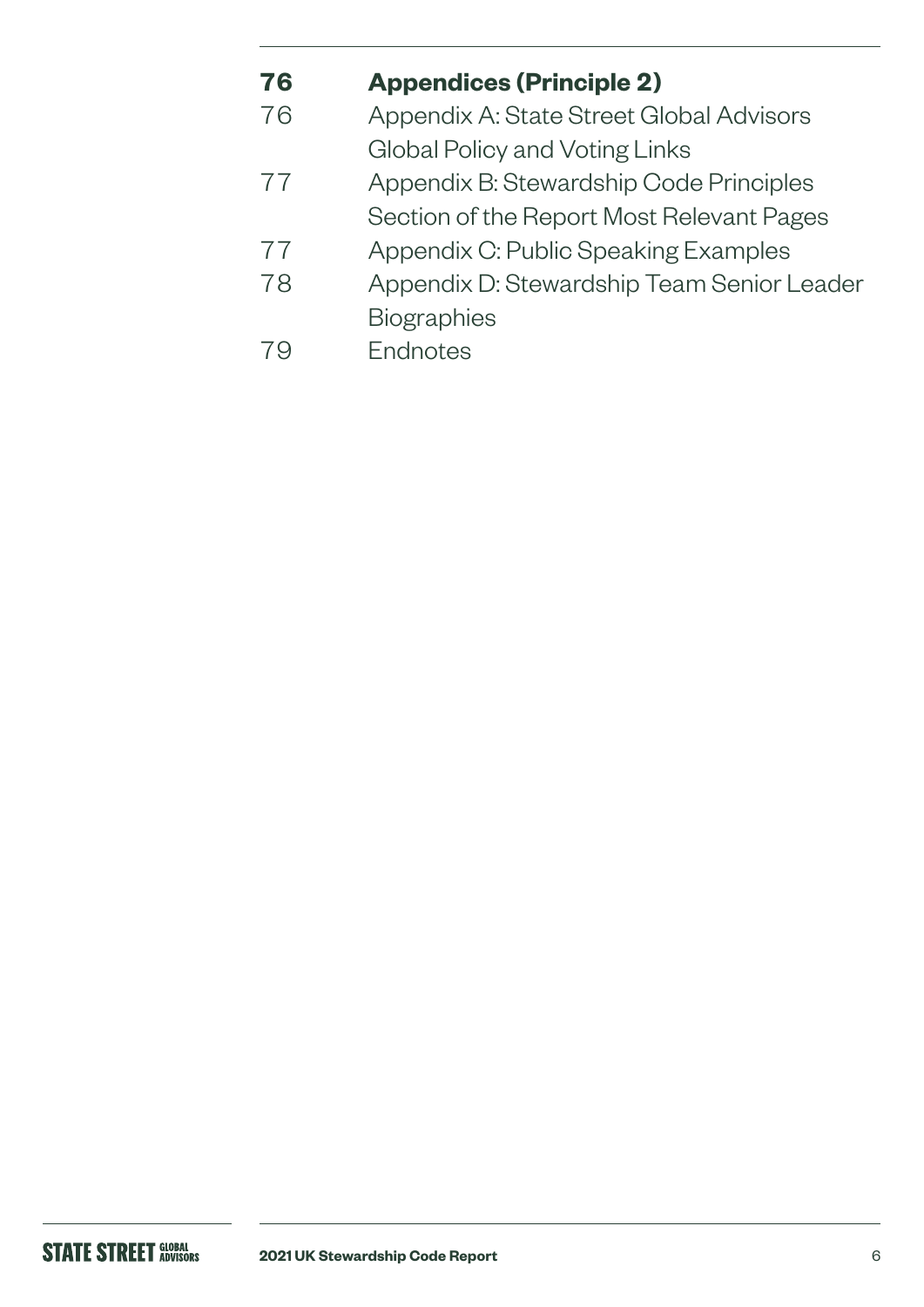| | |
|---|---|
| **76** | **Appendices (Principle 2)** |
| 76 | Appendix A: State Street Global Advisors Global Policy and Voting Links |
| 77 | Appendix B: Stewardship Code Principles Section of the Report Most Relevant Pages |
| 77 | Appendix C: Public Speaking Examples |
| 78 | Appendix D: Stewardship Team Senior Leader Biographies |
| 79 | Endnotes |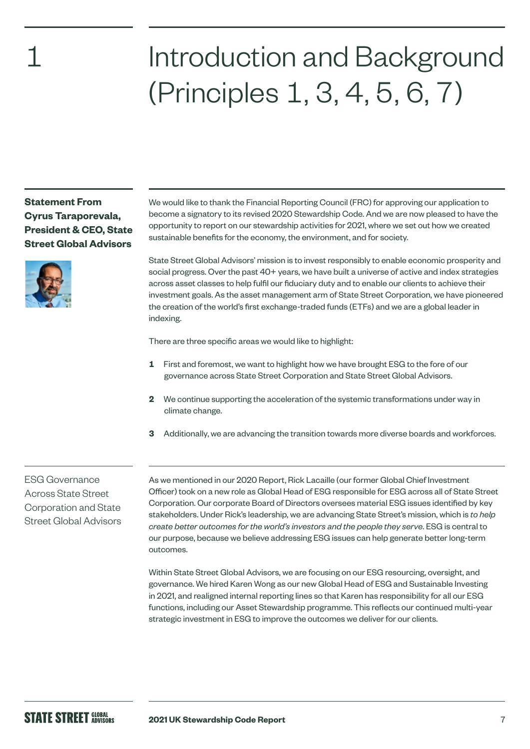# 1 Introduction and Background (Principles 1, 3, 4, 5, 6, 7)

## Statement From Cyrus Taraporevala, President & CEO, State Street Global Advisors

We would like to thank the Financial Reporting Council (FRC) for approving our application to become a signatory to its revised 2020 Stewardship Code. And we are now pleased to have the opportunity to report on our stewardship activities for 2021, where we set out how we created sustainable benefits for the economy, the environment, and for society.

State Street Global Advisors' mission is to invest responsibly to enable economic prosperity and social progress. Over the past 40+ years, we have built a universe of active and index strategies across asset classes to help fulfil our fiduciary duty and to enable our clients to achieve their investment goals. As the asset management arm of State Street Corporation, we have pioneered the creation of the world's first exchange-traded funds (ETFs) and we are a global leader in indexing.

There are three specific areas we would like to highlight:

1. First and foremost, we want to highlight how we have brought ESG to the fore of our governance across State Street Corporation and State Street Global Advisors.
2. We continue supporting the acceleration of the systemic transformations under way in climate change.
3. Additionally, we are advancing the transition towards more diverse boards and workforces.

## ESG Governance Across State Street Corporation and State Street Global Advisors

As we mentioned in our 2020 Report, Rick Lacaille (our former Global Chief Investment Officer) took on a new role as Global Head of ESG responsible for ESG across all of State Street Corporation. Our corporate Board of Directors oversees material ESG issues identified by key stakeholders. Under Rick's leadership, we are advancing State Street's mission, which is *to help create better outcomes for the world's investors and the people they serve*. ESG is central to our purpose, because we believe addressing ESG issues can help generate better long-term outcomes.

Within State Street Global Advisors, we are focusing on our ESG resourcing, oversight, and governance. We hired Karen Wong as our new Global Head of ESG and Sustainable Investing in 2021, and realigned internal reporting lines so that Karen has responsibility for all our ESG functions, including our Asset Stewardship programme. This reflects our continued multi-year strategic investment in ESG to improve the outcomes we deliver for our clients.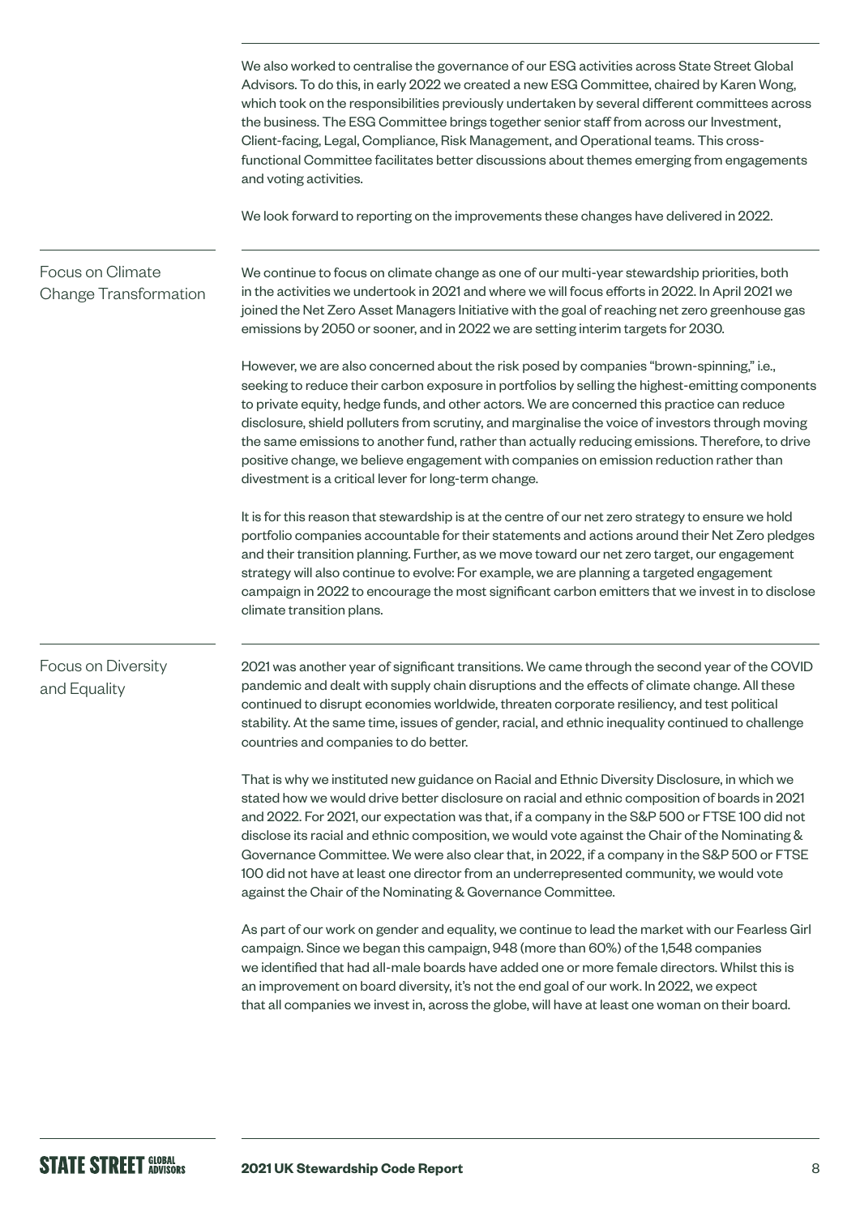We also worked to centralise the governance of our ESG activities across State Street Global Advisors. To do this, in early 2022 we created a new ESG Committee, chaired by Karen Wong, which took on the responsibilities previously undertaken by several different committees across the business. The ESG Committee brings together senior staff from across our Investment, Client-facing, Legal, Compliance, Risk Management, and Operational teams. This cross-functional Committee facilitates better discussions about themes emerging from engagements and voting activities.

We look forward to reporting on the improvements these changes have delivered in 2022.

## Focus on Climate Change Transformation

We continue to focus on climate change as one of our multi-year stewardship priorities, both in the activities we undertook in 2021 and where we will focus efforts in 2022. In April 2021 we joined the Net Zero Asset Managers Initiative with the goal of reaching net zero greenhouse gas emissions by 2050 or sooner, and in 2022 we are setting interim targets for 2030.

However, we are also concerned about the risk posed by companies "brown-spinning," i.e., seeking to reduce their carbon exposure in portfolios by selling the highest-emitting components to private equity, hedge funds, and other actors. We are concerned this practice can reduce disclosure, shield polluters from scrutiny, and marginalise the voice of investors through moving the same emissions to another fund, rather than actually reducing emissions. Therefore, to drive positive change, we believe engagement with companies on emission reduction rather than divestment is a critical lever for long-term change.

It is for this reason that stewardship is at the centre of our net zero strategy to ensure we hold portfolio companies accountable for their statements and actions around their Net Zero pledges and their transition planning. Further, as we move toward our net zero target, our engagement strategy will also continue to evolve: For example, we are planning a targeted engagement campaign in 2022 to encourage the most significant carbon emitters that we invest in to disclose climate transition plans.

## Focus on Diversity and Equality

2021 was another year of significant transitions. We came through the second year of the COVID pandemic and dealt with supply chain disruptions and the effects of climate change. All these continued to disrupt economies worldwide, threaten corporate resiliency, and test political stability. At the same time, issues of gender, racial, and ethnic inequality continued to challenge countries and companies to do better.

That is why we instituted new guidance on Racial and Ethnic Diversity Disclosure, in which we stated how we would drive better disclosure on racial and ethnic composition of boards in 2021 and 2022. For 2021, our expectation was that, if a company in the S&P 500 or FTSE 100 did not disclose its racial and ethnic composition, we would vote against the Chair of the Nominating & Governance Committee. We were also clear that, in 2022, if a company in the S&P 500 or FTSE 100 did not have at least one director from an underrepresented community, we would vote against the Chair of the Nominating & Governance Committee.

As part of our work on gender and equality, we continue to lead the market with our Fearless Girl campaign. Since we began this campaign, 948 (more than 60%) of the 1,548 companies we identified that had all-male boards have added one or more female directors. Whilst this is an improvement on board diversity, it's not the end goal of our work. In 2022, we expect that all companies we invest in, across the globe, will have at least one woman on their board.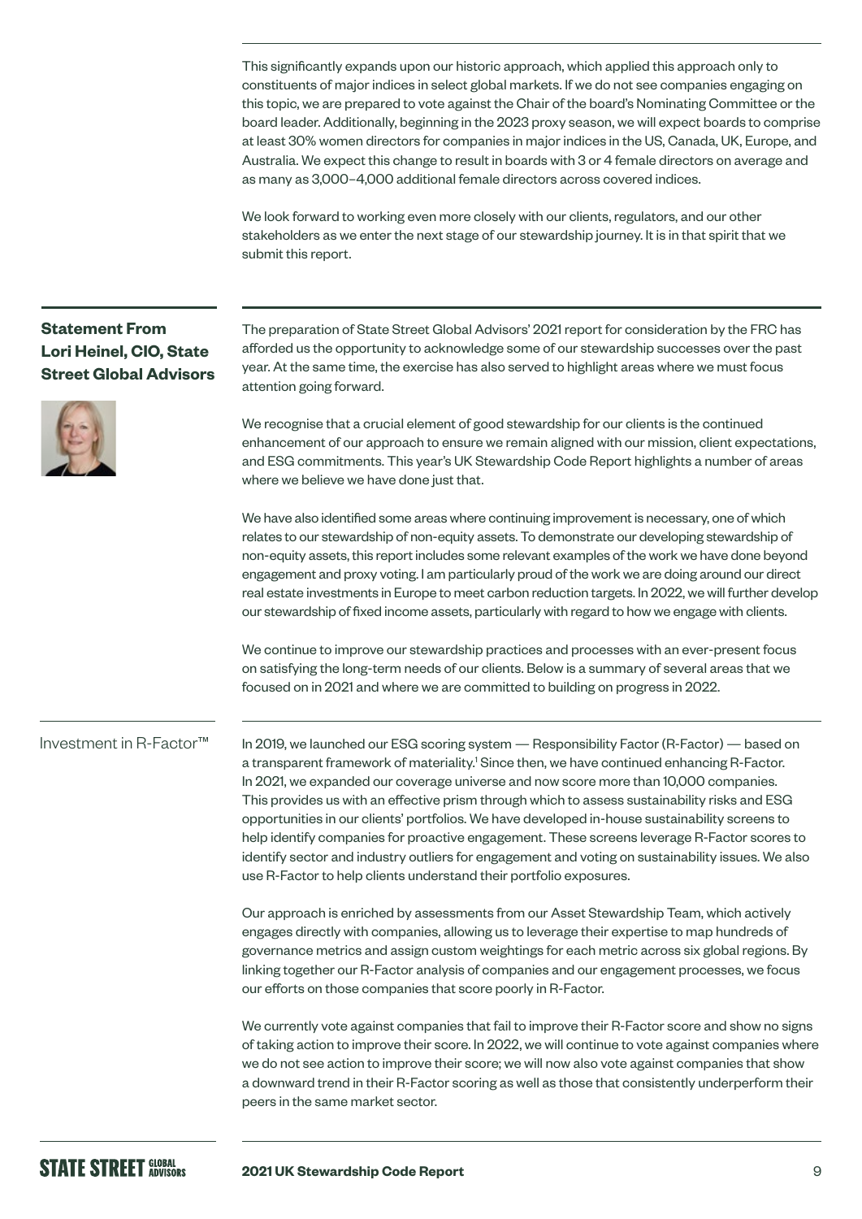This significantly expands upon our historic approach, which applied this approach only to constituents of major indices in select global markets. If we do not see companies engaging on this topic, we are prepared to vote against the Chair of the board's Nominating Committee or the board leader. Additionally, beginning in the 2023 proxy season, we will expect boards to comprise at least 30% women directors for companies in major indices in the US, Canada, UK, Europe, and Australia. We expect this change to result in boards with 3 or 4 female directors on average and as many as 3,000–4,000 additional female directors across covered indices.

We look forward to working even more closely with our clients, regulators, and our other stakeholders as we enter the next stage of our stewardship journey. It is in that spirit that we submit this report.

## Statement From Lori Heinel, CIO, State Street Global Advisors

The preparation of State Street Global Advisors' 2021 report for consideration by the FRC has afforded us the opportunity to acknowledge some of our stewardship successes over the past year. At the same time, the exercise has also served to highlight areas where we must focus attention going forward.

We recognise that a crucial element of good stewardship for our clients is the continued enhancement of our approach to ensure we remain aligned with our mission, client expectations, and ESG commitments. This year's UK Stewardship Code Report highlights a number of areas where we believe we have done just that.

We have also identified some areas where continuing improvement is necessary, one of which relates to our stewardship of non-equity assets. To demonstrate our developing stewardship of non-equity assets, this report includes some relevant examples of the work we have done beyond engagement and proxy voting. I am particularly proud of the work we are doing around our direct real estate investments in Europe to meet carbon reduction targets. In 2022, we will further develop our stewardship of fixed income assets, particularly with regard to how we engage with clients.

We continue to improve our stewardship practices and processes with an ever-present focus on satisfying the long-term needs of our clients. Below is a summary of several areas that we focused on in 2021 and where we are committed to building on progress in 2022.

### Investment in R-Factor™

In 2019, we launched our ESG scoring system — Responsibility Factor (R-Factor) — based on a transparent framework of materiality.[1] Since then, we have continued enhancing R-Factor. In 2021, we expanded our coverage universe and now score more than 10,000 companies. This provides us with an effective prism through which to assess sustainability risks and ESG opportunities in our clients' portfolios. We have developed in-house sustainability screens to help identify companies for proactive engagement. These screens leverage R-Factor scores to identify sector and industry outliers for engagement and voting on sustainability issues. We also use R-Factor to help clients understand their portfolio exposures.

Our approach is enriched by assessments from our Asset Stewardship Team, which actively engages directly with companies, allowing us to leverage their expertise to map hundreds of governance metrics and assign custom weightings for each metric across six global regions. By linking together our R-Factor analysis of companies and our engagement processes, we focus our efforts on those companies that score poorly in R-Factor.

We currently vote against companies that fail to improve their R-Factor score and show no signs of taking action to improve their score. In 2022, we will continue to vote against companies where we do not see action to improve their score; we will now also vote against companies that show a downward trend in their R-Factor scoring as well as those that consistently underperform their peers in the same market sector.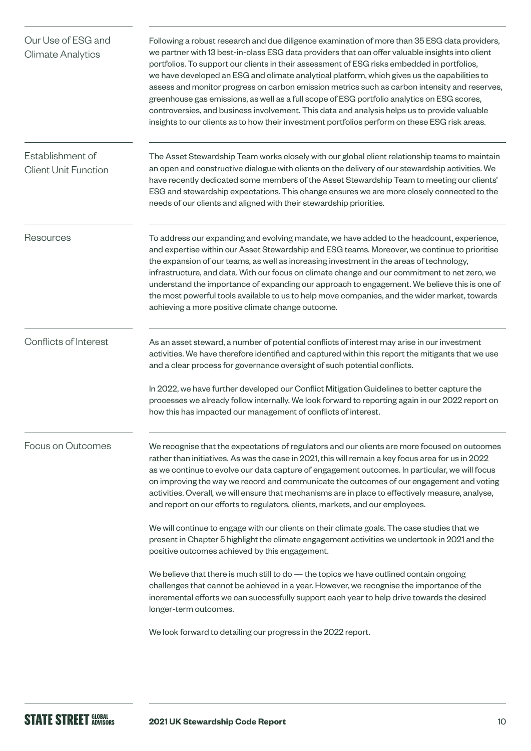### Our Use of ESG and Climate Analytics

Following a robust research and due diligence examination of more than 35 ESG data providers, we partner with 13 best-in-class ESG data providers that can offer valuable insights into client portfolios. To support our clients in their assessment of ESG risks embedded in portfolios, we have developed an ESG and climate analytical platform, which gives us the capabilities to assess and monitor progress on carbon emission metrics such as carbon intensity and reserves, greenhouse gas emissions, as well as a full scope of ESG portfolio analytics on ESG scores, controversies, and business involvement. This data and analysis helps us to provide valuable insights to our clients as to how their investment portfolios perform on these ESG risk areas.

### Establishment of Client Unit Function

The Asset Stewardship Team works closely with our global client relationship teams to maintain an open and constructive dialogue with clients on the delivery of our stewardship activities. We have recently dedicated some members of the Asset Stewardship Team to meeting our clients' ESG and stewardship expectations. This change ensures we are more closely connected to the needs of our clients and aligned with their stewardship priorities.

### Resources

To address our expanding and evolving mandate, we have added to the headcount, experience, and expertise within our Asset Stewardship and ESG teams. Moreover, we continue to prioritise the expansion of our teams, as well as increasing investment in the areas of technology, infrastructure, and data. With our focus on climate change and our commitment to net zero, we understand the importance of expanding our approach to engagement. We believe this is one of the most powerful tools available to us to help move companies, and the wider market, towards achieving a more positive climate change outcome.

### Conflicts of Interest

As an asset steward, a number of potential conflicts of interest may arise in our investment activities. We have therefore identified and captured within this report the mitigants that we use and a clear process for governance oversight of such potential conflicts.

In 2022, we have further developed our Conflict Mitigation Guidelines to better capture the processes we already follow internally. We look forward to reporting again in our 2022 report on how this has impacted our management of conflicts of interest.

### Focus on Outcomes

We recognise that the expectations of regulators and our clients are more focused on outcomes rather than initiatives. As was the case in 2021, this will remain a key focus area for us in 2022 as we continue to evolve our data capture of engagement outcomes. In particular, we will focus on improving the way we record and communicate the outcomes of our engagement and voting activities. Overall, we will ensure that mechanisms are in place to effectively measure, analyse, and report on our efforts to regulators, clients, markets, and our employees.

We will continue to engage with our clients on their climate goals. The case studies that we present in Chapter 5 highlight the climate engagement activities we undertook in 2021 and the positive outcomes achieved by this engagement.

We believe that there is much still to do — the topics we have outlined contain ongoing challenges that cannot be achieved in a year. However, we recognise the importance of the incremental efforts we can successfully support each year to help drive towards the desired longer-term outcomes.

We look forward to detailing our progress in the 2022 report.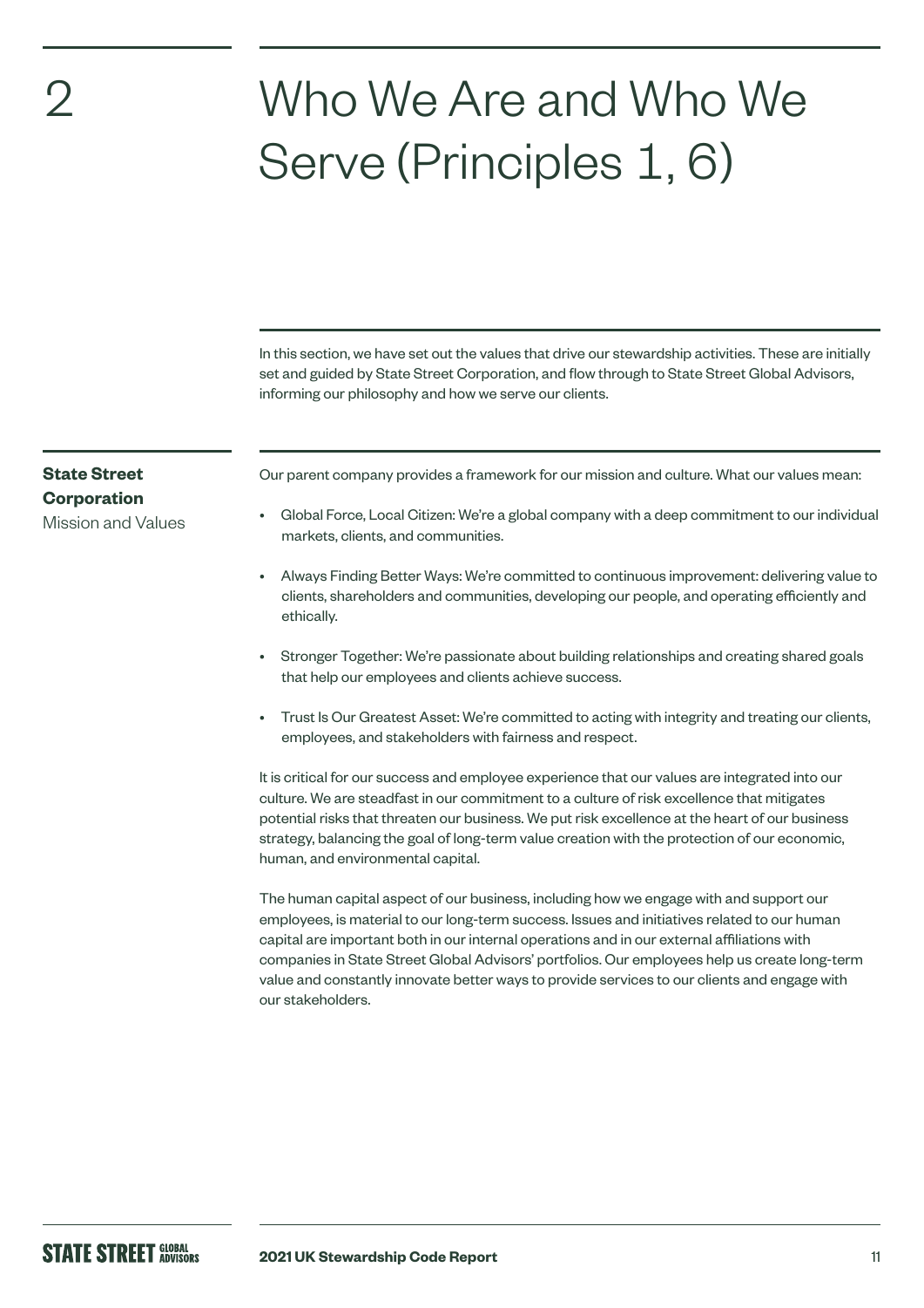# 2 Who We Are and Who We Serve (Principles 1, 6)

In this section, we have set out the values that drive our stewardship activities. These are initially set and guided by State Street Corporation, and flow through to State Street Global Advisors, informing our philosophy and how we serve our clients.

## State Street Corporation

Mission and Values

Our parent company provides a framework for our mission and culture. What our values mean:

- Global Force, Local Citizen: We're a global company with a deep commitment to our individual markets, clients, and communities.
- Always Finding Better Ways: We're committed to continuous improvement: delivering value to clients, shareholders and communities, developing our people, and operating efficiently and ethically.
- Stronger Together: We're passionate about building relationships and creating shared goals that help our employees and clients achieve success.
- Trust Is Our Greatest Asset: We're committed to acting with integrity and treating our clients, employees, and stakeholders with fairness and respect.

It is critical for our success and employee experience that our values are integrated into our culture. We are steadfast in our commitment to a culture of risk excellence that mitigates potential risks that threaten our business. We put risk excellence at the heart of our business strategy, balancing the goal of long-term value creation with the protection of our economic, human, and environmental capital.

The human capital aspect of our business, including how we engage with and support our employees, is material to our long-term success. Issues and initiatives related to our human capital are important both in our internal operations and in our external affiliations with companies in State Street Global Advisors' portfolios. Our employees help us create long-term value and constantly innovate better ways to provide services to our clients and engage with our stakeholders.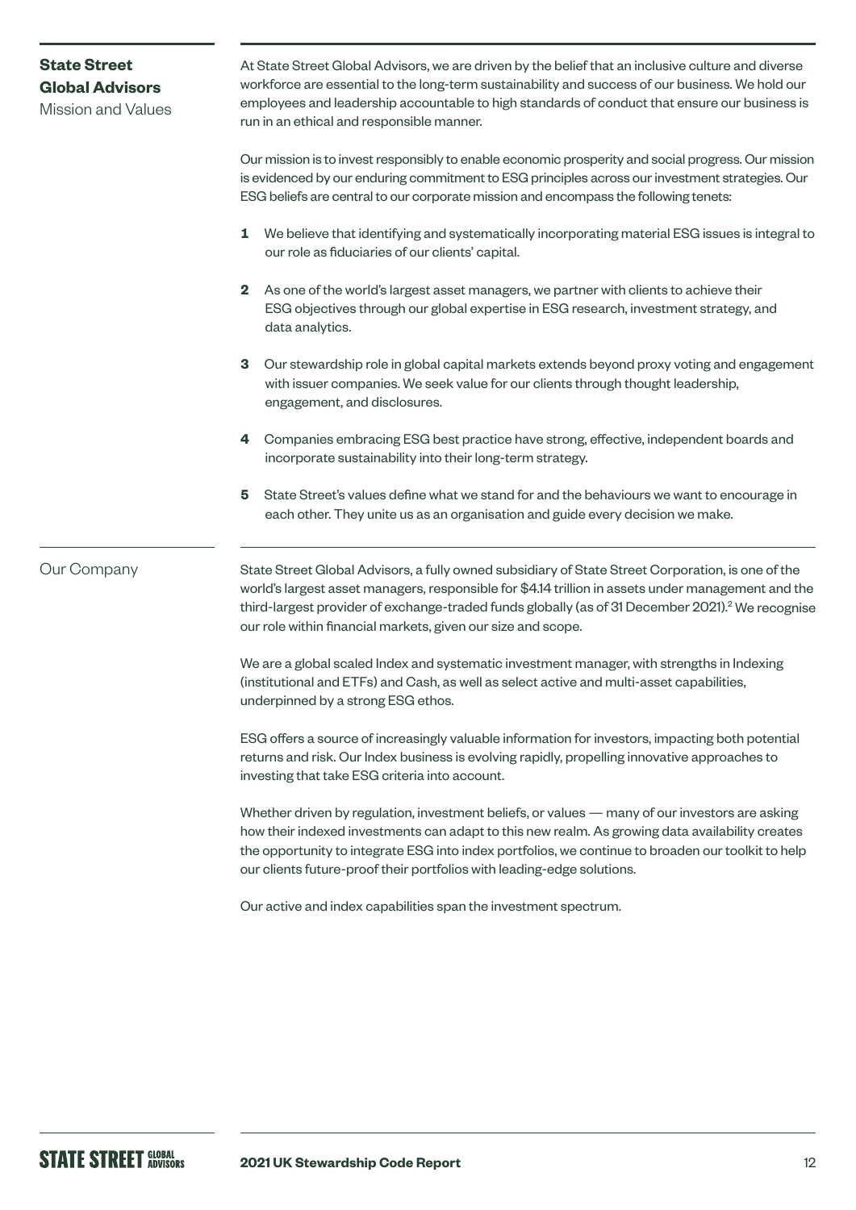## State Street Global Advisors Mission and Values

At State Street Global Advisors, we are driven by the belief that an inclusive culture and diverse workforce are essential to the long-term sustainability and success of our business. We hold our employees and leadership accountable to high standards of conduct that ensure our business is run in an ethical and responsible manner.

Our mission is to invest responsibly to enable economic prosperity and social progress. Our mission is evidenced by our enduring commitment to ESG principles across our investment strategies. Our ESG beliefs are central to our corporate mission and encompass the following tenets:

1. We believe that identifying and systematically incorporating material ESG issues is integral to our role as fiduciaries of our clients' capital.
2. As one of the world's largest asset managers, we partner with clients to achieve their ESG objectives through our global expertise in ESG research, investment strategy, and data analytics.
3. Our stewardship role in global capital markets extends beyond proxy voting and engagement with issuer companies. We seek value for our clients through thought leadership, engagement, and disclosures.
4. Companies embracing ESG best practice have strong, effective, independent boards and incorporate sustainability into their long-term strategy.
5. State Street's values define what we stand for and the behaviours we want to encourage in each other. They unite us as an organisation and guide every decision we make.

## Our Company

State Street Global Advisors, a fully owned subsidiary of State Street Corporation, is one of the world's largest asset managers, responsible for $4.14 trillion in assets under management and the third-largest provider of exchange-traded funds globally (as of 31 December 2021).[2] We recognise our role within financial markets, given our size and scope.

We are a global scaled Index and systematic investment manager, with strengths in Indexing (institutional and ETFs) and Cash, as well as select active and multi-asset capabilities, underpinned by a strong ESG ethos.

ESG offers a source of increasingly valuable information for investors, impacting both potential returns and risk. Our Index business is evolving rapidly, propelling innovative approaches to investing that take ESG criteria into account.

Whether driven by regulation, investment beliefs, or values — many of our investors are asking how their indexed investments can adapt to this new realm. As growing data availability creates the opportunity to integrate ESG into index portfolios, we continue to broaden our toolkit to help our clients future-proof their portfolios with leading-edge solutions.

Our active and index capabilities span the investment spectrum.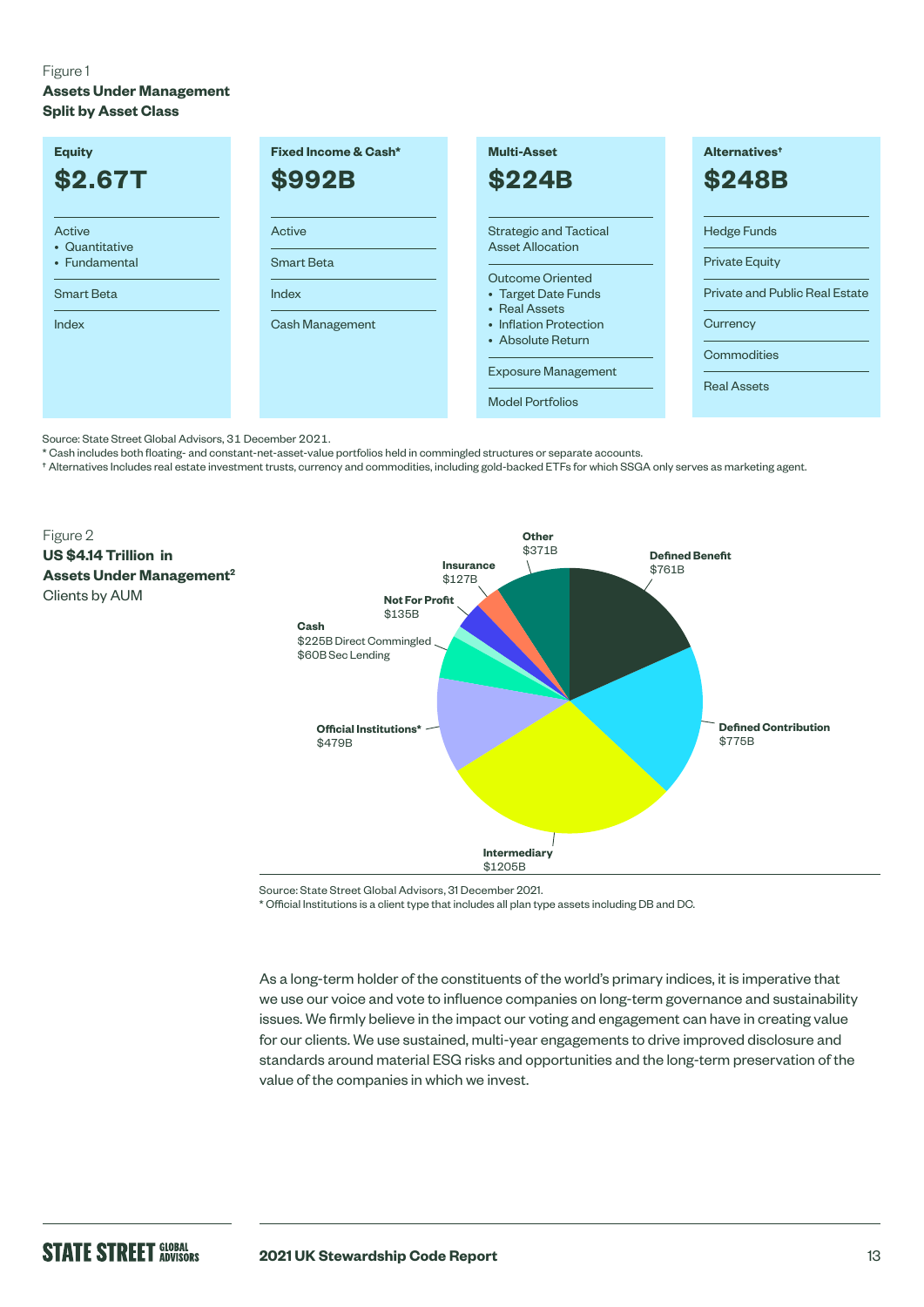Figure 1

**Assets Under Management Split by Asset Class**

| Equity | Fixed Income & Cash* | Multi-Asset | Alternatives† |
|---|---|---|---|
| **$2.67T** | **$992B** | **$224B** | **$248B** |
| Active<br>• Quantitative<br>• Fundamental | Active | Strategic and Tactical Asset Allocation | Hedge Funds |
| Smart Beta | Smart Beta | Outcome Oriented<br>• Target Date Funds<br>• Real Assets<br>• Inflation Protection<br>• Absolute Return | Private Equity |
| Index | Index | Exposure Management | Private and Public Real Estate |
| | Cash Management | Model Portfolios | Currency |
| | | | Commodities |
| | | | Real Assets |

Source: State Street Global Advisors, 31 December 2021.

* Cash includes both floating- and constant-net-asset-value portfolios held in commingled structures or separate accounts.

† Alternatives Includes real estate investment trusts, currency and commodities, including gold-backed ETFs for which SSGA only serves as marketing agent.

Figure 2

**US $4.14 Trillion in Assets Under Management[2]**

Clients by AUM

- **Defined Benefit** $761B
- **Defined Contribution** $775B
- **Intermediary** $1205B
- **Official Institutions*** $479B
- **Cash** $225B Direct Commingled, $60B Sec Lending
- **Not For Profit** $135B
- **Insurance** $127B
- **Other** $371B

Source: State Street Global Advisors, 31 December 2021.

* Official Institutions is a client type that includes all plan type assets including DB and DC.

As a long-term holder of the constituents of the world's primary indices, it is imperative that we use our voice and vote to influence companies on long-term governance and sustainability issues. We firmly believe in the impact our voting and engagement can have in creating value for our clients. We use sustained, multi-year engagements to drive improved disclosure and standards around material ESG risks and opportunities and the long-term preservation of the value of the companies in which we invest.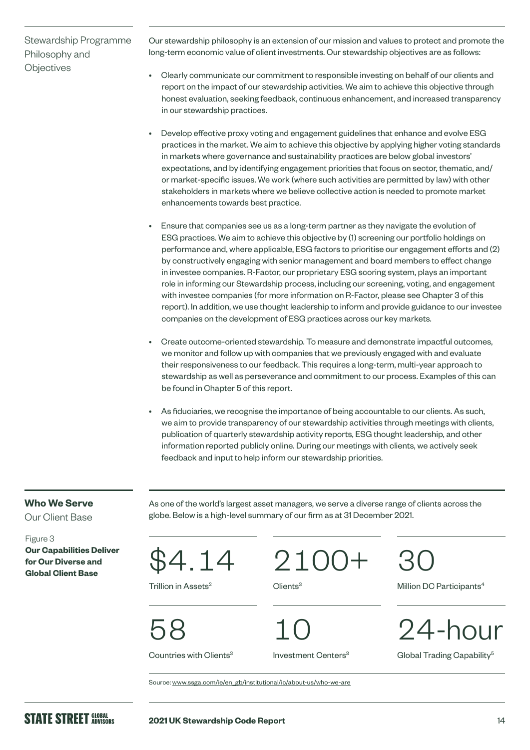## Stewardship Programme Philosophy and Objectives

Our stewardship philosophy is an extension of our mission and values to protect and promote the long-term economic value of client investments. Our stewardship objectives are as follows:

- Clearly communicate our commitment to responsible investing on behalf of our clients and report on the impact of our stewardship activities. We aim to achieve this objective through honest evaluation, seeking feedback, continuous enhancement, and increased transparency in our stewardship practices.
- Develop effective proxy voting and engagement guidelines that enhance and evolve ESG practices in the market. We aim to achieve this objective by applying higher voting standards in markets where governance and sustainability practices are below global investors' expectations, and by identifying engagement priorities that focus on sector, thematic, and/or market-specific issues. We work (where such activities are permitted by law) with other stakeholders in markets where we believe collective action is needed to promote market enhancements towards best practice.
- Ensure that companies see us as a long-term partner as they navigate the evolution of ESG practices. We aim to achieve this objective by (1) screening our portfolio holdings on performance and, where applicable, ESG factors to prioritise our engagement efforts and (2) by constructively engaging with senior management and board members to effect change in investee companies. R-Factor, our proprietary ESG scoring system, plays an important role in informing our Stewardship process, including our screening, voting, and engagement with investee companies (for more information on R-Factor, please see Chapter 3 of this report). In addition, we use thought leadership to inform and provide guidance to our investee companies on the development of ESG practices across our key markets.
- Create outcome-oriented stewardship. To measure and demonstrate impactful outcomes, we monitor and follow up with companies that we previously engaged with and evaluate their responsiveness to our feedback. This requires a long-term, multi-year approach to stewardship as well as perseverance and commitment to our process. Examples of this can be found in Chapter 5 of this report.
- As fiduciaries, we recognise the importance of being accountable to our clients. As such, we aim to provide transparency of our stewardship activities through meetings with clients, publication of quarterly stewardship activity reports, ESG thought leadership, and other information reported publicly online. During our meetings with clients, we actively seek feedback and input to help inform our stewardship priorities.

## Who We Serve

Our Client Base

As one of the world's largest asset managers, we serve a diverse range of clients across the globe. Below is a high-level summary of our firm as at 31 December 2021.

Figure 3
**Our Capabilities Deliver for Our Diverse and Global Client Base**

| | | |
|---|---|---|
| $4.14 Trillion in Assets[2] | 2100+ Clients[3] | 30 Million DC Participants[4] |
| 58 Countries with Clients[3] | 10 Investment Centers[3] | 24-hour Global Trading Capability[5] |

Source: www.ssga.com/ie/en_gb/institutional/ic/about-us/who-we-are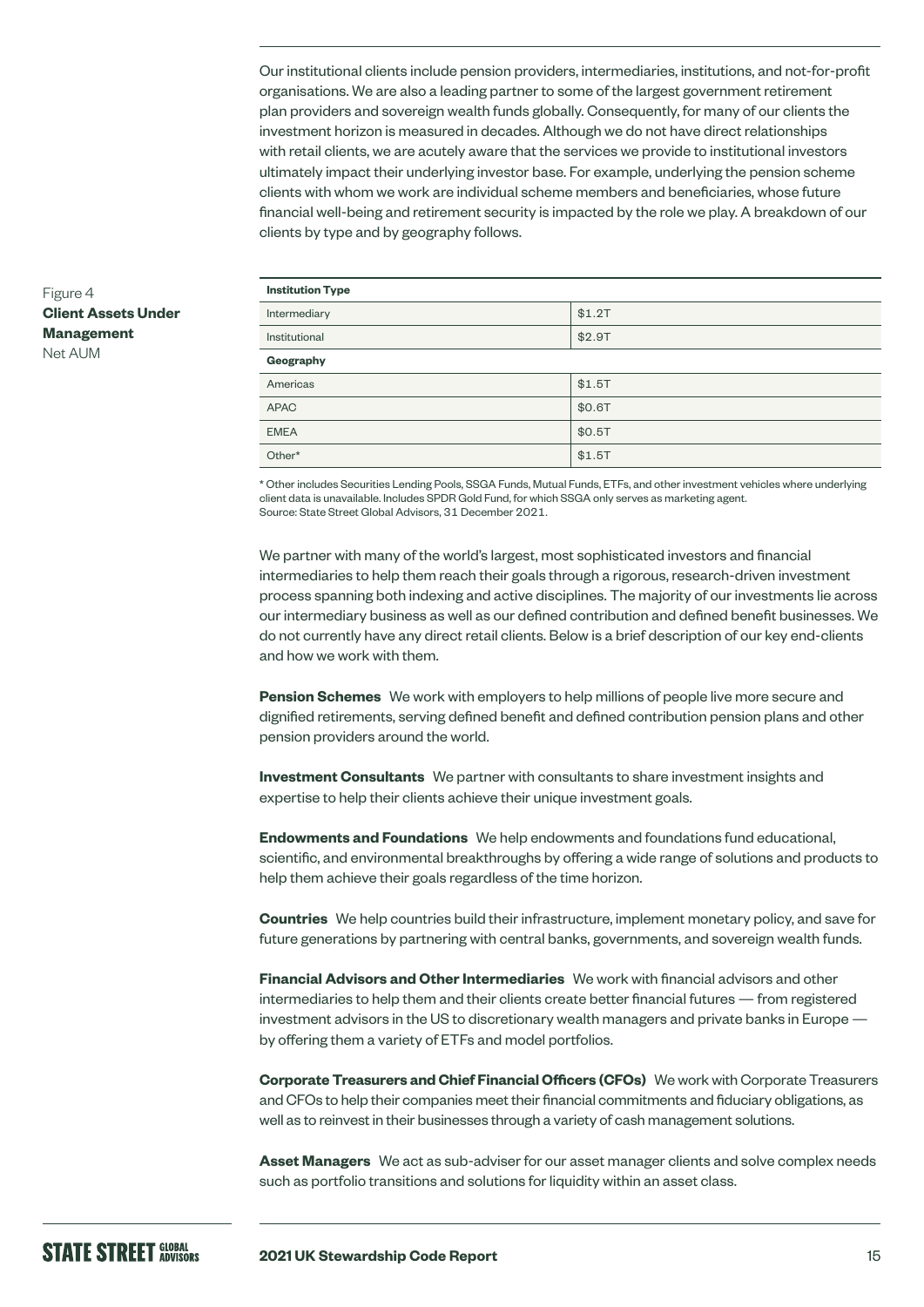Our institutional clients include pension providers, intermediaries, institutions, and not-for-profit organisations. We are also a leading partner to some of the largest government retirement plan providers and sovereign wealth funds globally. Consequently, for many of our clients the investment horizon is measured in decades. Although we do not have direct relationships with retail clients, we are acutely aware that the services we provide to institutional investors ultimately impact their underlying investor base. For example, underlying the pension scheme clients with whom we work are individual scheme members and beneficiaries, whose future financial well-being and retirement security is impacted by the role we play. A breakdown of our clients by type and by geography follows.

Figure 4
**Client Assets Under Management**
Net AUM

| **Institution Type** | |
|---|---|
| Intermediary | $1.2T |
| Institutional | $2.9T |
| **Geography** | |
| Americas | $1.5T |
| APAC | $0.6T |
| EMEA | $0.5T |
| Other* | $1.5T |

\* Other includes Securities Lending Pools, SSGA Funds, Mutual Funds, ETFs, and other investment vehicles where underlying client data is unavailable. Includes SPDR Gold Fund, for which SSGA only serves as marketing agent.
Source: State Street Global Advisors, 31 December 2021.

We partner with many of the world's largest, most sophisticated investors and financial intermediaries to help them reach their goals through a rigorous, research-driven investment process spanning both indexing and active disciplines. The majority of our investments lie across our intermediary business as well as our defined contribution and defined benefit businesses. We do not currently have any direct retail clients. Below is a brief description of our key end-clients and how we work with them.

**Pension Schemes** We work with employers to help millions of people live more secure and dignified retirements, serving defined benefit and defined contribution pension plans and other pension providers around the world.

**Investment Consultants** We partner with consultants to share investment insights and expertise to help their clients achieve their unique investment goals.

**Endowments and Foundations** We help endowments and foundations fund educational, scientific, and environmental breakthroughs by offering a wide range of solutions and products to help them achieve their goals regardless of the time horizon.

**Countries** We help countries build their infrastructure, implement monetary policy, and save for future generations by partnering with central banks, governments, and sovereign wealth funds.

**Financial Advisors and Other Intermediaries** We work with financial advisors and other intermediaries to help them and their clients create better financial futures — from registered investment advisors in the US to discretionary wealth managers and private banks in Europe — by offering them a variety of ETFs and model portfolios.

**Corporate Treasurers and Chief Financial Officers (CFOs)** We work with Corporate Treasurers and CFOs to help their companies meet their financial commitments and fiduciary obligations, as well as to reinvest in their businesses through a variety of cash management solutions.

**Asset Managers** We act as sub-adviser for our asset manager clients and solve complex needs such as portfolio transitions and solutions for liquidity within an asset class.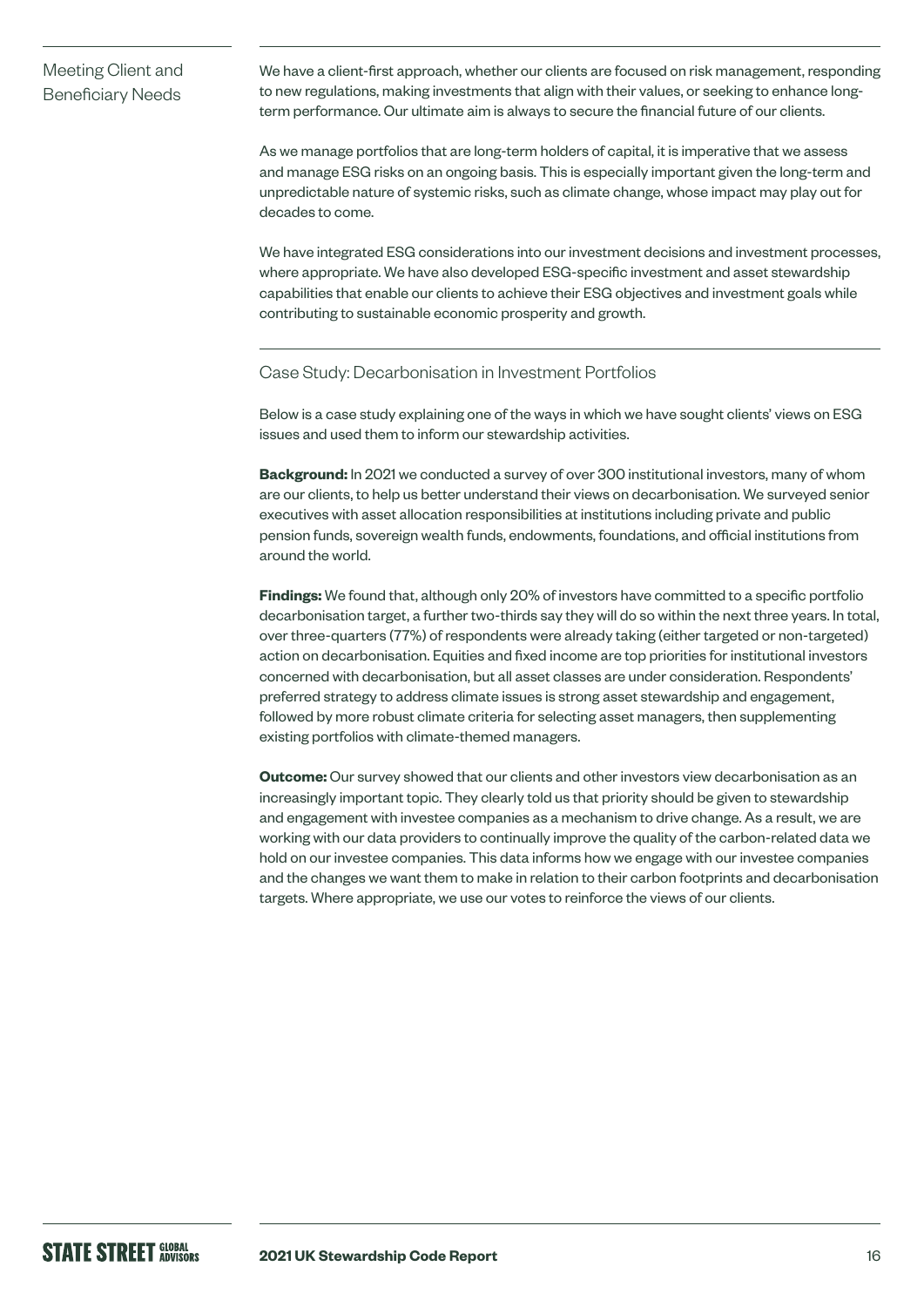## Meeting Client and Beneficiary Needs

We have a client-first approach, whether our clients are focused on risk management, responding to new regulations, making investments that align with their values, or seeking to enhance long-term performance. Our ultimate aim is always to secure the financial future of our clients.

As we manage portfolios that are long-term holders of capital, it is imperative that we assess and manage ESG risks on an ongoing basis. This is especially important given the long-term and unpredictable nature of systemic risks, such as climate change, whose impact may play out for decades to come.

We have integrated ESG considerations into our investment decisions and investment processes, where appropriate. We have also developed ESG-specific investment and asset stewardship capabilities that enable our clients to achieve their ESG objectives and investment goals while contributing to sustainable economic prosperity and growth.

### Case Study: Decarbonisation in Investment Portfolios

Below is a case study explaining one of the ways in which we have sought clients' views on ESG issues and used them to inform our stewardship activities.

**Background:** In 2021 we conducted a survey of over 300 institutional investors, many of whom are our clients, to help us better understand their views on decarbonisation. We surveyed senior executives with asset allocation responsibilities at institutions including private and public pension funds, sovereign wealth funds, endowments, foundations, and official institutions from around the world.

**Findings:** We found that, although only 20% of investors have committed to a specific portfolio decarbonisation target, a further two-thirds say they will do so within the next three years. In total, over three-quarters (77%) of respondents were already taking (either targeted or non-targeted) action on decarbonisation. Equities and fixed income are top priorities for institutional investors concerned with decarbonisation, but all asset classes are under consideration. Respondents' preferred strategy to address climate issues is strong asset stewardship and engagement, followed by more robust climate criteria for selecting asset managers, then supplementing existing portfolios with climate-themed managers.

**Outcome:** Our survey showed that our clients and other investors view decarbonisation as an increasingly important topic. They clearly told us that priority should be given to stewardship and engagement with investee companies as a mechanism to drive change. As a result, we are working with our data providers to continually improve the quality of the carbon-related data we hold on our investee companies. This data informs how we engage with our investee companies and the changes we want them to make in relation to their carbon footprints and decarbonisation targets. Where appropriate, we use our votes to reinforce the views of our clients.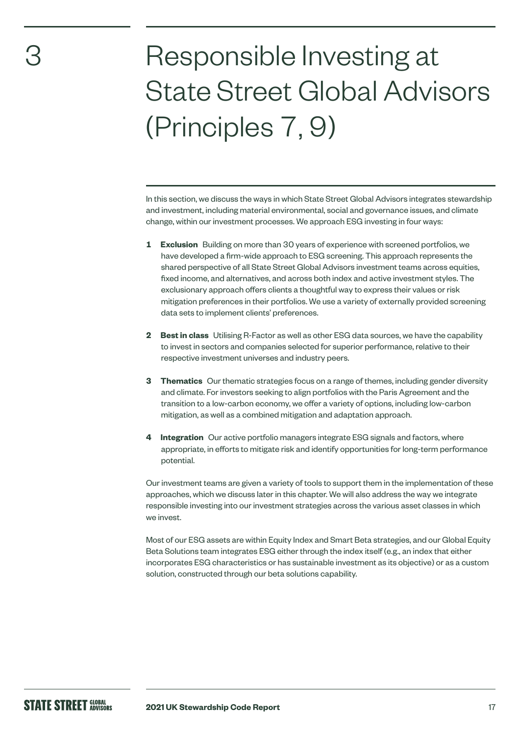# 3 Responsible Investing at State Street Global Advisors (Principles 7, 9)

In this section, we discuss the ways in which State Street Global Advisors integrates stewardship and investment, including material environmental, social and governance issues, and climate change, within our investment processes. We approach ESG investing in four ways:

1. **Exclusion** Building on more than 30 years of experience with screened portfolios, we have developed a firm-wide approach to ESG screening. This approach represents the shared perspective of all State Street Global Advisors investment teams across equities, fixed income, and alternatives, and across both index and active investment styles. The exclusionary approach offers clients a thoughtful way to express their values or risk mitigation preferences in their portfolios. We use a variety of externally provided screening data sets to implement clients' preferences.

2. **Best in class** Utilising R-Factor as well as other ESG data sources, we have the capability to invest in sectors and companies selected for superior performance, relative to their respective investment universes and industry peers.

3. **Thematics** Our thematic strategies focus on a range of themes, including gender diversity and climate. For investors seeking to align portfolios with the Paris Agreement and the transition to a low-carbon economy, we offer a variety of options, including low-carbon mitigation, as well as a combined mitigation and adaptation approach.

4. **Integration** Our active portfolio managers integrate ESG signals and factors, where appropriate, in efforts to mitigate risk and identify opportunities for long-term performance potential.

Our investment teams are given a variety of tools to support them in the implementation of these approaches, which we discuss later in this chapter. We will also address the way we integrate responsible investing into our investment strategies across the various asset classes in which we invest.

Most of our ESG assets are within Equity Index and Smart Beta strategies, and our Global Equity Beta Solutions team integrates ESG either through the index itself (e.g., an index that either incorporates ESG characteristics or has sustainable investment as its objective) or as a custom solution, constructed through our beta solutions capability.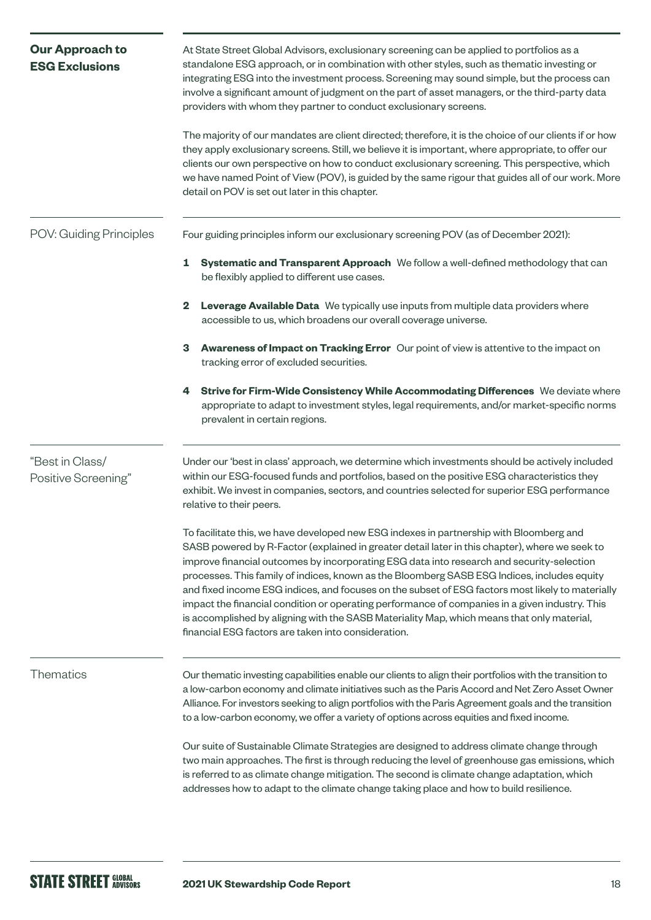## Our Approach to ESG Exclusions

At State Street Global Advisors, exclusionary screening can be applied to portfolios as a standalone ESG approach, or in combination with other styles, such as thematic investing or integrating ESG into the investment process. Screening may sound simple, but the process can involve a significant amount of judgment on the part of asset managers, or the third-party data providers with whom they partner to conduct exclusionary screens.

The majority of our mandates are client directed; therefore, it is the choice of our clients if or how they apply exclusionary screens. Still, we believe it is important, where appropriate, to offer our clients our own perspective on how to conduct exclusionary screening. This perspective, which we have named Point of View (POV), is guided by the same rigour that guides all of our work. More detail on POV is set out later in this chapter.

### POV: Guiding Principles

Four guiding principles inform our exclusionary screening POV (as of December 2021):

1. **Systematic and Transparent Approach** We follow a well-defined methodology that can be flexibly applied to different use cases.
2. **Leverage Available Data** We typically use inputs from multiple data providers where accessible to us, which broadens our overall coverage universe.
3. **Awareness of Impact on Tracking Error** Our point of view is attentive to the impact on tracking error of excluded securities.
4. **Strive for Firm-Wide Consistency While Accommodating Differences** We deviate where appropriate to adapt to investment styles, legal requirements, and/or market-specific norms prevalent in certain regions.

### "Best in Class/ Positive Screening"

Under our 'best in class' approach, we determine which investments should be actively included within our ESG-focused funds and portfolios, based on the positive ESG characteristics they exhibit. We invest in companies, sectors, and countries selected for superior ESG performance relative to their peers.

To facilitate this, we have developed new ESG indexes in partnership with Bloomberg and SASB powered by R-Factor (explained in greater detail later in this chapter), where we seek to improve financial outcomes by incorporating ESG data into research and security-selection processes. This family of indices, known as the Bloomberg SASB ESG Indices, includes equity and fixed income ESG indices, and focuses on the subset of ESG factors most likely to materially impact the financial condition or operating performance of companies in a given industry. This is accomplished by aligning with the SASB Materiality Map, which means that only material, financial ESG factors are taken into consideration.

### Thematics

Our thematic investing capabilities enable our clients to align their portfolios with the transition to a low-carbon economy and climate initiatives such as the Paris Accord and Net Zero Asset Owner Alliance. For investors seeking to align portfolios with the Paris Agreement goals and the transition to a low-carbon economy, we offer a variety of options across equities and fixed income.

Our suite of Sustainable Climate Strategies are designed to address climate change through two main approaches. The first is through reducing the level of greenhouse gas emissions, which is referred to as climate change mitigation. The second is climate change adaptation, which addresses how to adapt to the climate change taking place and how to build resilience.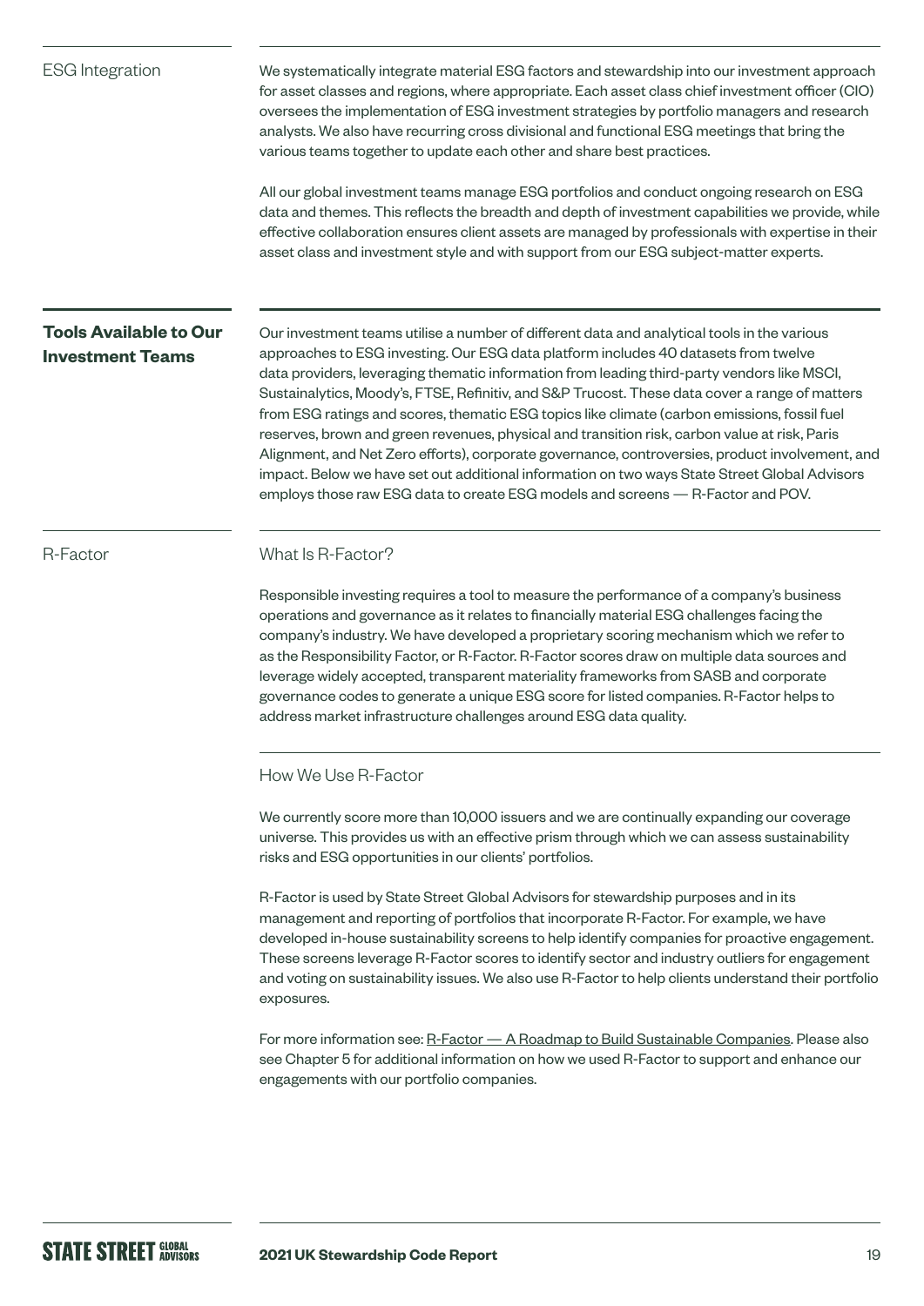## ESG Integration

We systematically integrate material ESG factors and stewardship into our investment approach for asset classes and regions, where appropriate. Each asset class chief investment officer (CIO) oversees the implementation of ESG investment strategies by portfolio managers and research analysts. We also have recurring cross divisional and functional ESG meetings that bring the various teams together to update each other and share best practices.

All our global investment teams manage ESG portfolios and conduct ongoing research on ESG data and themes. This reflects the breadth and depth of investment capabilities we provide, while effective collaboration ensures client assets are managed by professionals with expertise in their asset class and investment style and with support from our ESG subject-matter experts.

## **Tools Available to Our Investment Teams**

Our investment teams utilise a number of different data and analytical tools in the various approaches to ESG investing. Our ESG data platform includes 40 datasets from twelve data providers, leveraging thematic information from leading third-party vendors like MSCI, Sustainalytics, Moody's, FTSE, Refinitiv, and S&P Trucost. These data cover a range of matters from ESG ratings and scores, thematic ESG topics like climate (carbon emissions, fossil fuel reserves, brown and green revenues, physical and transition risk, carbon value at risk, Paris Alignment, and Net Zero efforts), corporate governance, controversies, product involvement, and impact. Below we have set out additional information on two ways State Street Global Advisors employs those raw ESG data to create ESG models and screens — R-Factor and POV.

## R-Factor

### What Is R-Factor?

Responsible investing requires a tool to measure the performance of a company's business operations and governance as it relates to financially material ESG challenges facing the company's industry. We have developed a proprietary scoring mechanism which we refer to as the Responsibility Factor, or R-Factor. R-Factor scores draw on multiple data sources and leverage widely accepted, transparent materiality frameworks from SASB and corporate governance codes to generate a unique ESG score for listed companies. R-Factor helps to address market infrastructure challenges around ESG data quality.

### How We Use R-Factor

We currently score more than 10,000 issuers and we are continually expanding our coverage universe. This provides us with an effective prism through which we can assess sustainability risks and ESG opportunities in our clients' portfolios.

R-Factor is used by State Street Global Advisors for stewardship purposes and in its management and reporting of portfolios that incorporate R-Factor. For example, we have developed in-house sustainability screens to help identify companies for proactive engagement. These screens leverage R-Factor scores to identify sector and industry outliers for engagement and voting on sustainability issues. We also use R-Factor to help clients understand their portfolio exposures.

For more information see: R-Factor — A Roadmap to Build Sustainable Companies. Please also see Chapter 5 for additional information on how we used R-Factor to support and enhance our engagements with our portfolio companies.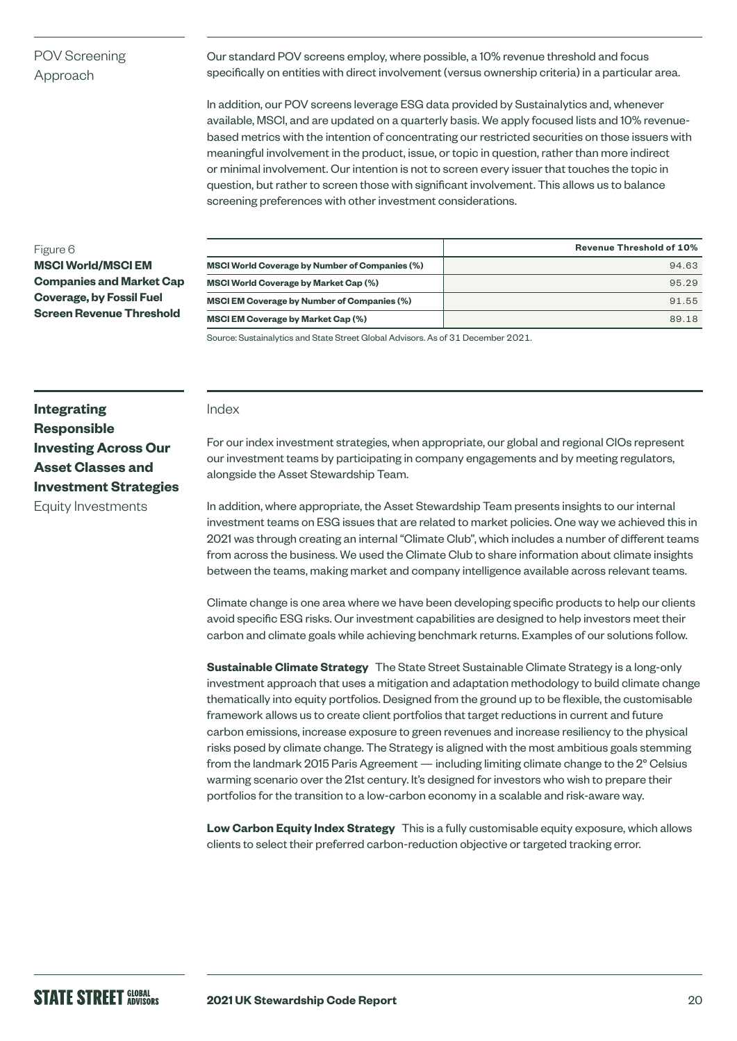## POV Screening Approach

Our standard POV screens employ, where possible, a 10% revenue threshold and focus specifically on entities with direct involvement (versus ownership criteria) in a particular area.

In addition, our POV screens leverage ESG data provided by Sustainalytics and, whenever available, MSCI, and are updated on a quarterly basis. We apply focused lists and 10% revenue-based metrics with the intention of concentrating our restricted securities on those issuers with meaningful involvement in the product, issue, or topic in question, rather than more indirect or minimal involvement. Our intention is not to screen every issuer that touches the topic in question, but rather to screen those with significant involvement. This allows us to balance screening preferences with other investment considerations.

Figure 6
**MSCI World/MSCI EM Companies and Market Cap Coverage, by Fossil Fuel Screen Revenue Threshold**

| | Revenue Threshold of 10% |
|---|---|
| **MSCI World Coverage by Number of Companies (%)** | 94.63 |
| **MSCI World Coverage by Market Cap (%)** | 95.29 |
| **MSCI EM Coverage by Number of Companies (%)** | 91.55 |
| **MSCI EM Coverage by Market Cap (%)** | 89.18 |

Source: Sustainalytics and State Street Global Advisors. As of 31 December 2021.

## Integrating Responsible Investing Across Our Asset Classes and Investment Strategies

### Equity Investments

#### Index

For our index investment strategies, when appropriate, our global and regional CIOs represent our investment teams by participating in company engagements and by meeting regulators, alongside the Asset Stewardship Team.

In addition, where appropriate, the Asset Stewardship Team presents insights to our internal investment teams on ESG issues that are related to market policies. One way we achieved this in 2021 was through creating an internal "Climate Club", which includes a number of different teams from across the business. We used the Climate Club to share information about climate insights between the teams, making market and company intelligence available across relevant teams.

Climate change is one area where we have been developing specific products to help our clients avoid specific ESG risks. Our investment capabilities are designed to help investors meet their carbon and climate goals while achieving benchmark returns. Examples of our solutions follow.

**Sustainable Climate Strategy** The State Street Sustainable Climate Strategy is a long-only investment approach that uses a mitigation and adaptation methodology to build climate change thematically into equity portfolios. Designed from the ground up to be flexible, the customisable framework allows us to create client portfolios that target reductions in current and future carbon emissions, increase exposure to green revenues and increase resiliency to the physical risks posed by climate change. The Strategy is aligned with the most ambitious goals stemming from the landmark 2015 Paris Agreement — including limiting climate change to the 2° Celsius warming scenario over the 21st century. It's designed for investors who wish to prepare their portfolios for the transition to a low-carbon economy in a scalable and risk-aware way.

**Low Carbon Equity Index Strategy** This is a fully customisable equity exposure, which allows clients to select their preferred carbon-reduction objective or targeted tracking error.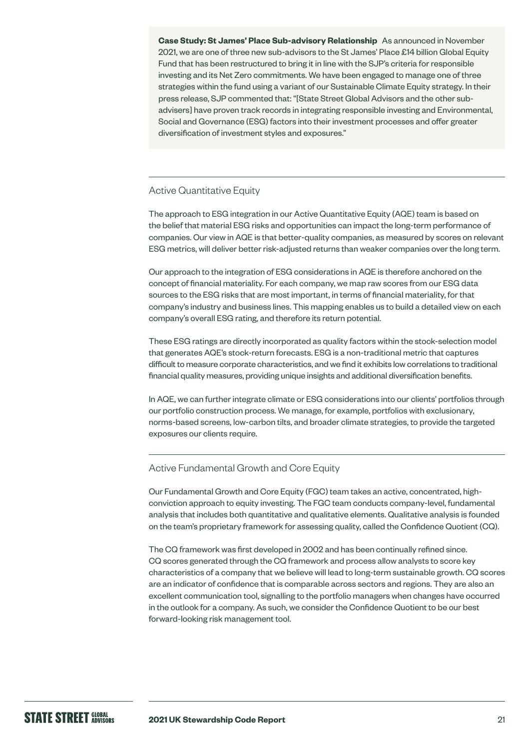**Case Study: St James' Place Sub-advisory Relationship** As announced in November 2021, we are one of three new sub-advisors to the St James' Place £14 billion Global Equity Fund that has been restructured to bring it in line with the SJP's criteria for responsible investing and its Net Zero commitments. We have been engaged to manage one of three strategies within the fund using a variant of our Sustainable Climate Equity strategy. In their press release, SJP commented that: "[State Street Global Advisors and the other sub-advisers] have proven track records in integrating responsible investing and Environmental, Social and Governance (ESG) factors into their investment processes and offer greater diversification of investment styles and exposures."

## Active Quantitative Equity

The approach to ESG integration in our Active Quantitative Equity (AQE) team is based on the belief that material ESG risks and opportunities can impact the long-term performance of companies. Our view in AQE is that better-quality companies, as measured by scores on relevant ESG metrics, will deliver better risk-adjusted returns than weaker companies over the long term.

Our approach to the integration of ESG considerations in AQE is therefore anchored on the concept of financial materiality. For each company, we map raw scores from our ESG data sources to the ESG risks that are most important, in terms of financial materiality, for that company's industry and business lines. This mapping enables us to build a detailed view on each company's overall ESG rating, and therefore its return potential.

These ESG ratings are directly incorporated as quality factors within the stock-selection model that generates AQE's stock-return forecasts. ESG is a non-traditional metric that captures difficult to measure corporate characteristics, and we find it exhibits low correlations to traditional financial quality measures, providing unique insights and additional diversification benefits.

In AQE, we can further integrate climate or ESG considerations into our clients' portfolios through our portfolio construction process. We manage, for example, portfolios with exclusionary, norms-based screens, low-carbon tilts, and broader climate strategies, to provide the targeted exposures our clients require.

## Active Fundamental Growth and Core Equity

Our Fundamental Growth and Core Equity (FGC) team takes an active, concentrated, high-conviction approach to equity investing. The FGC team conducts company-level, fundamental analysis that includes both quantitative and qualitative elements. Qualitative analysis is founded on the team's proprietary framework for assessing quality, called the Confidence Quotient (CQ).

The CQ framework was first developed in 2002 and has been continually refined since. CQ scores generated through the CQ framework and process allow analysts to score key characteristics of a company that we believe will lead to long-term sustainable growth. CQ scores are an indicator of confidence that is comparable across sectors and regions. They are also an excellent communication tool, signalling to the portfolio managers when changes have occurred in the outlook for a company. As such, we consider the Confidence Quotient to be our best forward-looking risk management tool.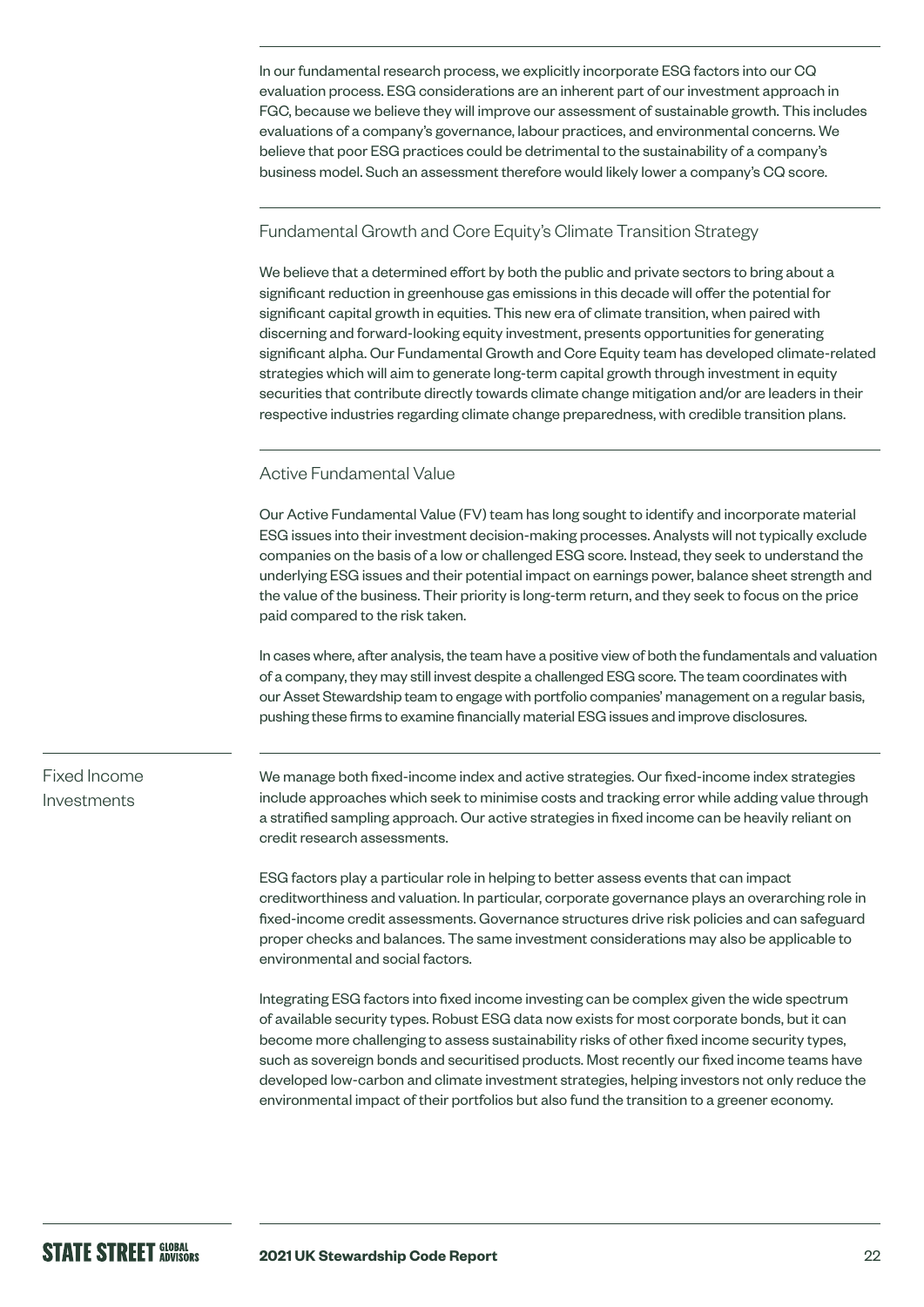In our fundamental research process, we explicitly incorporate ESG factors into our CQ evaluation process. ESG considerations are an inherent part of our investment approach in FGC, because we believe they will improve our assessment of sustainable growth. This includes evaluations of a company's governance, labour practices, and environmental concerns. We believe that poor ESG practices could be detrimental to the sustainability of a company's business model. Such an assessment therefore would likely lower a company's CQ score.

### Fundamental Growth and Core Equity's Climate Transition Strategy

We believe that a determined effort by both the public and private sectors to bring about a significant reduction in greenhouse gas emissions in this decade will offer the potential for significant capital growth in equities. This new era of climate transition, when paired with discerning and forward-looking equity investment, presents opportunities for generating significant alpha. Our Fundamental Growth and Core Equity team has developed climate-related strategies which will aim to generate long-term capital growth through investment in equity securities that contribute directly towards climate change mitigation and/or are leaders in their respective industries regarding climate change preparedness, with credible transition plans.

### Active Fundamental Value

Our Active Fundamental Value (FV) team has long sought to identify and incorporate material ESG issues into their investment decision-making processes. Analysts will not typically exclude companies on the basis of a low or challenged ESG score. Instead, they seek to understand the underlying ESG issues and their potential impact on earnings power, balance sheet strength and the value of the business. Their priority is long-term return, and they seek to focus on the price paid compared to the risk taken.

In cases where, after analysis, the team have a positive view of both the fundamentals and valuation of a company, they may still invest despite a challenged ESG score. The team coordinates with our Asset Stewardship team to engage with portfolio companies' management on a regular basis, pushing these firms to examine financially material ESG issues and improve disclosures.

## Fixed Income Investments

We manage both fixed-income index and active strategies. Our fixed-income index strategies include approaches which seek to minimise costs and tracking error while adding value through a stratified sampling approach. Our active strategies in fixed income can be heavily reliant on credit research assessments.

ESG factors play a particular role in helping to better assess events that can impact creditworthiness and valuation. In particular, corporate governance plays an overarching role in fixed-income credit assessments. Governance structures drive risk policies and can safeguard proper checks and balances. The same investment considerations may also be applicable to environmental and social factors.

Integrating ESG factors into fixed income investing can be complex given the wide spectrum of available security types. Robust ESG data now exists for most corporate bonds, but it can become more challenging to assess sustainability risks of other fixed income security types, such as sovereign bonds and securitised products. Most recently our fixed income teams have developed low-carbon and climate investment strategies, helping investors not only reduce the environmental impact of their portfolios but also fund the transition to a greener economy.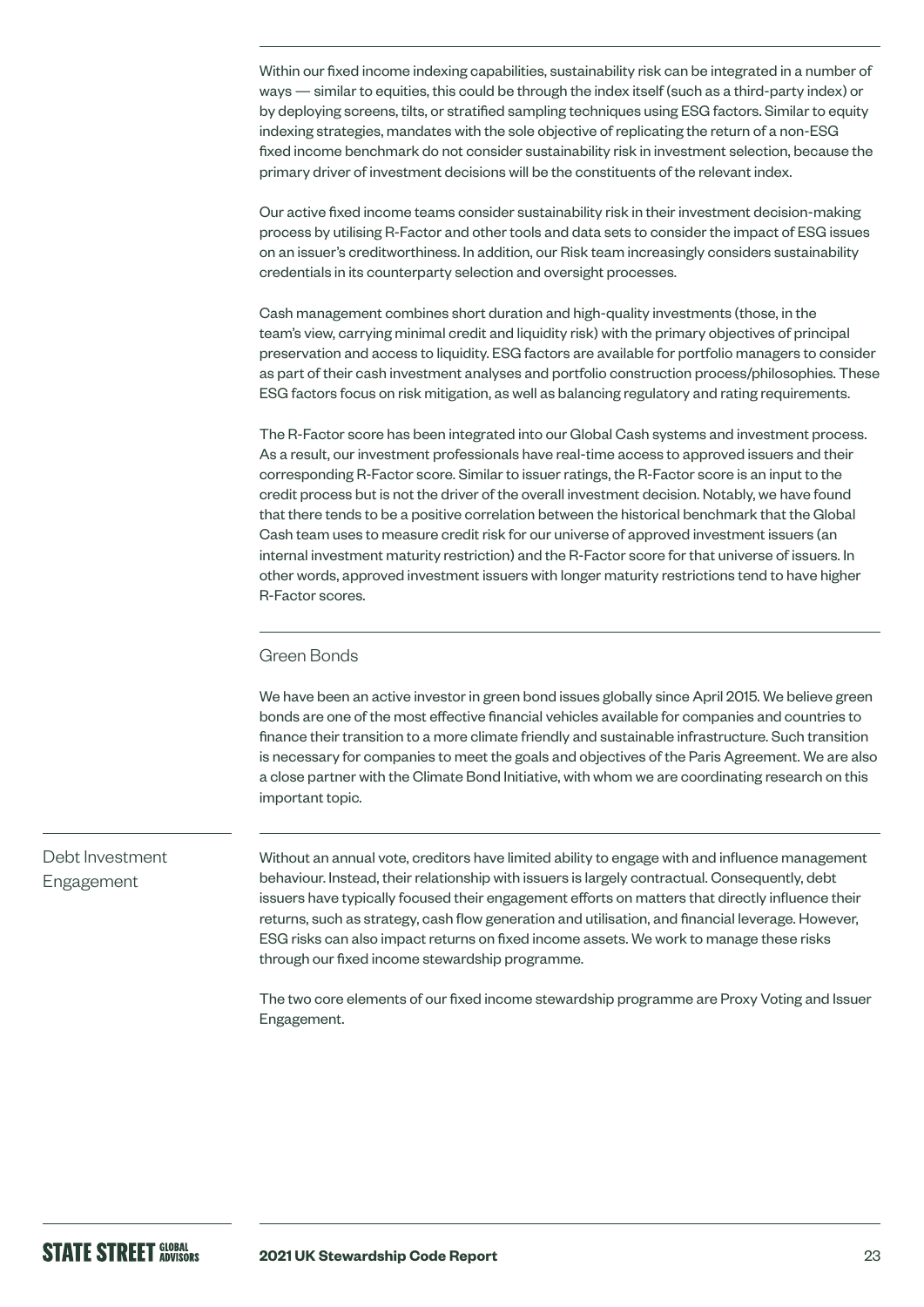Within our fixed income indexing capabilities, sustainability risk can be integrated in a number of ways — similar to equities, this could be through the index itself (such as a third-party index) or by deploying screens, tilts, or stratified sampling techniques using ESG factors. Similar to equity indexing strategies, mandates with the sole objective of replicating the return of a non-ESG fixed income benchmark do not consider sustainability risk in investment selection, because the primary driver of investment decisions will be the constituents of the relevant index.

Our active fixed income teams consider sustainability risk in their investment decision-making process by utilising R-Factor and other tools and data sets to consider the impact of ESG issues on an issuer's creditworthiness. In addition, our Risk team increasingly considers sustainability credentials in its counterparty selection and oversight processes.

Cash management combines short duration and high-quality investments (those, in the team's view, carrying minimal credit and liquidity risk) with the primary objectives of principal preservation and access to liquidity. ESG factors are available for portfolio managers to consider as part of their cash investment analyses and portfolio construction process/philosophies. These ESG factors focus on risk mitigation, as well as balancing regulatory and rating requirements.

The R-Factor score has been integrated into our Global Cash systems and investment process. As a result, our investment professionals have real-time access to approved issuers and their corresponding R-Factor score. Similar to issuer ratings, the R-Factor score is an input to the credit process but is not the driver of the overall investment decision. Notably, we have found that there tends to be a positive correlation between the historical benchmark that the Global Cash team uses to measure credit risk for our universe of approved investment issuers (an internal investment maturity restriction) and the R-Factor score for that universe of issuers. In other words, approved investment issuers with longer maturity restrictions tend to have higher R-Factor scores.

### Green Bonds

We have been an active investor in green bond issues globally since April 2015. We believe green bonds are one of the most effective financial vehicles available for companies and countries to finance their transition to a more climate friendly and sustainable infrastructure. Such transition is necessary for companies to meet the goals and objectives of the Paris Agreement. We are also a close partner with the Climate Bond Initiative, with whom we are coordinating research on this important topic.

## Debt Investment Engagement

Without an annual vote, creditors have limited ability to engage with and influence management behaviour. Instead, their relationship with issuers is largely contractual. Consequently, debt issuers have typically focused their engagement efforts on matters that directly influence their returns, such as strategy, cash flow generation and utilisation, and financial leverage. However, ESG risks can also impact returns on fixed income assets. We work to manage these risks through our fixed income stewardship programme.

The two core elements of our fixed income stewardship programme are Proxy Voting and Issuer Engagement.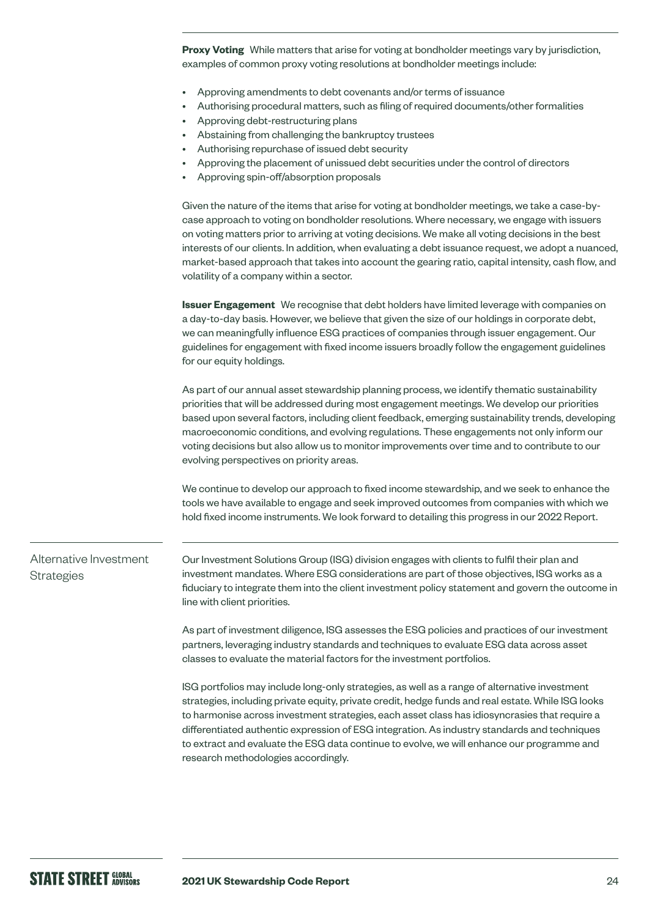**Proxy Voting** While matters that arise for voting at bondholder meetings vary by jurisdiction, examples of common proxy voting resolutions at bondholder meetings include:

- Approving amendments to debt covenants and/or terms of issuance
- Authorising procedural matters, such as filing of required documents/other formalities
- Approving debt-restructuring plans
- Abstaining from challenging the bankruptcy trustees
- Authorising repurchase of issued debt security
- Approving the placement of unissued debt securities under the control of directors
- Approving spin-off/absorption proposals

Given the nature of the items that arise for voting at bondholder meetings, we take a case-by-case approach to voting on bondholder resolutions. Where necessary, we engage with issuers on voting matters prior to arriving at voting decisions. We make all voting decisions in the best interests of our clients. In addition, when evaluating a debt issuance request, we adopt a nuanced, market-based approach that takes into account the gearing ratio, capital intensity, cash flow, and volatility of a company within a sector.

**Issuer Engagement** We recognise that debt holders have limited leverage with companies on a day-to-day basis. However, we believe that given the size of our holdings in corporate debt, we can meaningfully influence ESG practices of companies through issuer engagement. Our guidelines for engagement with fixed income issuers broadly follow the engagement guidelines for our equity holdings.

As part of our annual asset stewardship planning process, we identify thematic sustainability priorities that will be addressed during most engagement meetings. We develop our priorities based upon several factors, including client feedback, emerging sustainability trends, developing macroeconomic conditions, and evolving regulations. These engagements not only inform our voting decisions but also allow us to monitor improvements over time and to contribute to our evolving perspectives on priority areas.

We continue to develop our approach to fixed income stewardship, and we seek to enhance the tools we have available to engage and seek improved outcomes from companies with which we hold fixed income instruments. We look forward to detailing this progress in our 2022 Report.

## Alternative Investment Strategies

Our Investment Solutions Group (ISG) division engages with clients to fulfil their plan and investment mandates. Where ESG considerations are part of those objectives, ISG works as a fiduciary to integrate them into the client investment policy statement and govern the outcome in line with client priorities.

As part of investment diligence, ISG assesses the ESG policies and practices of our investment partners, leveraging industry standards and techniques to evaluate ESG data across asset classes to evaluate the material factors for the investment portfolios.

ISG portfolios may include long-only strategies, as well as a range of alternative investment strategies, including private equity, private credit, hedge funds and real estate. While ISG looks to harmonise across investment strategies, each asset class has idiosyncrasies that require a differentiated authentic expression of ESG integration. As industry standards and techniques to extract and evaluate the ESG data continue to evolve, we will enhance our programme and research methodologies accordingly.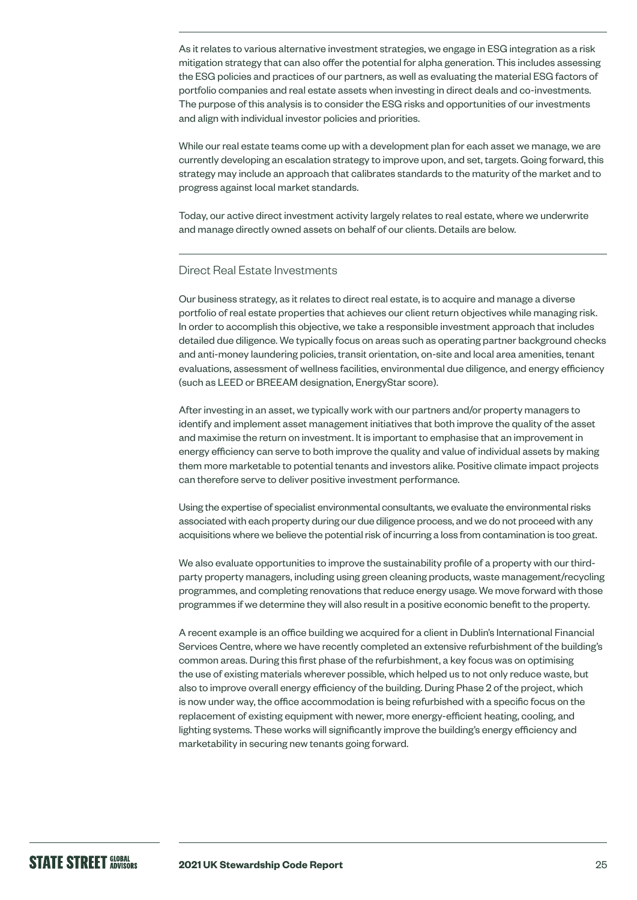As it relates to various alternative investment strategies, we engage in ESG integration as a risk mitigation strategy that can also offer the potential for alpha generation. This includes assessing the ESG policies and practices of our partners, as well as evaluating the material ESG factors of portfolio companies and real estate assets when investing in direct deals and co-investments. The purpose of this analysis is to consider the ESG risks and opportunities of our investments and align with individual investor policies and priorities.

While our real estate teams come up with a development plan for each asset we manage, we are currently developing an escalation strategy to improve upon, and set, targets. Going forward, this strategy may include an approach that calibrates standards to the maturity of the market and to progress against local market standards.

Today, our active direct investment activity largely relates to real estate, where we underwrite and manage directly owned assets on behalf of our clients. Details are below.

## Direct Real Estate Investments

Our business strategy, as it relates to direct real estate, is to acquire and manage a diverse portfolio of real estate properties that achieves our client return objectives while managing risk. In order to accomplish this objective, we take a responsible investment approach that includes detailed due diligence. We typically focus on areas such as operating partner background checks and anti-money laundering policies, transit orientation, on-site and local area amenities, tenant evaluations, assessment of wellness facilities, environmental due diligence, and energy efficiency (such as LEED or BREEAM designation, EnergyStar score).

After investing in an asset, we typically work with our partners and/or property managers to identify and implement asset management initiatives that both improve the quality of the asset and maximise the return on investment. It is important to emphasise that an improvement in energy efficiency can serve to both improve the quality and value of individual assets by making them more marketable to potential tenants and investors alike. Positive climate impact projects can therefore serve to deliver positive investment performance.

Using the expertise of specialist environmental consultants, we evaluate the environmental risks associated with each property during our due diligence process, and we do not proceed with any acquisitions where we believe the potential risk of incurring a loss from contamination is too great.

We also evaluate opportunities to improve the sustainability profile of a property with our third-party property managers, including using green cleaning products, waste management/recycling programmes, and completing renovations that reduce energy usage. We move forward with those programmes if we determine they will also result in a positive economic benefit to the property.

A recent example is an office building we acquired for a client in Dublin's International Financial Services Centre, where we have recently completed an extensive refurbishment of the building's common areas. During this first phase of the refurbishment, a key focus was on optimising the use of existing materials wherever possible, which helped us to not only reduce waste, but also to improve overall energy efficiency of the building. During Phase 2 of the project, which is now under way, the office accommodation is being refurbished with a specific focus on the replacement of existing equipment with newer, more energy-efficient heating, cooling, and lighting systems. These works will significantly improve the building's energy efficiency and marketability in securing new tenants going forward.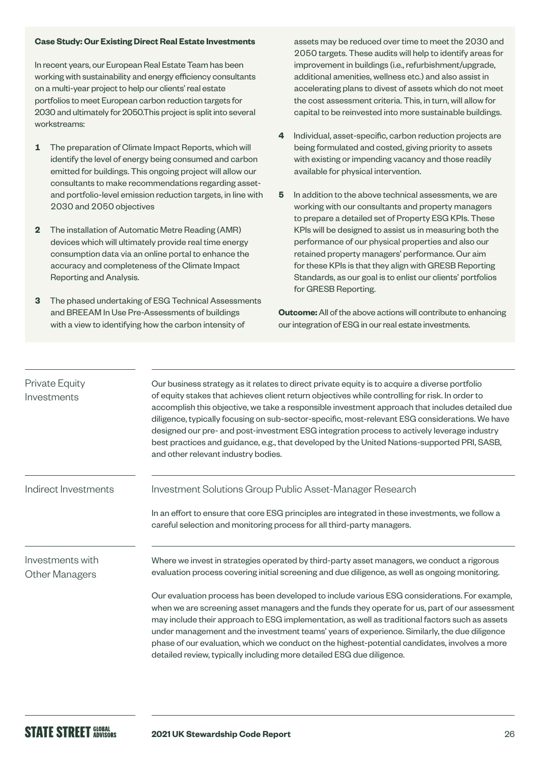**Case Study: Our Existing Direct Real Estate Investments**

In recent years, our European Real Estate Team has been working with sustainability and energy efficiency consultants on a multi-year project to help our clients' real estate portfolios to meet European carbon reduction targets for 2030 and ultimately for 2050.This project is split into several workstreams:

1. The preparation of Climate Impact Reports, which will identify the level of energy being consumed and carbon emitted for buildings. This ongoing project will allow our consultants to make recommendations regarding asset- and portfolio-level emission reduction targets, in line with 2030 and 2050 objectives
2. The installation of Automatic Metre Reading (AMR) devices which will ultimately provide real time energy consumption data via an online portal to enhance the accuracy and completeness of the Climate Impact Reporting and Analysis.
3. The phased undertaking of ESG Technical Assessments and BREEAM In Use Pre-Assessments of buildings with a view to identifying how the carbon intensity of assets may be reduced over time to meet the 2030 and 2050 targets. These audits will help to identify areas for improvement in buildings (i.e., refurbishment/upgrade, additional amenities, wellness etc.) and also assist in accelerating plans to divest of assets which do not meet the cost assessment criteria. This, in turn, will allow for capital to be reinvested into more sustainable buildings.
4. Individual, asset-specific, carbon reduction projects are being formulated and costed, giving priority to assets with existing or impending vacancy and those readily available for physical intervention.
5. In addition to the above technical assessments, we are working with our consultants and property managers to prepare a detailed set of Property ESG KPIs. These KPIs will be designed to assist us in measuring both the performance of our physical properties and also our retained property managers' performance. Our aim for these KPIs is that they align with GRESB Reporting Standards, as our goal is to enlist our clients' portfolios for GRESB Reporting.

**Outcome:** All of the above actions will contribute to enhancing our integration of ESG in our real estate investments.

## Private Equity Investments

Our business strategy as it relates to direct private equity is to acquire a diverse portfolio of equity stakes that achieves client return objectives while controlling for risk. In order to accomplish this objective, we take a responsible investment approach that includes detailed due diligence, typically focusing on sub-sector-specific, most-relevant ESG considerations. We have designed our pre- and post-investment ESG integration process to actively leverage industry best practices and guidance, e.g., that developed by the United Nations-supported PRI, SASB, and other relevant industry bodies.

## Indirect Investments

### Investment Solutions Group Public Asset-Manager Research

In an effort to ensure that core ESG principles are integrated in these investments, we follow a careful selection and monitoring process for all third-party managers.

## Investments with Other Managers

Where we invest in strategies operated by third-party asset managers, we conduct a rigorous evaluation process covering initial screening and due diligence, as well as ongoing monitoring.

Our evaluation process has been developed to include various ESG considerations. For example, when we are screening asset managers and the funds they operate for us, part of our assessment may include their approach to ESG implementation, as well as traditional factors such as assets under management and the investment teams' years of experience. Similarly, the due diligence phase of our evaluation, which we conduct on the highest-potential candidates, involves a more detailed review, typically including more detailed ESG due diligence.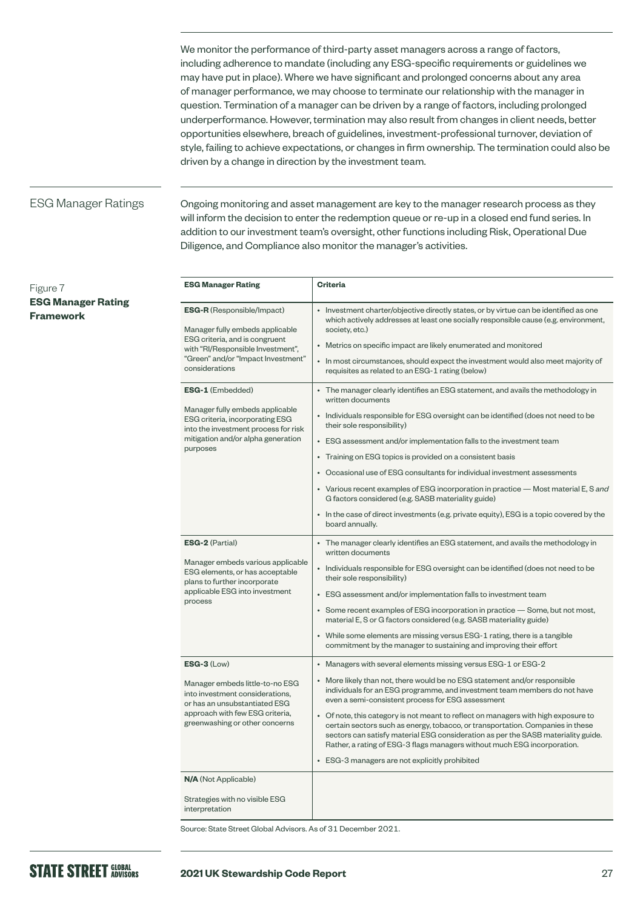We monitor the performance of third-party asset managers across a range of factors, including adherence to mandate (including any ESG-specific requirements or guidelines we may have put in place). Where we have significant and prolonged concerns about any area of manager performance, we may choose to terminate our relationship with the manager in question. Termination of a manager can be driven by a range of factors, including prolonged underperformance. However, termination may also result from changes in client needs, better opportunities elsewhere, breach of guidelines, investment-professional turnover, deviation of style, failing to achieve expectations, or changes in firm ownership. The termination could also be driven by a change in direction by the investment team.

## ESG Manager Ratings

Ongoing monitoring and asset management are key to the manager research process as they will inform the decision to enter the redemption queue or re-up in a closed end fund series. In addition to our investment team's oversight, other functions including Risk, Operational Due Diligence, and Compliance also monitor the manager's activities.

Figure 7
**ESG Manager Rating Framework**

| ESG Manager Rating | Criteria |
|---|---|
| **ESG-R** (Responsible/Impact)<br><br>Manager fully embeds applicable ESG criteria, and is congruent with "RI/Responsible Investment", "Green" and/or "Impact Investment" considerations | • Investment charter/objective directly states, or by virtue can be identified as one which actively addresses at least one socially responsible cause (e.g. environment, society, etc.)<br>• Metrics on specific impact are likely enumerated and monitored<br>• In most circumstances, should expect the investment would also meet majority of requisites as related to an ESG-1 rating (below) |
| **ESG-1** (Embedded)<br><br>Manager fully embeds applicable ESG criteria, incorporating ESG into the investment process for risk mitigation and/or alpha generation purposes | • The manager clearly identifies an ESG statement, and avails the methodology in written documents<br>• Individuals responsible for ESG oversight can be identified (does not need to be their sole responsibility)<br>• ESG assessment and/or implementation falls to the investment team<br>• Training on ESG topics is provided on a consistent basis<br>• Occasional use of ESG consultants for individual investment assessments<br>• Various recent examples of ESG incorporation in practice — Most material E, S *and* G factors considered (e.g. SASB materiality guide)<br>• In the case of direct investments (e.g. private equity), ESG is a topic covered by the board annually. |
| **ESG-2** (Partial)<br><br>Manager embeds various applicable ESG elements, or has acceptable plans to further incorporate applicable ESG into investment process | • The manager clearly identifies an ESG statement, and avails the methodology in written documents<br>• Individuals responsible for ESG oversight can be identified (does not need to be their sole responsibility)<br>• ESG assessment and/or implementation falls to investment team<br>• Some recent examples of ESG incorporation in practice — Some, but not most, material E, S or G factors considered (e.g. SASB materiality guide)<br>• While some elements are missing versus ESG-1 rating, there is a tangible commitment by the manager to sustaining and improving their effort |
| **ESG-3** (Low)<br><br>Manager embeds little-to-no ESG into investment considerations, or has an unsubstantiated ESG approach with few ESG criteria, greenwashing or other concerns | • Managers with several elements missing versus ESG-1 or ESG-2<br>• More likely than not, there would be no ESG statement and/or responsible individuals for an ESG programme, and investment team members do not have even a semi-consistent process for ESG assessment<br>• Of note, this category is not meant to reflect on managers with high exposure to certain sectors such as energy, tobacco, or transportation. Companies in these sectors can satisfy material ESG consideration as per the SASB materiality guide. Rather, a rating of ESG-3 flags managers without much ESG incorporation.<br>• ESG-3 managers are not explicitly prohibited |
| **N/A** (Not Applicable)<br><br>Strategies with no visible ESG interpretation | |

Source: State Street Global Advisors. As of 31 December 2021.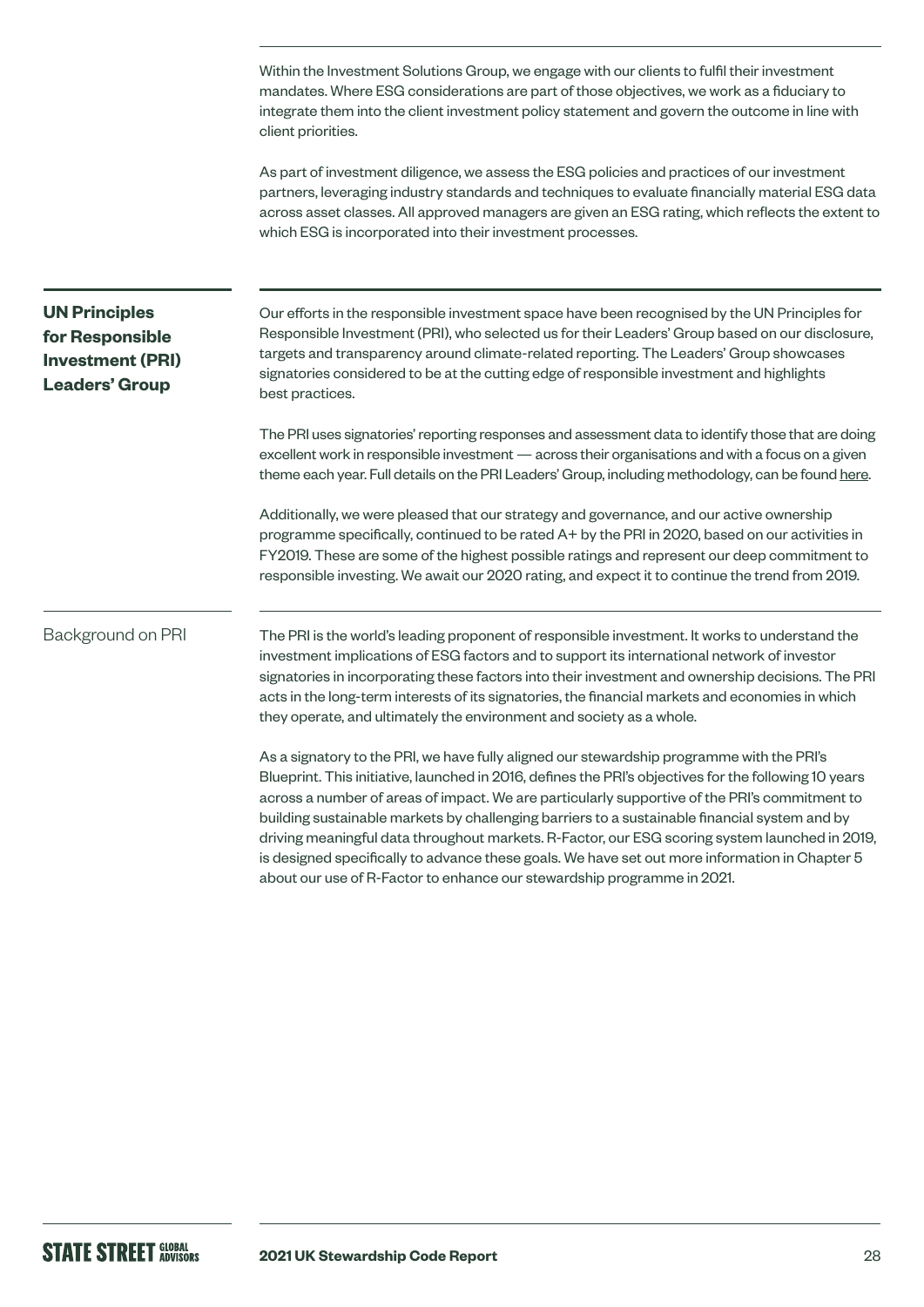Within the Investment Solutions Group, we engage with our clients to fulfil their investment mandates. Where ESG considerations are part of those objectives, we work as a fiduciary to integrate them into the client investment policy statement and govern the outcome in line with client priorities.

As part of investment diligence, we assess the ESG policies and practices of our investment partners, leveraging industry standards and techniques to evaluate financially material ESG data across asset classes. All approved managers are given an ESG rating, which reflects the extent to which ESG is incorporated into their investment processes.

## UN Principles for Responsible Investment (PRI) Leaders' Group

Our efforts in the responsible investment space have been recognised by the UN Principles for Responsible Investment (PRI), who selected us for their Leaders' Group based on our disclosure, targets and transparency around climate-related reporting. The Leaders' Group showcases signatories considered to be at the cutting edge of responsible investment and highlights best practices.

The PRI uses signatories' reporting responses and assessment data to identify those that are doing excellent work in responsible investment — across their organisations and with a focus on a given theme each year. Full details on the PRI Leaders' Group, including methodology, can be found here.

Additionally, we were pleased that our strategy and governance, and our active ownership programme specifically, continued to be rated A+ by the PRI in 2020, based on our activities in FY2019. These are some of the highest possible ratings and represent our deep commitment to responsible investing. We await our 2020 rating, and expect it to continue the trend from 2019.

### Background on PRI

The PRI is the world's leading proponent of responsible investment. It works to understand the investment implications of ESG factors and to support its international network of investor signatories in incorporating these factors into their investment and ownership decisions. The PRI acts in the long-term interests of its signatories, the financial markets and economies in which they operate, and ultimately the environment and society as a whole.

As a signatory to the PRI, we have fully aligned our stewardship programme with the PRI's Blueprint. This initiative, launched in 2016, defines the PRI's objectives for the following 10 years across a number of areas of impact. We are particularly supportive of the PRI's commitment to building sustainable markets by challenging barriers to a sustainable financial system and by driving meaningful data throughout markets. R-Factor, our ESG scoring system launched in 2019, is designed specifically to advance these goals. We have set out more information in Chapter 5 about our use of R-Factor to enhance our stewardship programme in 2021.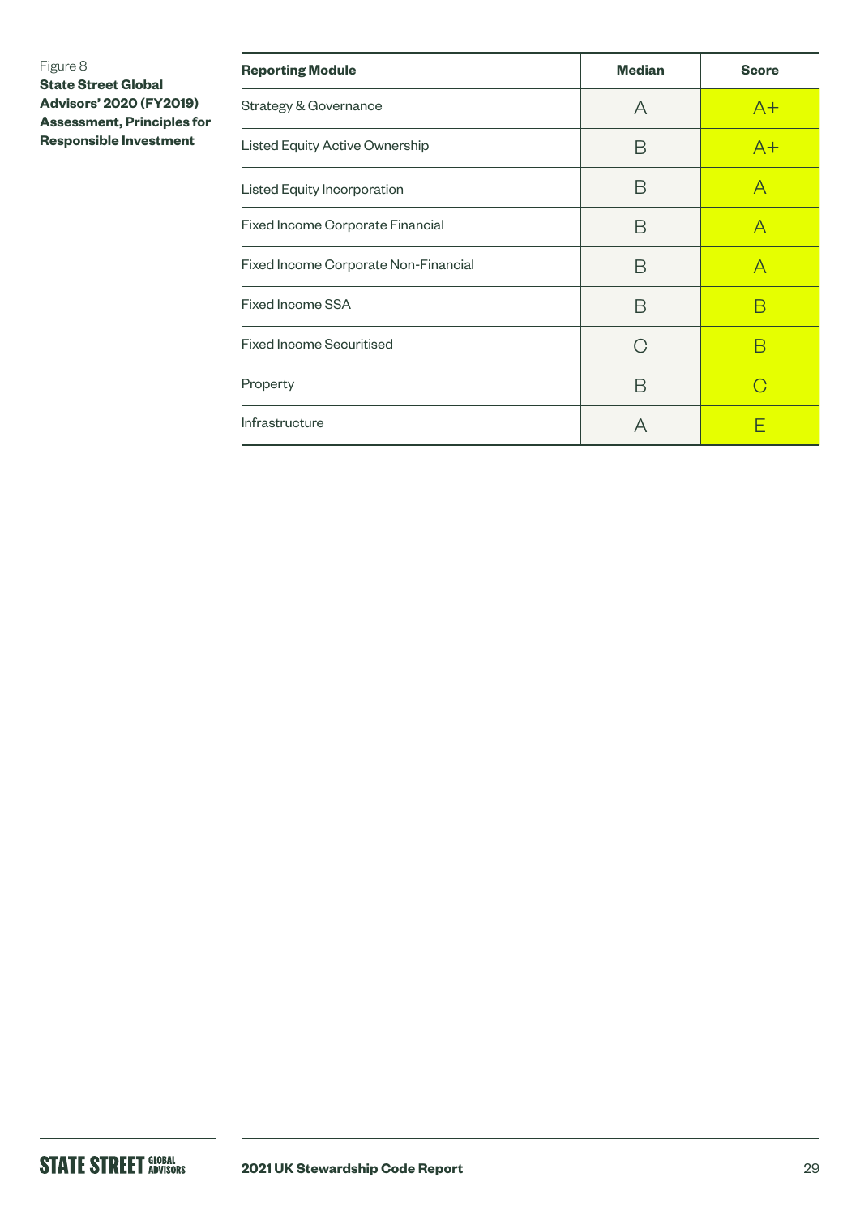Figure 8

**State Street Global Advisors' 2020 (FY2019) Assessment, Principles for Responsible Investment**

| Reporting Module | Median | Score |
|---|---|---|
| Strategy & Governance | A | A+ |
| Listed Equity Active Ownership | B | A+ |
| Listed Equity Incorporation | B | A |
| Fixed Income Corporate Financial | B | A |
| Fixed Income Corporate Non-Financial | B | A |
| Fixed Income SSA | B | B |
| Fixed Income Securitised | C | B |
| Property | B | C |
| Infrastructure | A | E |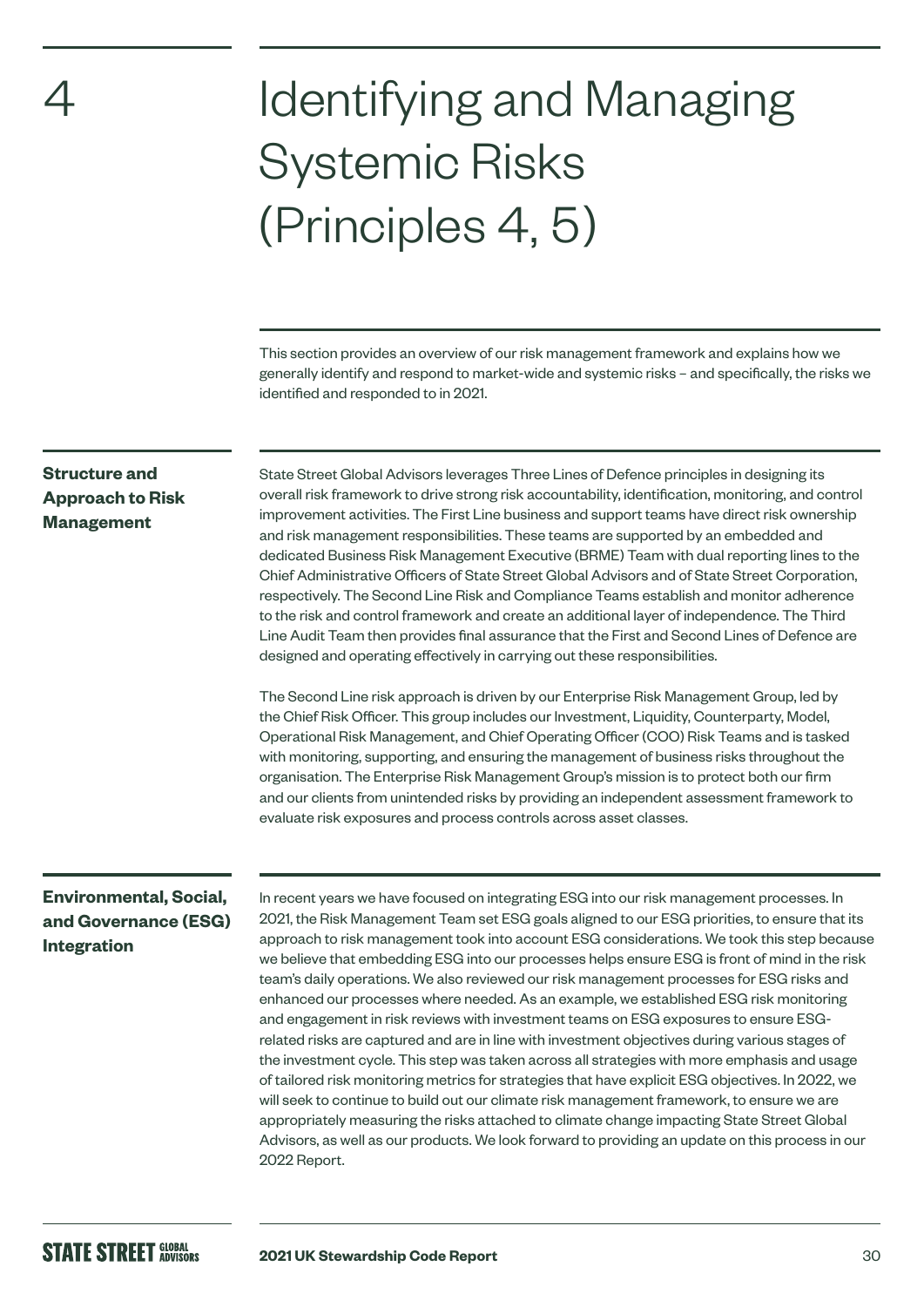# 4 Identifying and Managing Systemic Risks (Principles 4, 5)

This section provides an overview of our risk management framework and explains how we generally identify and respond to market-wide and systemic risks – and specifically, the risks we identified and responded to in 2021.

## Structure and Approach to Risk Management

State Street Global Advisors leverages Three Lines of Defence principles in designing its overall risk framework to drive strong risk accountability, identification, monitoring, and control improvement activities. The First Line business and support teams have direct risk ownership and risk management responsibilities. These teams are supported by an embedded and dedicated Business Risk Management Executive (BRME) Team with dual reporting lines to the Chief Administrative Officers of State Street Global Advisors and of State Street Corporation, respectively. The Second Line Risk and Compliance Teams establish and monitor adherence to the risk and control framework and create an additional layer of independence. The Third Line Audit Team then provides final assurance that the First and Second Lines of Defence are designed and operating effectively in carrying out these responsibilities.

The Second Line risk approach is driven by our Enterprise Risk Management Group, led by the Chief Risk Officer. This group includes our Investment, Liquidity, Counterparty, Model, Operational Risk Management, and Chief Operating Officer (COO) Risk Teams and is tasked with monitoring, supporting, and ensuring the management of business risks throughout the organisation. The Enterprise Risk Management Group's mission is to protect both our firm and our clients from unintended risks by providing an independent assessment framework to evaluate risk exposures and process controls across asset classes.

## Environmental, Social, and Governance (ESG) Integration

In recent years we have focused on integrating ESG into our risk management processes. In 2021, the Risk Management Team set ESG goals aligned to our ESG priorities, to ensure that its approach to risk management took into account ESG considerations. We took this step because we believe that embedding ESG into our processes helps ensure ESG is front of mind in the risk team's daily operations. We also reviewed our risk management processes for ESG risks and enhanced our processes where needed. As an example, we established ESG risk monitoring and engagement in risk reviews with investment teams on ESG exposures to ensure ESG-related risks are captured and are in line with investment objectives during various stages of the investment cycle. This step was taken across all strategies with more emphasis and usage of tailored risk monitoring metrics for strategies that have explicit ESG objectives. In 2022, we will seek to continue to build out our climate risk management framework, to ensure we are appropriately measuring the risks attached to climate change impacting State Street Global Advisors, as well as our products. We look forward to providing an update on this process in our 2022 Report.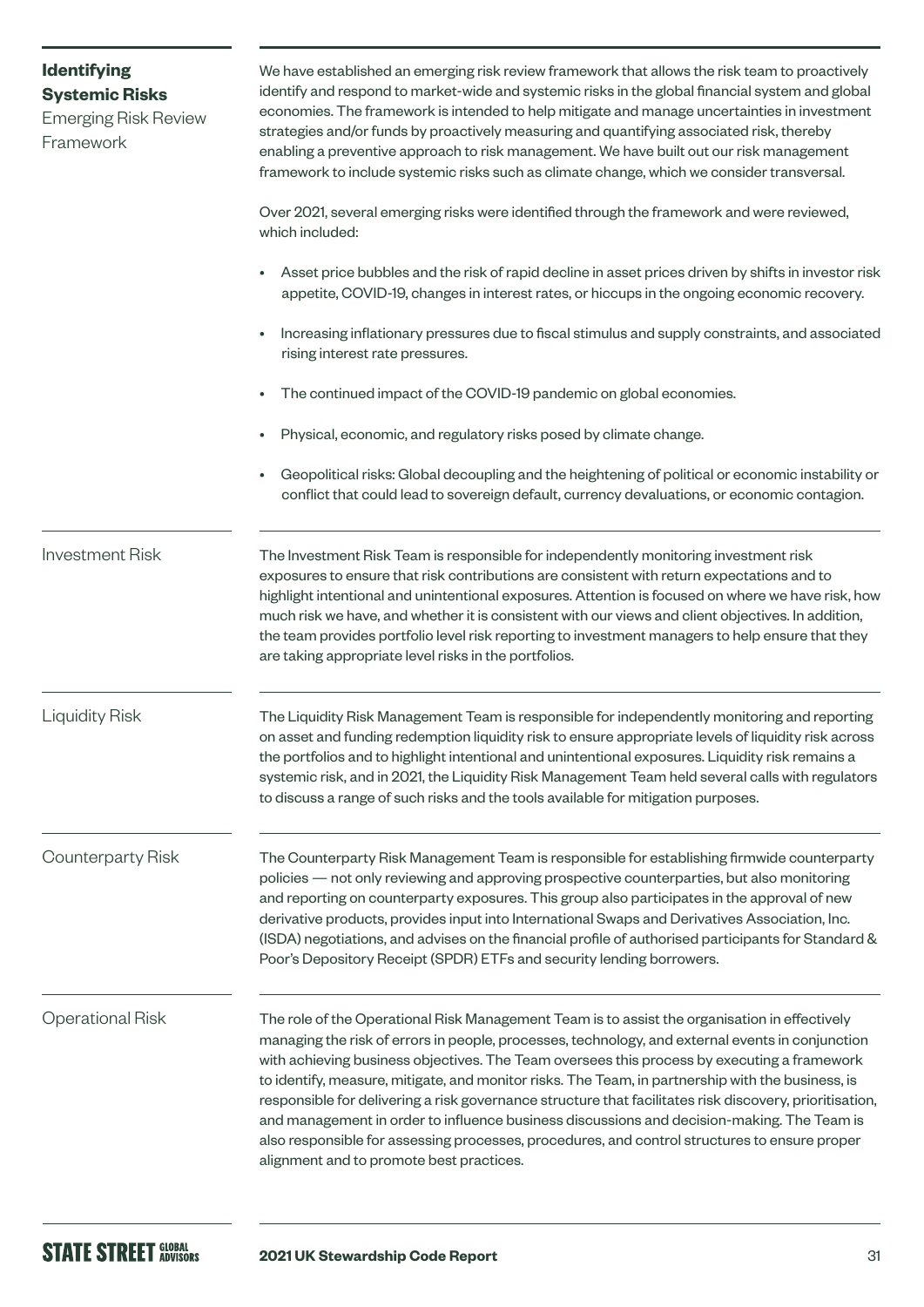## Identifying Systemic Risks

### Emerging Risk Review Framework

We have established an emerging risk review framework that allows the risk team to proactively identify and respond to market-wide and systemic risks in the global financial system and global economies. The framework is intended to help mitigate and manage uncertainties in investment strategies and/or funds by proactively measuring and quantifying associated risk, thereby enabling a preventive approach to risk management. We have built out our risk management framework to include systemic risks such as climate change, which we consider transversal.

Over 2021, several emerging risks were identified through the framework and were reviewed, which included:

- Asset price bubbles and the risk of rapid decline in asset prices driven by shifts in investor risk appetite, COVID-19, changes in interest rates, or hiccups in the ongoing economic recovery.
- Increasing inflationary pressures due to fiscal stimulus and supply constraints, and associated rising interest rate pressures.
- The continued impact of the COVID-19 pandemic on global economies.
- Physical, economic, and regulatory risks posed by climate change.
- Geopolitical risks: Global decoupling and the heightening of political or economic instability or conflict that could lead to sovereign default, currency devaluations, or economic contagion.

### Investment Risk

The Investment Risk Team is responsible for independently monitoring investment risk exposures to ensure that risk contributions are consistent with return expectations and to highlight intentional and unintentional exposures. Attention is focused on where we have risk, how much risk we have, and whether it is consistent with our views and client objectives. In addition, the team provides portfolio level risk reporting to investment managers to help ensure that they are taking appropriate level risks in the portfolios.

### Liquidity Risk

The Liquidity Risk Management Team is responsible for independently monitoring and reporting on asset and funding redemption liquidity risk to ensure appropriate levels of liquidity risk across the portfolios and to highlight intentional and unintentional exposures. Liquidity risk remains a systemic risk, and in 2021, the Liquidity Risk Management Team held several calls with regulators to discuss a range of such risks and the tools available for mitigation purposes.

### Counterparty Risk

The Counterparty Risk Management Team is responsible for establishing firmwide counterparty policies — not only reviewing and approving prospective counterparties, but also monitoring and reporting on counterparty exposures. This group also participates in the approval of new derivative products, provides input into International Swaps and Derivatives Association, Inc. (ISDA) negotiations, and advises on the financial profile of authorised participants for Standard & Poor's Depository Receipt (SPDR) ETFs and security lending borrowers.

### Operational Risk

The role of the Operational Risk Management Team is to assist the organisation in effectively managing the risk of errors in people, processes, technology, and external events in conjunction with achieving business objectives. The Team oversees this process by executing a framework to identify, measure, mitigate, and monitor risks. The Team, in partnership with the business, is responsible for delivering a risk governance structure that facilitates risk discovery, prioritisation, and management in order to influence business discussions and decision-making. The Team is also responsible for assessing processes, procedures, and control structures to ensure proper alignment and to promote best practices.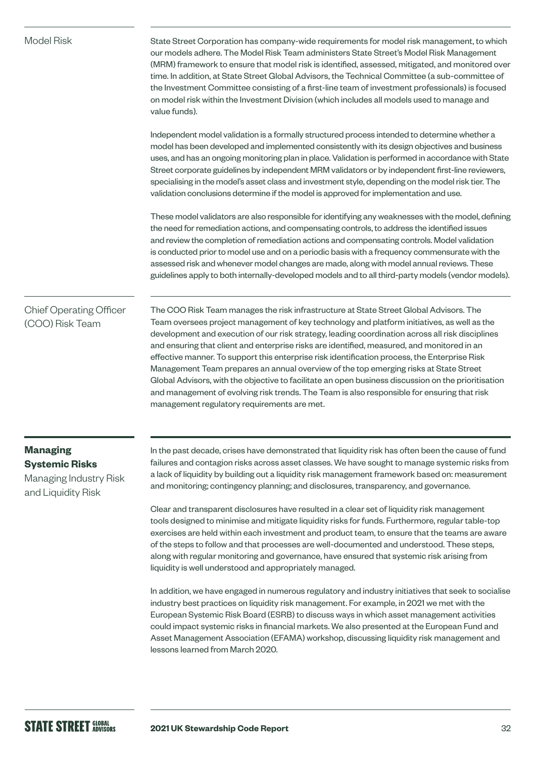### Model Risk

State Street Corporation has company-wide requirements for model risk management, to which our models adhere. The Model Risk Team administers State Street's Model Risk Management (MRM) framework to ensure that model risk is identified, assessed, mitigated, and monitored over time. In addition, at State Street Global Advisors, the Technical Committee (a sub-committee of the Investment Committee consisting of a first-line team of investment professionals) is focused on model risk within the Investment Division (which includes all models used to manage and value funds).

Independent model validation is a formally structured process intended to determine whether a model has been developed and implemented consistently with its design objectives and business uses, and has an ongoing monitoring plan in place. Validation is performed in accordance with State Street corporate guidelines by independent MRM validators or by independent first-line reviewers, specialising in the model's asset class and investment style, depending on the model risk tier. The validation conclusions determine if the model is approved for implementation and use.

These model validators are also responsible for identifying any weaknesses with the model, defining the need for remediation actions, and compensating controls, to address the identified issues and review the completion of remediation actions and compensating controls. Model validation is conducted prior to model use and on a periodic basis with a frequency commensurate with the assessed risk and whenever model changes are made, along with model annual reviews. These guidelines apply to both internally-developed models and to all third-party models (vendor models).

### Chief Operating Officer (COO) Risk Team

The COO Risk Team manages the risk infrastructure at State Street Global Advisors. The Team oversees project management of key technology and platform initiatives, as well as the development and execution of our risk strategy, leading coordination across all risk disciplines and ensuring that client and enterprise risks are identified, measured, and monitored in an effective manner. To support this enterprise risk identification process, the Enterprise Risk Management Team prepares an annual overview of the top emerging risks at State Street Global Advisors, with the objective to facilitate an open business discussion on the prioritisation and management of evolving risk trends. The Team is also responsible for ensuring that risk management regulatory requirements are met.

## Managing Systemic Risks

### Managing Industry Risk and Liquidity Risk

In the past decade, crises have demonstrated that liquidity risk has often been the cause of fund failures and contagion risks across asset classes. We have sought to manage systemic risks from a lack of liquidity by building out a liquidity risk management framework based on: measurement and monitoring; contingency planning; and disclosures, transparency, and governance.

Clear and transparent disclosures have resulted in a clear set of liquidity risk management tools designed to minimise and mitigate liquidity risks for funds. Furthermore, regular table-top exercises are held within each investment and product team, to ensure that the teams are aware of the steps to follow and that processes are well-documented and understood. These steps, along with regular monitoring and governance, have ensured that systemic risk arising from liquidity is well understood and appropriately managed.

In addition, we have engaged in numerous regulatory and industry initiatives that seek to socialise industry best practices on liquidity risk management. For example, in 2021 we met with the European Systemic Risk Board (ESRB) to discuss ways in which asset management activities could impact systemic risks in financial markets. We also presented at the European Fund and Asset Management Association (EFAMA) workshop, discussing liquidity risk management and lessons learned from March 2020.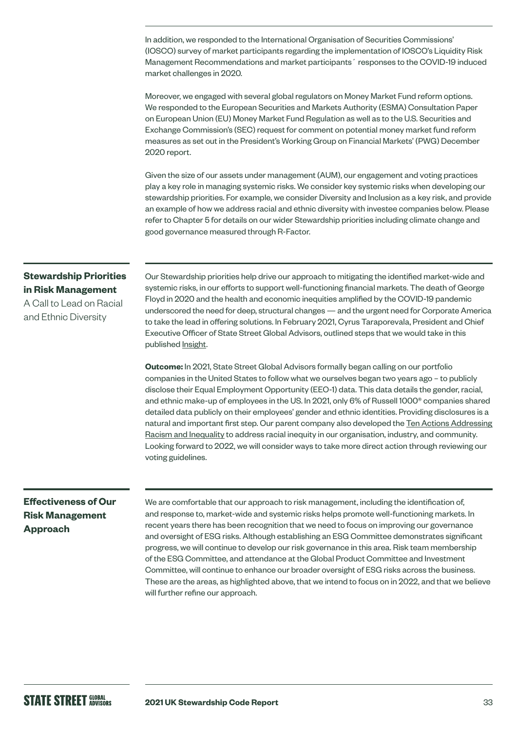In addition, we responded to the International Organisation of Securities Commissions' (IOSCO) survey of market participants regarding the implementation of IOSCO's Liquidity Risk Management Recommendations and market participants´ responses to the COVID-19 induced market challenges in 2020.

Moreover, we engaged with several global regulators on Money Market Fund reform options. We responded to the European Securities and Markets Authority (ESMA) Consultation Paper on European Union (EU) Money Market Fund Regulation as well as to the U.S. Securities and Exchange Commission's (SEC) request for comment on potential money market fund reform measures as set out in the President's Working Group on Financial Markets' (PWG) December 2020 report.

Given the size of our assets under management (AUM), our engagement and voting practices play a key role in managing systemic risks. We consider key systemic risks when developing our stewardship priorities. For example, we consider Diversity and Inclusion as a key risk, and provide an example of how we address racial and ethnic diversity with investee companies below. Please refer to Chapter 5 for details on our wider Stewardship priorities including climate change and good governance measured through R-Factor.

## Stewardship Priorities in Risk Management

A Call to Lead on Racial and Ethnic Diversity

Our Stewardship priorities help drive our approach to mitigating the identified market-wide and systemic risks, in our efforts to support well-functioning financial markets. The death of George Floyd in 2020 and the health and economic inequities amplified by the COVID-19 pandemic underscored the need for deep, structural changes — and the urgent need for Corporate America to take the lead in offering solutions. In February 2021, Cyrus Taraporevala, President and Chief Executive Officer of State Street Global Advisors, outlined steps that we would take in this published Insight.

**Outcome:** In 2021, State Street Global Advisors formally began calling on our portfolio companies in the United States to follow what we ourselves began two years ago – to publicly disclose their Equal Employment Opportunity (EEO-1) data. This data details the gender, racial, and ethnic make-up of employees in the US. In 2021, only 6% of Russell 1000® companies shared detailed data publicly on their employees' gender and ethnic identities. Providing disclosures is a natural and important first step. Our parent company also developed the Ten Actions Addressing Racism and Inequality to address racial inequity in our organisation, industry, and community. Looking forward to 2022, we will consider ways to take more direct action through reviewing our voting guidelines.

## Effectiveness of Our Risk Management Approach

We are comfortable that our approach to risk management, including the identification of, and response to, market-wide and systemic risks helps promote well-functioning markets. In recent years there has been recognition that we need to focus on improving our governance and oversight of ESG risks. Although establishing an ESG Committee demonstrates significant progress, we will continue to develop our risk governance in this area. Risk team membership of the ESG Committee, and attendance at the Global Product Committee and Investment Committee, will continue to enhance our broader oversight of ESG risks across the business. These are the areas, as highlighted above, that we intend to focus on in 2022, and that we believe will further refine our approach.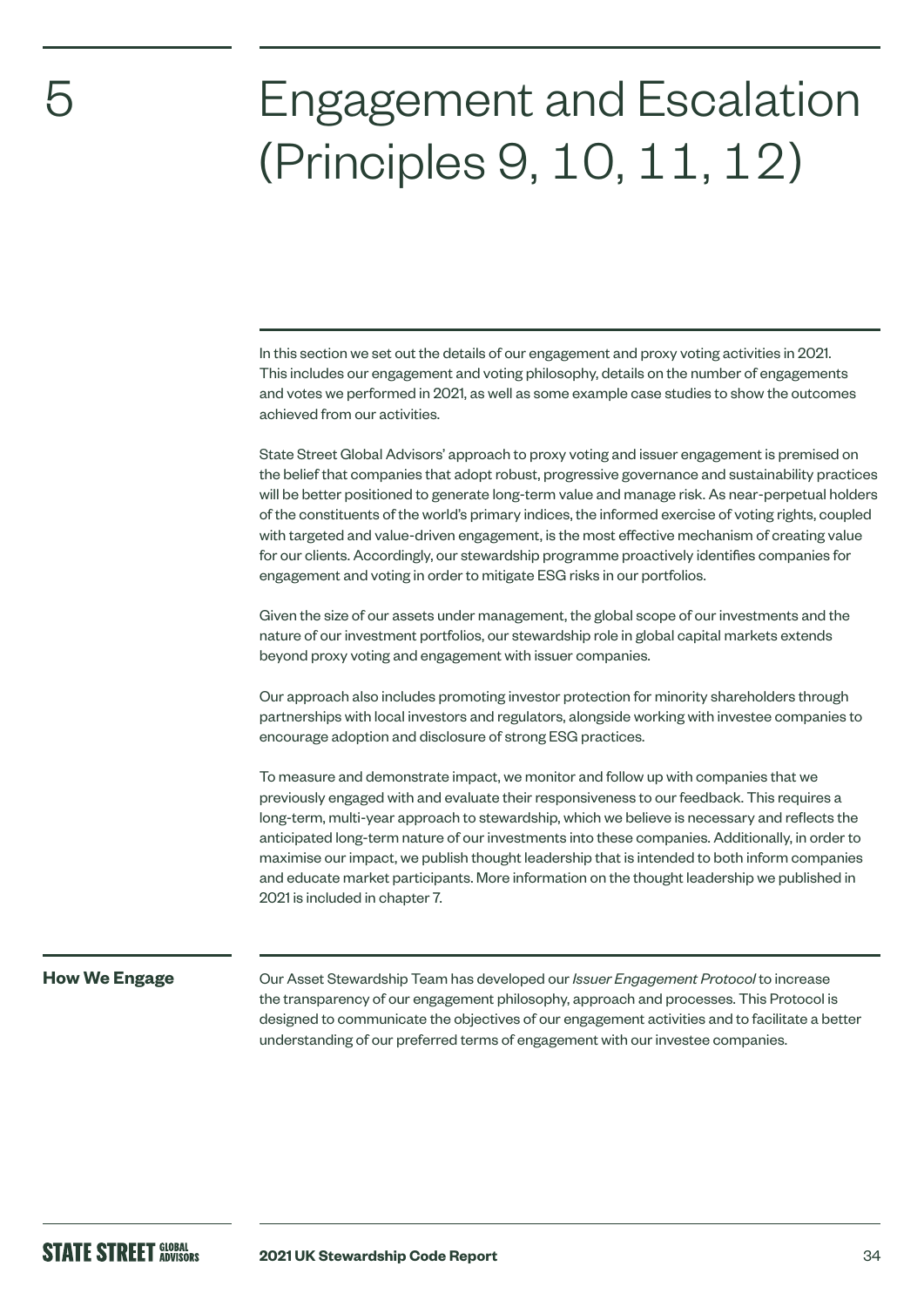# 5 Engagement and Escalation (Principles 9, 10, 11, 12)

In this section we set out the details of our engagement and proxy voting activities in 2021. This includes our engagement and voting philosophy, details on the number of engagements and votes we performed in 2021, as well as some example case studies to show the outcomes achieved from our activities.

State Street Global Advisors' approach to proxy voting and issuer engagement is premised on the belief that companies that adopt robust, progressive governance and sustainability practices will be better positioned to generate long-term value and manage risk. As near-perpetual holders of the constituents of the world's primary indices, the informed exercise of voting rights, coupled with targeted and value-driven engagement, is the most effective mechanism of creating value for our clients. Accordingly, our stewardship programme proactively identifies companies for engagement and voting in order to mitigate ESG risks in our portfolios.

Given the size of our assets under management, the global scope of our investments and the nature of our investment portfolios, our stewardship role in global capital markets extends beyond proxy voting and engagement with issuer companies.

Our approach also includes promoting investor protection for minority shareholders through partnerships with local investors and regulators, alongside working with investee companies to encourage adoption and disclosure of strong ESG practices.

To measure and demonstrate impact, we monitor and follow up with companies that we previously engaged with and evaluate their responsiveness to our feedback. This requires a long-term, multi-year approach to stewardship, which we believe is necessary and reflects the anticipated long-term nature of our investments into these companies. Additionally, in order to maximise our impact, we publish thought leadership that is intended to both inform companies and educate market participants. More information on the thought leadership we published in 2021 is included in chapter 7.

## How We Engage

Our Asset Stewardship Team has developed our *Issuer Engagement Protocol* to increase the transparency of our engagement philosophy, approach and processes. This Protocol is designed to communicate the objectives of our engagement activities and to facilitate a better understanding of our preferred terms of engagement with our investee companies.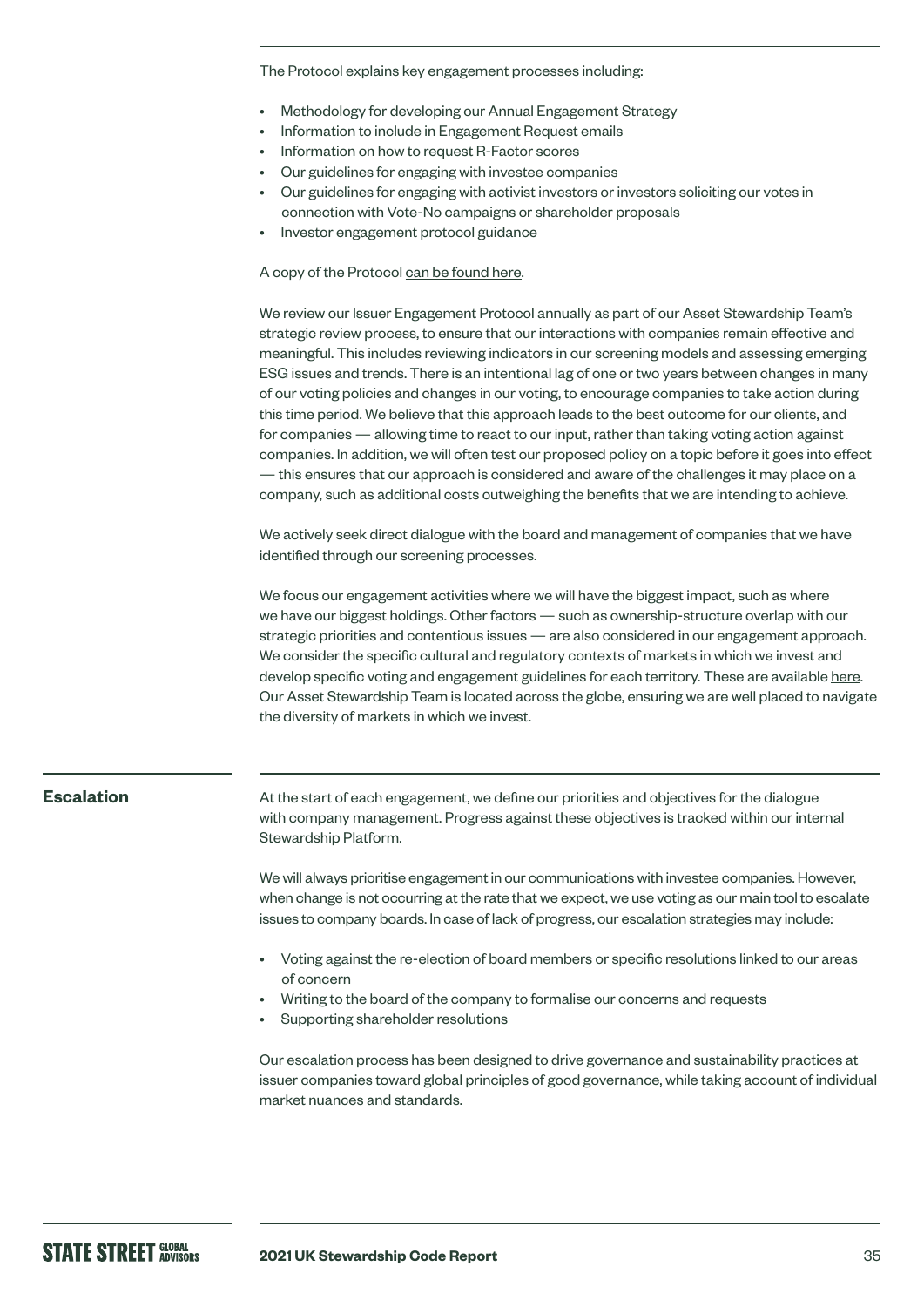The Protocol explains key engagement processes including:

- Methodology for developing our Annual Engagement Strategy
- Information to include in Engagement Request emails
- Information on how to request R-Factor scores
- Our guidelines for engaging with investee companies
- Our guidelines for engaging with activist investors or investors soliciting our votes in connection with Vote-No campaigns or shareholder proposals
- Investor engagement protocol guidance

A copy of the Protocol can be found here.

We review our Issuer Engagement Protocol annually as part of our Asset Stewardship Team's strategic review process, to ensure that our interactions with companies remain effective and meaningful. This includes reviewing indicators in our screening models and assessing emerging ESG issues and trends. There is an intentional lag of one or two years between changes in many of our voting policies and changes in our voting, to encourage companies to take action during this time period. We believe that this approach leads to the best outcome for our clients, and for companies — allowing time to react to our input, rather than taking voting action against companies. In addition, we will often test our proposed policy on a topic before it goes into effect — this ensures that our approach is considered and aware of the challenges it may place on a company, such as additional costs outweighing the benefits that we are intending to achieve.

We actively seek direct dialogue with the board and management of companies that we have identified through our screening processes.

We focus our engagement activities where we will have the biggest impact, such as where we have our biggest holdings. Other factors — such as ownership-structure overlap with our strategic priorities and contentious issues — are also considered in our engagement approach. We consider the specific cultural and regulatory contexts of markets in which we invest and develop specific voting and engagement guidelines for each territory. These are available here. Our Asset Stewardship Team is located across the globe, ensuring we are well placed to navigate the diversity of markets in which we invest.

## Escalation

At the start of each engagement, we define our priorities and objectives for the dialogue with company management. Progress against these objectives is tracked within our internal Stewardship Platform.

We will always prioritise engagement in our communications with investee companies. However, when change is not occurring at the rate that we expect, we use voting as our main tool to escalate issues to company boards. In case of lack of progress, our escalation strategies may include:

- Voting against the re-election of board members or specific resolutions linked to our areas of concern
- Writing to the board of the company to formalise our concerns and requests
- Supporting shareholder resolutions

Our escalation process has been designed to drive governance and sustainability practices at issuer companies toward global principles of good governance, while taking account of individual market nuances and standards.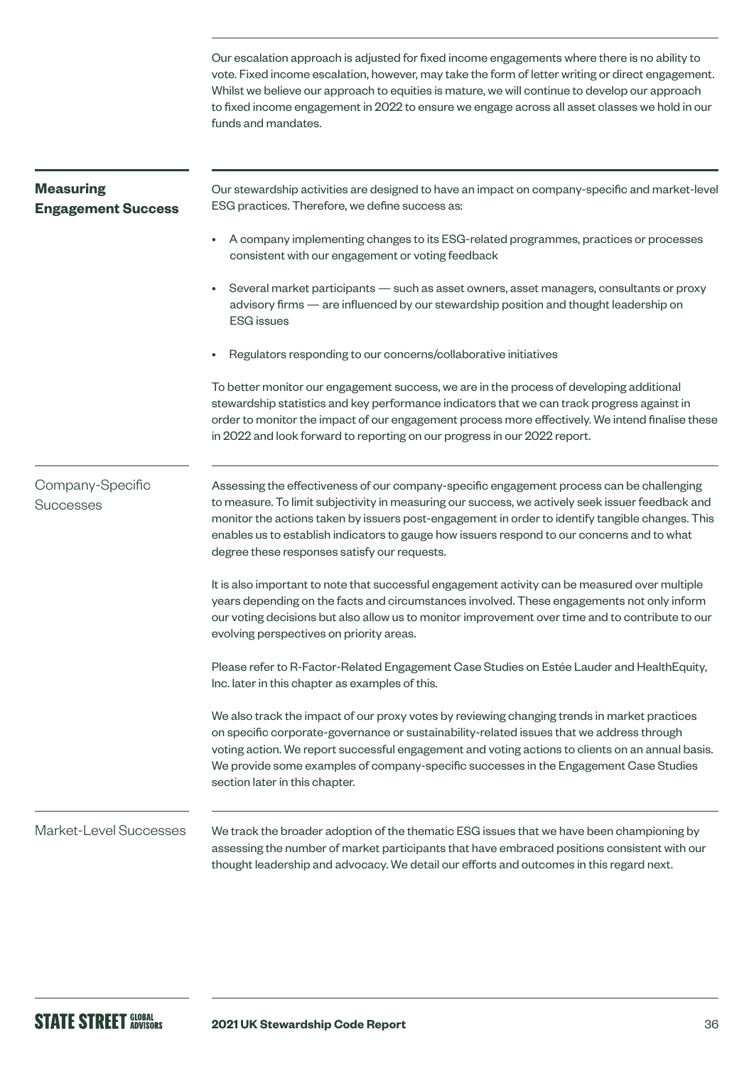Our escalation approach is adjusted for fixed income engagements where there is no ability to vote. Fixed income escalation, however, may take the form of letter writing or direct engagement. Whilst we believe our approach to equities is mature, we will continue to develop our approach to fixed income engagement in 2022 to ensure we engage across all asset classes we hold in our funds and mandates.

## Measuring Engagement Success

Our stewardship activities are designed to have an impact on company-specific and market-level ESG practices. Therefore, we define success as:

- A company implementing changes to its ESG-related programmes, practices or processes consistent with our engagement or voting feedback
- Several market participants — such as asset owners, asset managers, consultants or proxy advisory firms — are influenced by our stewardship position and thought leadership on ESG issues
- Regulators responding to our concerns/collaborative initiatives

To better monitor our engagement success, we are in the process of developing additional stewardship statistics and key performance indicators that we can track progress against in order to monitor the impact of our engagement process more effectively. We intend finalise these in 2022 and look forward to reporting on our progress in our 2022 report.

### Company-Specific Successes

Assessing the effectiveness of our company-specific engagement process can be challenging to measure. To limit subjectivity in measuring our success, we actively seek issuer feedback and monitor the actions taken by issuers post-engagement in order to identify tangible changes. This enables us to establish indicators to gauge how issuers respond to our concerns and to what degree these responses satisfy our requests.

It is also important to note that successful engagement activity can be measured over multiple years depending on the facts and circumstances involved. These engagements not only inform our voting decisions but also allow us to monitor improvement over time and to contribute to our evolving perspectives on priority areas.

Please refer to R-Factor-Related Engagement Case Studies on Estée Lauder and HealthEquity, Inc. later in this chapter as examples of this.

We also track the impact of our proxy votes by reviewing changing trends in market practices on specific corporate-governance or sustainability-related issues that we address through voting action. We report successful engagement and voting actions to clients on an annual basis. We provide some examples of company-specific successes in the Engagement Case Studies section later in this chapter.

### Market-Level Successes

We track the broader adoption of the thematic ESG issues that we have been championing by assessing the number of market participants that have embraced positions consistent with our thought leadership and advocacy. We detail our efforts and outcomes in this regard next.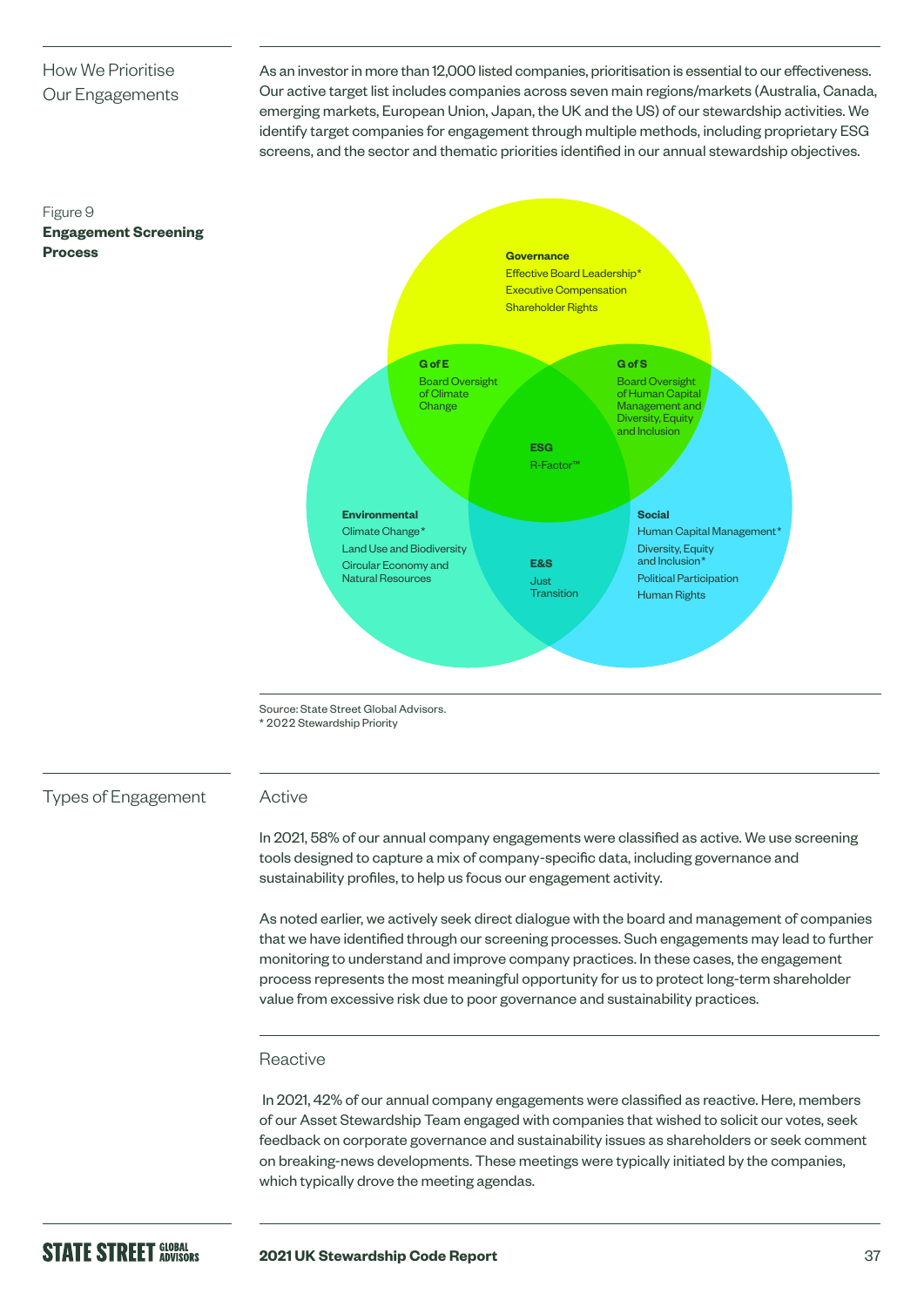## How We Prioritise Our Engagements

As an investor in more than 12,000 listed companies, prioritisation is essential to our effectiveness. Our active target list includes companies across seven main regions/markets (Australia, Canada, emerging markets, European Union, Japan, the UK and the US) of our stewardship activities. We identify target companies for engagement through multiple methods, including proprietary ESG screens, and the sector and thematic priorities identified in our annual stewardship objectives.

Figure 9
**Engagement Screening Process**

**Governance**
Effective Board Leadership*
Executive Compensation
Shareholder Rights

**G of E**
Board Oversight of Climate Change

**G of S**
Board Oversight of Human Capital Management and Diversity, Equity and Inclusion

**ESG**
R-Factor™

**Environmental**
Climate Change*
Land Use and Biodiversity
Circular Economy and Natural Resources

**E&S**
Just Transition

**Social**
Human Capital Management*
Diversity, Equity and Inclusion*
Political Participation
Human Rights

Source: State Street Global Advisors.
* 2022 Stewardship Priority

## Types of Engagement

### Active

In 2021, 58% of our annual company engagements were classified as active. We use screening tools designed to capture a mix of company-specific data, including governance and sustainability profiles, to help us focus our engagement activity.

As noted earlier, we actively seek direct dialogue with the board and management of companies that we have identified through our screening processes. Such engagements may lead to further monitoring to understand and improve company practices. In these cases, the engagement process represents the most meaningful opportunity for us to protect long-term shareholder value from excessive risk due to poor governance and sustainability practices.

### Reactive

In 2021, 42% of our annual company engagements were classified as reactive. Here, members of our Asset Stewardship Team engaged with companies that wished to solicit our votes, seek feedback on corporate governance and sustainability issues as shareholders or seek comment on breaking-news developments. These meetings were typically initiated by the companies, which typically drove the meeting agendas.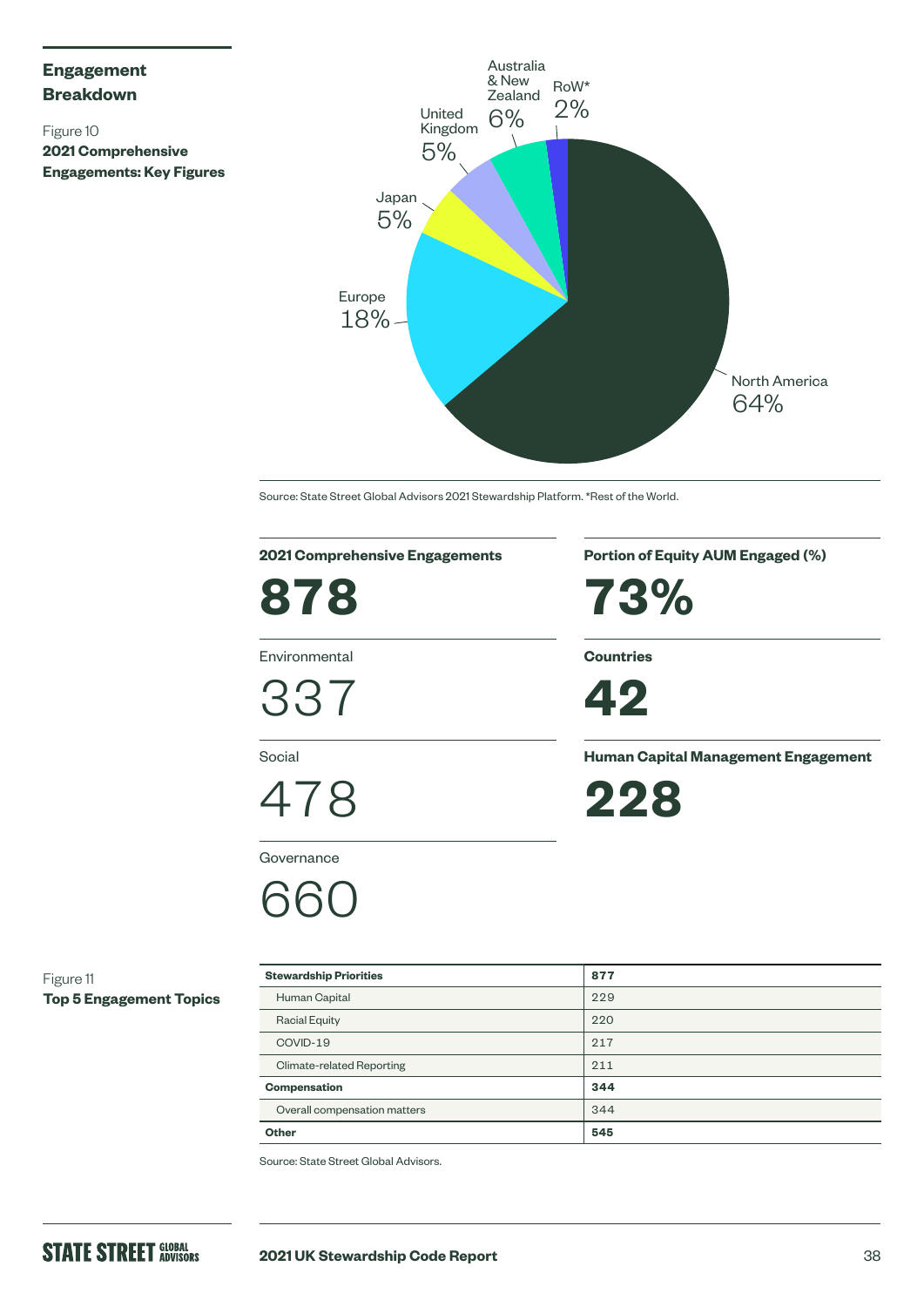## Engagement Breakdown

Figure 10
**2021 Comprehensive Engagements: Key Figures**

North America 64%
Europe 18%
Japan 5%
United Kingdom 5%
Australia & New Zealand 6%
RoW* 2%

Source: State Street Global Advisors 2021 Stewardship Platform. *Rest of the World.

**2021 Comprehensive Engagements**

**878**

Environmental

337

Social

478

Governance

660

**Portion of Equity AUM Engaged (%)**

**73%**

**Countries**

**42**

**Human Capital Management Engagement**

**228**

Figure 11
**Top 5 Engagement Topics**

| **Stewardship Priorities** | **877** |
|---|---|
| Human Capital | 229 |
| Racial Equity | 220 |
| COVID-19 | 217 |
| Climate-related Reporting | 211 |
| **Compensation** | **344** |
| Overall compensation matters | 344 |
| **Other** | **545** |

Source: State Street Global Advisors.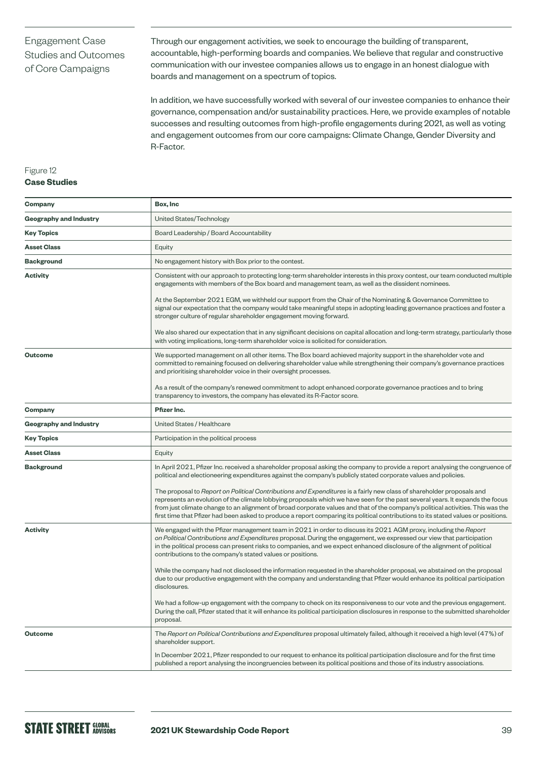## Engagement Case Studies and Outcomes of Core Campaigns

Through our engagement activities, we seek to encourage the building of transparent, accountable, high-performing boards and companies. We believe that regular and constructive communication with our investee companies allows us to engage in an honest dialogue with boards and management on a spectrum of topics.

In addition, we have successfully worked with several of our investee companies to enhance their governance, compensation and/or sustainability practices. Here, we provide examples of notable successes and resulting outcomes from high-profile engagements during 2021, as well as voting and engagement outcomes from our core campaigns: Climate Change, Gender Diversity and R-Factor.

Figure 12
**Case Studies**

| **Company** | **Box, Inc** |
|---|---|
| **Geography and Industry** | United States/Technology |
| **Key Topics** | Board Leadership / Board Accountability |
| **Asset Class** | Equity |
| **Background** | No engagement history with Box prior to the contest. |
| **Activity** | Consistent with our approach to protecting long-term shareholder interests in this proxy contest, our team conducted multiple engagements with members of the Box board and management team, as well as the dissident nominees.<br><br>At the September 2021 EGM, we withheld our support from the Chair of the Nominating & Governance Committee to signal our expectation that the company would take meaningful steps in adopting leading governance practices and foster a stronger culture of regular shareholder engagement moving forward.<br><br>We also shared our expectation that in any significant decisions on capital allocation and long-term strategy, particularly those with voting implications, long-term shareholder voice is solicited for consideration. |
| **Outcome** | We supported management on all other items. The Box board achieved majority support in the shareholder vote and committed to remaining focused on delivering shareholder value while strengthening their company's governance practices and prioritising shareholder voice in their oversight processes.<br><br>As a result of the company's renewed commitment to adopt enhanced corporate governance practices and to bring transparency to investors, the company has elevated its R-Factor score. |
| **Company** | **Pfizer Inc.** |
| **Geography and Industry** | United States / Healthcare |
| **Key Topics** | Participation in the political process |
| **Asset Class** | Equity |
| **Background** | In April 2021, Pfizer Inc. received a shareholder proposal asking the company to provide a report analysing the congruence of political and electioneering expenditures against the company's publicly stated corporate values and policies.<br><br>The proposal to *Report on Political Contributions and Expenditures* is a fairly new class of shareholder proposals and represents an evolution of the climate lobbying proposals which we have seen for the past several years. It expands the focus from just climate change to an alignment of broad corporate values and that of the company's political activities. This was the first time that Pfizer had been asked to produce a report comparing its political contributions to its stated values or positions. |
| **Activity** | We engaged with the Pfizer management team in 2021 in order to discuss its 2021 AGM proxy, including the *Report on Political Contributions and Expenditures* proposal. During the engagement, we expressed our view that participation in the political process can present risks to companies, and we expect enhanced disclosure of the alignment of political contributions to the company's stated values or positions.<br><br>While the company had not disclosed the information requested in the shareholder proposal, we abstained on the proposal due to our productive engagement with the company and understanding that Pfizer would enhance its political participation disclosures.<br><br>We had a follow-up engagement with the company to check on its responsiveness to our vote and the previous engagement. During the call, Pfizer stated that it will enhance its political participation disclosures in response to the submitted shareholder proposal. |
| **Outcome** | The *Report on Political Contributions and Expenditures* proposal ultimately failed, although it received a high level (47%) of shareholder support.<br><br>In December 2021, Pfizer responded to our request to enhance its political participation disclosure and for the first time published a report analysing the incongruencies between its political positions and those of its industry associations. |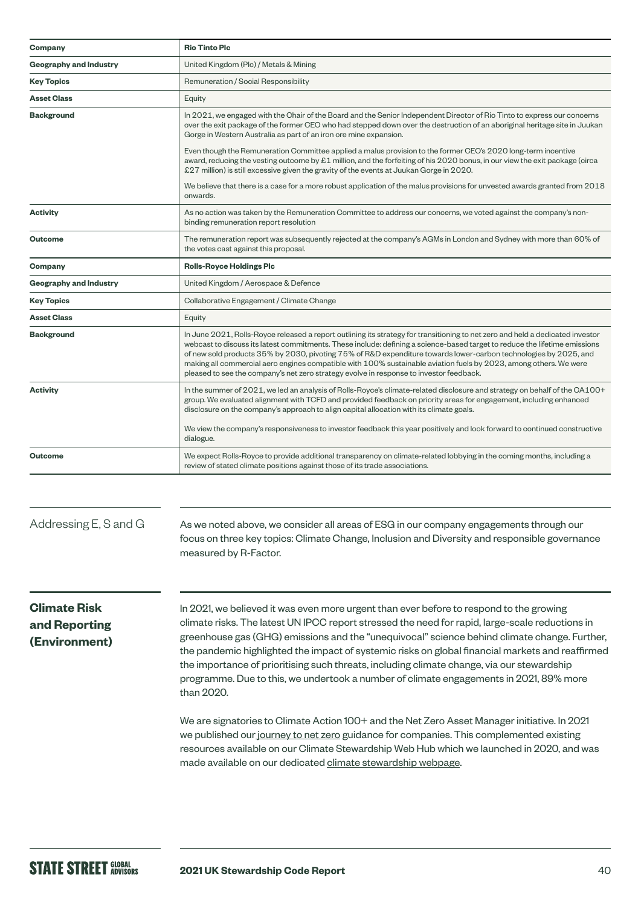| Company | Rio Tinto Plc |
|---|---|
| Geography and Industry | United Kingdom (Plc) / Metals & Mining |
| Key Topics | Remuneration / Social Responsibility |
| Asset Class | Equity |
| Background | In 2021, we engaged with the Chair of the Board and the Senior Independent Director of Rio Tinto to express our concerns over the exit package of the former CEO who had stepped down over the destruction of an aboriginal heritage site in Juukan Gorge in Western Australia as part of an iron ore mine expansion.<br><br>Even though the Remuneration Committee applied a malus provision to the former CEO's 2020 long-term incentive award, reducing the vesting outcome by £1 million, and the forfeiting of his 2020 bonus, in our view the exit package (circa £27 million) is still excessive given the gravity of the events at Juukan Gorge in 2020.<br><br>We believe that there is a case for a more robust application of the malus provisions for unvested awards granted from 2018 onwards. |
| Activity | As no action was taken by the Remuneration Committee to address our concerns, we voted against the company's non-binding remuneration report resolution |
| Outcome | The remuneration report was subsequently rejected at the company's AGMs in London and Sydney with more than 60% of the votes cast against this proposal. |
| **Company** | **Rolls-Royce Holdings Plc** |
| Geography and Industry | United Kingdom / Aerospace & Defence |
| Key Topics | Collaborative Engagement / Climate Change |
| Asset Class | Equity |
| Background | In June 2021, Rolls-Royce released a report outlining its strategy for transitioning to net zero and held a dedicated investor webcast to discuss its latest commitments. These include: defining a science-based target to reduce the lifetime emissions of new sold products 35% by 2030, pivoting 75% of R&D expenditure towards lower-carbon technologies by 2025, and making all commercial aero engines compatible with 100% sustainable aviation fuels by 2023, among others. We were pleased to see the company's net zero strategy evolve in response to investor feedback. |
| Activity | In the summer of 2021, we led an analysis of Rolls-Royce's climate-related disclosure and strategy on behalf of the CA100+ group. We evaluated alignment with TCFD and provided feedback on priority areas for engagement, including enhanced disclosure on the company's approach to align capital allocation with its climate goals.<br><br>We view the company's responsiveness to investor feedback this year positively and look forward to continued constructive dialogue. |
| Outcome | We expect Rolls-Royce to provide additional transparency on climate-related lobbying in the coming months, including a review of stated climate positions against those of its trade associations. |

## Addressing E, S and G

As we noted above, we consider all areas of ESG in our company engagements through our focus on three key topics: Climate Change, Inclusion and Diversity and responsible governance measured by R-Factor.

## Climate Risk and Reporting (Environment)

In 2021, we believed it was even more urgent than ever before to respond to the growing climate risks. The latest UN IPCC report stressed the need for rapid, large-scale reductions in greenhouse gas (GHG) emissions and the "unequivocal" science behind climate change. Further, the pandemic highlighted the impact of systemic risks on global financial markets and reaffirmed the importance of prioritising such threats, including climate change, via our stewardship programme. Due to this, we undertook a number of climate engagements in 2021, 89% more than 2020.

We are signatories to Climate Action 100+ and the Net Zero Asset Manager initiative. In 2021 we published our journey to net zero guidance for companies. This complemented existing resources available on our Climate Stewardship Web Hub which we launched in 2020, and was made available on our dedicated climate stewardship webpage.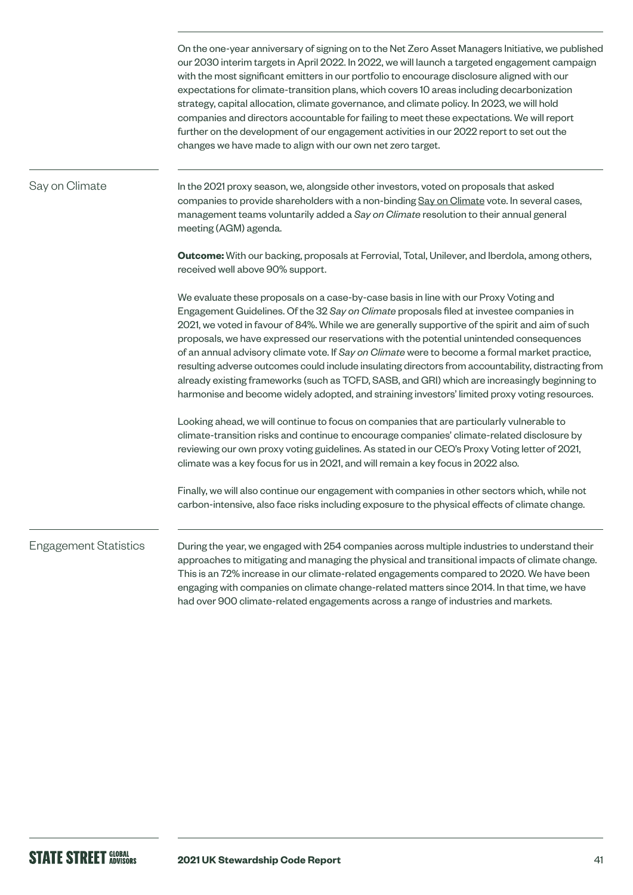On the one-year anniversary of signing on to the Net Zero Asset Managers Initiative, we published our 2030 interim targets in April 2022. In 2022, we will launch a targeted engagement campaign with the most significant emitters in our portfolio to encourage disclosure aligned with our expectations for climate-transition plans, which covers 10 areas including decarbonization strategy, capital allocation, climate governance, and climate policy. In 2023, we will hold companies and directors accountable for failing to meet these expectations. We will report further on the development of our engagement activities in our 2022 report to set out the changes we have made to align with our own net zero target.

## Say on Climate

In the 2021 proxy season, we, alongside other investors, voted on proposals that asked companies to provide shareholders with a non-binding Say on Climate vote. In several cases, management teams voluntarily added a *Say on Climate* resolution to their annual general meeting (AGM) agenda.

**Outcome:** With our backing, proposals at Ferrovial, Total, Unilever, and Iberdola, among others, received well above 90% support.

We evaluate these proposals on a case-by-case basis in line with our Proxy Voting and Engagement Guidelines. Of the 32 *Say on Climate* proposals filed at investee companies in 2021, we voted in favour of 84%. While we are generally supportive of the spirit and aim of such proposals, we have expressed our reservations with the potential unintended consequences of an annual advisory climate vote. If *Say on Climate* were to become a formal market practice, resulting adverse outcomes could include insulating directors from accountability, distracting from already existing frameworks (such as TCFD, SASB, and GRI) which are increasingly beginning to harmonise and become widely adopted, and straining investors' limited proxy voting resources.

Looking ahead, we will continue to focus on companies that are particularly vulnerable to climate-transition risks and continue to encourage companies' climate-related disclosure by reviewing our own proxy voting guidelines. As stated in our CEO's Proxy Voting letter of 2021, climate was a key focus for us in 2021, and will remain a key focus in 2022 also.

Finally, we will also continue our engagement with companies in other sectors which, while not carbon-intensive, also face risks including exposure to the physical effects of climate change.

## Engagement Statistics

During the year, we engaged with 254 companies across multiple industries to understand their approaches to mitigating and managing the physical and transitional impacts of climate change. This is an 72% increase in our climate-related engagements compared to 2020. We have been engaging with companies on climate change-related matters since 2014. In that time, we have had over 900 climate-related engagements across a range of industries and markets.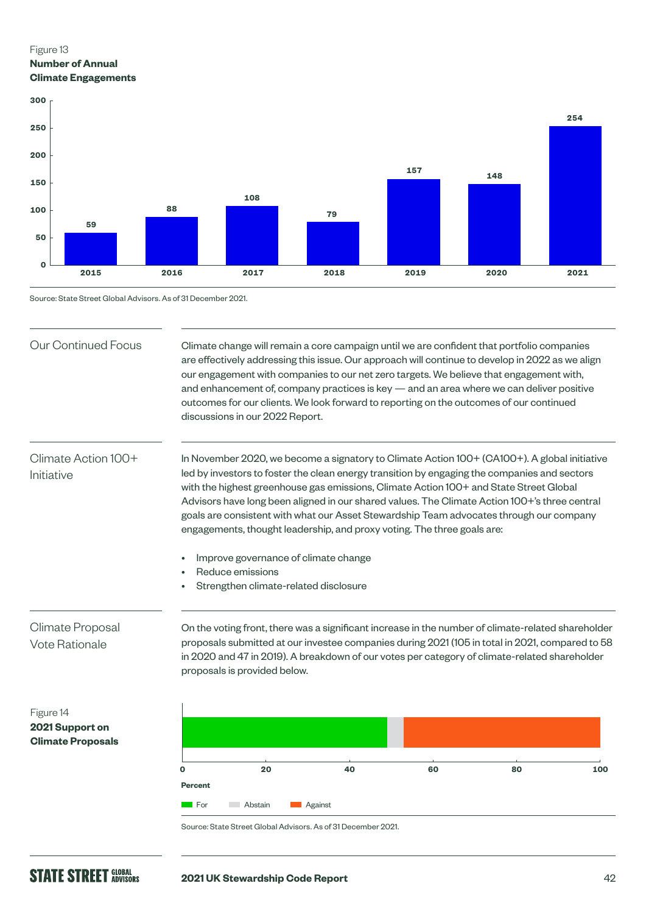Figure 13
**Number of Annual Climate Engagements**

| Year | Engagements |
|---|---|
| 2015 | 59 |
| 2016 | 88 |
| 2017 | 108 |
| 2018 | 79 |
| 2019 | 157 |
| 2020 | 148 |
| 2021 | 254 |

Source: State Street Global Advisors. As of 31 December 2021.

## Our Continued Focus

Climate change will remain a core campaign until we are confident that portfolio companies are effectively addressing this issue. Our approach will continue to develop in 2022 as we align our engagement with companies to our net zero targets. We believe that engagement with, and enhancement of, company practices is key — and an area where we can deliver positive outcomes for our clients. We look forward to reporting on the outcomes of our continued discussions in our 2022 Report.

## Climate Action 100+ Initiative

In November 2020, we become a signatory to Climate Action 100+ (CA100+). A global initiative led by investors to foster the clean energy transition by engaging the companies and sectors with the highest greenhouse gas emissions, Climate Action 100+ and State Street Global Advisors have long been aligned in our shared values. The Climate Action 100+'s three central goals are consistent with what our Asset Stewardship Team advocates through our company engagements, thought leadership, and proxy voting. The three goals are:

- Improve governance of climate change
- Reduce emissions
- Strengthen climate-related disclosure

## Climate Proposal Vote Rationale

On the voting front, there was a significant increase in the number of climate-related shareholder proposals submitted at our investee companies during 2021 (105 in total in 2021, compared to 58 in 2020 and 47 in 2019). A breakdown of our votes per category of climate-related shareholder proposals is provided below.

Figure 14
**2021 Support on Climate Proposals**

Percent (0–100)

For · Abstain · Against

Source: State Street Global Advisors. As of 31 December 2021.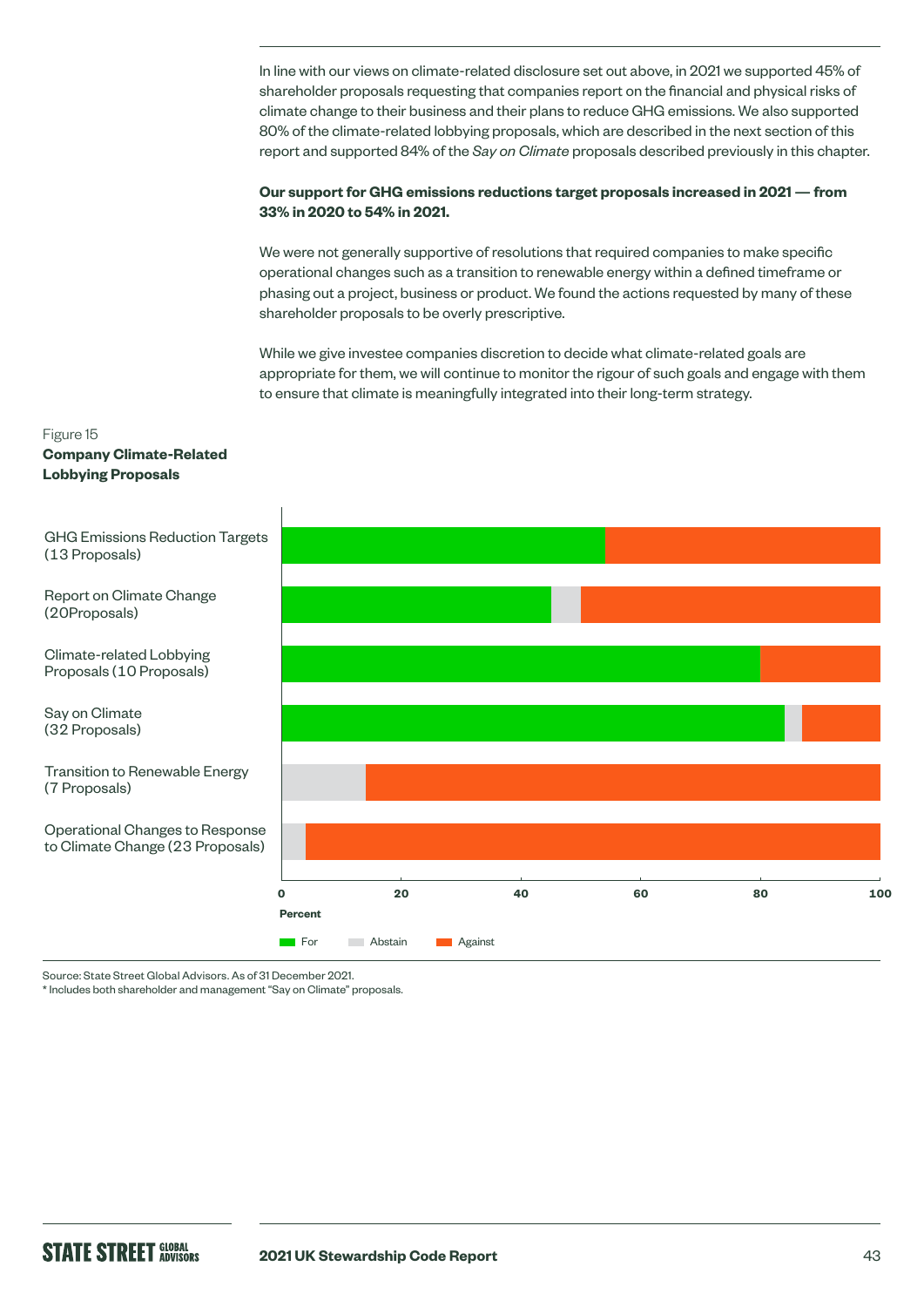In line with our views on climate-related disclosure set out above, in 2021 we supported 45% of shareholder proposals requesting that companies report on the financial and physical risks of climate change to their business and their plans to reduce GHG emissions. We also supported 80% of the climate-related lobbying proposals, which are described in the next section of this report and supported 84% of the *Say on Climate* proposals described previously in this chapter.

**Our support for GHG emissions reductions target proposals increased in 2021 — from 33% in 2020 to 54% in 2021.**

We were not generally supportive of resolutions that required companies to make specific operational changes such as a transition to renewable energy within a defined timeframe or phasing out a project, business or product. We found the actions requested by many of these shareholder proposals to be overly prescriptive.

While we give investee companies discretion to decide what climate-related goals are appropriate for them, we will continue to monitor the rigour of such goals and engage with them to ensure that climate is meaningfully integrated into their long-term strategy.

Figure 15
**Company Climate-Related Lobbying Proposals**

| Proposal type | For (%) | Abstain (%) | Against (%) |
|---|---|---|---|
| GHG Emissions Reduction Targets (13 Proposals) | 54 | 0 | 46 |
| Report on Climate Change (20Proposals) | 45 | 5 | 50 |
| Climate-related Lobbying Proposals (10 Proposals) | 80 | 0 | 20 |
| Say on Climate (32 Proposals) | 84 | 3 | 13 |
| Transition to Renewable Energy (7 Proposals) | 0 | 14 | 86 |
| Operational Changes to Response to Climate Change (23 Proposals) | 0 | 4 | 96 |

Source: State Street Global Advisors. As of 31 December 2021.
* Includes both shareholder and management "Say on Climate" proposals.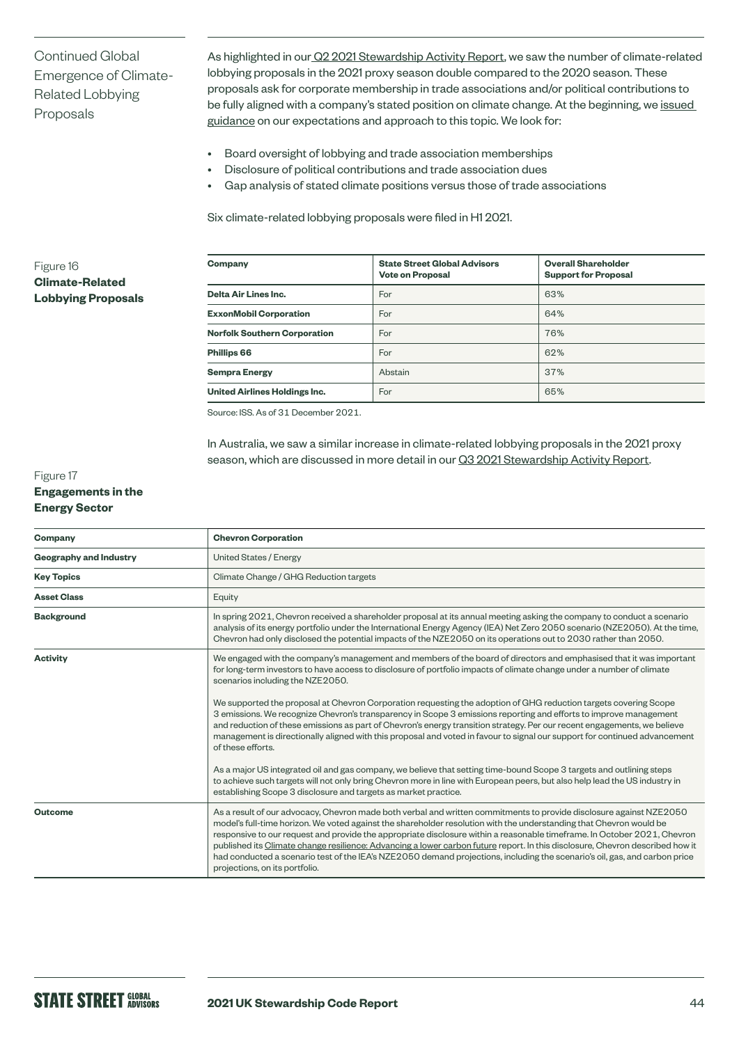## Continued Global Emergence of Climate-Related Lobbying Proposals

As highlighted in our Q2 2021 Stewardship Activity Report, we saw the number of climate-related lobbying proposals in the 2021 proxy season double compared to the 2020 season. These proposals ask for corporate membership in trade associations and/or political contributions to be fully aligned with a company's stated position on climate change. At the beginning, we issued guidance on our expectations and approach to this topic. We look for:

- Board oversight of lobbying and trade association memberships
- Disclosure of political contributions and trade association dues
- Gap analysis of stated climate positions versus those of trade associations

Six climate-related lobbying proposals were filed in H1 2021.

Figure 16
**Climate-Related Lobbying Proposals**

| Company | State Street Global Advisors Vote on Proposal | Overall Shareholder Support for Proposal |
|---|---|---|
| **Delta Air Lines Inc.** | For | 63% |
| **ExxonMobil Corporation** | For | 64% |
| **Norfolk Southern Corporation** | For | 76% |
| **Phillips 66** | For | 62% |
| **Sempra Energy** | Abstain | 37% |
| **United Airlines Holdings Inc.** | For | 65% |

Source: ISS. As of 31 December 2021.

In Australia, we saw a similar increase in climate-related lobbying proposals in the 2021 proxy season, which are discussed in more detail in our Q3 2021 Stewardship Activity Report.

Figure 17
**Engagements in the Energy Sector**

| Company | Chevron Corporation |
|---|---|
| **Geography and Industry** | United States / Energy |
| **Key Topics** | Climate Change / GHG Reduction targets |
| **Asset Class** | Equity |
| **Background** | In spring 2021, Chevron received a shareholder proposal at its annual meeting asking the company to conduct a scenario analysis of its energy portfolio under the International Energy Agency (IEA) Net Zero 2050 scenario (NZE2050). At the time, Chevron had only disclosed the potential impacts of the NZE2050 on its operations out to 2030 rather than 2050. |
| **Activity** | We engaged with the company's management and members of the board of directors and emphasised that it was important for long-term investors to have access to disclosure of portfolio impacts of climate change under a number of climate scenarios including the NZE2050.<br><br>We supported the proposal at Chevron Corporation requesting the adoption of GHG reduction targets covering Scope 3 emissions. We recognize Chevron's transparency in Scope 3 emissions reporting and efforts to improve management and reduction of these emissions as part of Chevron's energy transition strategy. Per our recent engagements, we believe management is directionally aligned with this proposal and voted in favour to signal our support for continued advancement of these efforts.<br><br>As a major US integrated oil and gas company, we believe that setting time-bound Scope 3 targets and outlining steps to achieve such targets will not only bring Chevron more in line with European peers, but also help lead the US industry in establishing Scope 3 disclosure and targets as market practice. |
| **Outcome** | As a result of our advocacy, Chevron made both verbal and written commitments to provide disclosure against NZE2050 model's full-time horizon. We voted against the shareholder resolution with the understanding that Chevron would be responsive to our request and provide the appropriate disclosure within a reasonable timeframe. In October 2021, Chevron published its Climate change resilience: Advancing a lower carbon future report. In this disclosure, Chevron described how it had conducted a scenario test of the IEA's NZE2050 demand projections, including the scenario's oil, gas, and carbon price projections, on its portfolio. |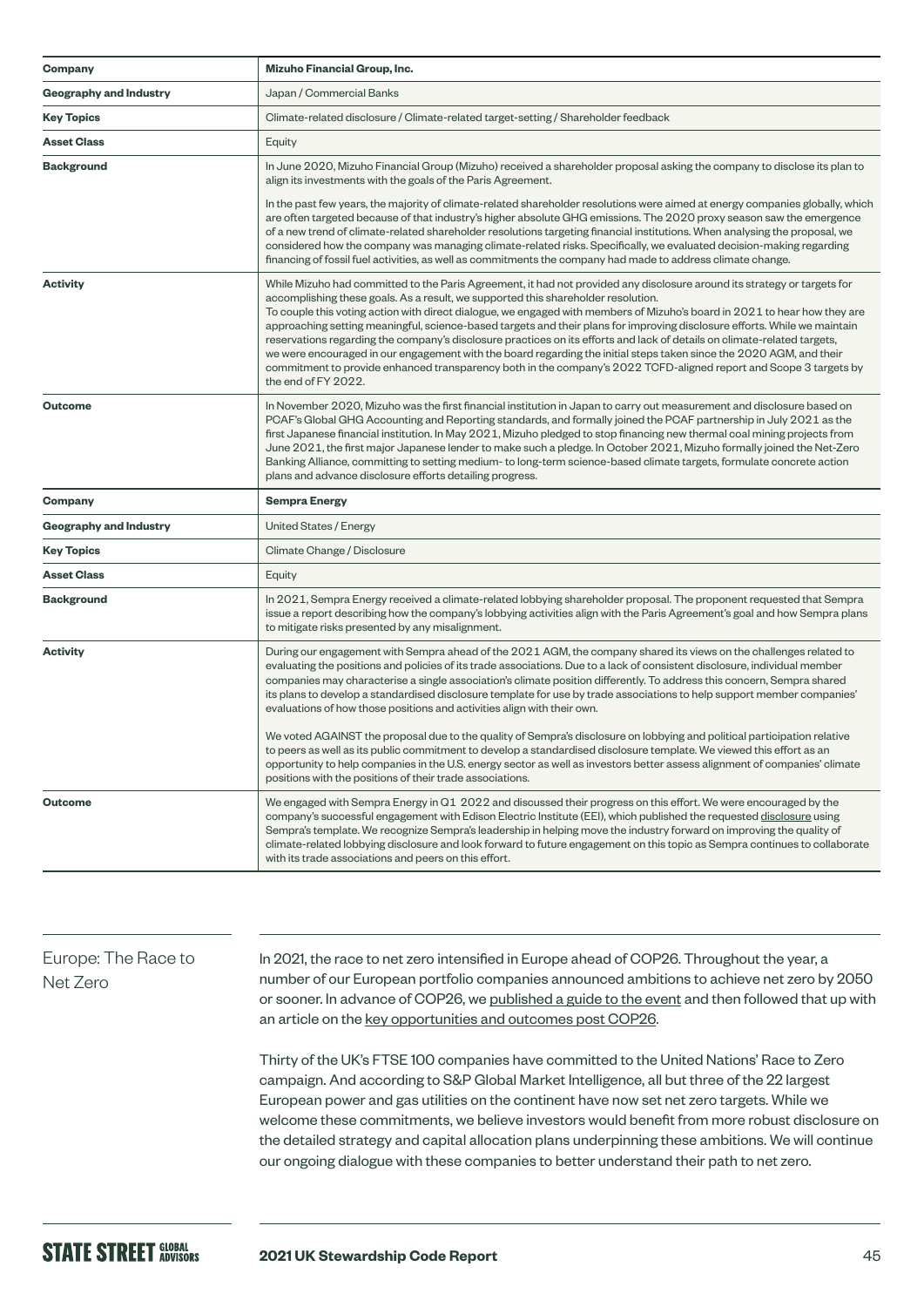| Company | Mizuho Financial Group, Inc. |
|---|---|
| Geography and Industry | Japan / Commercial Banks |
| Key Topics | Climate-related disclosure / Climate-related target-setting / Shareholder feedback |
| Asset Class | Equity |
| Background | In June 2020, Mizuho Financial Group (Mizuho) received a shareholder proposal asking the company to disclose its plan to align its investments with the goals of the Paris Agreement.<br><br>In the past few years, the majority of climate-related shareholder resolutions were aimed at energy companies globally, which are often targeted because of that industry's higher absolute GHG emissions. The 2020 proxy season saw the emergence of a new trend of climate-related shareholder resolutions targeting financial institutions. When analysing the proposal, we considered how the company was managing climate-related risks. Specifically, we evaluated decision-making regarding financing of fossil fuel activities, as well as commitments the company had made to address climate change. |
| Activity | While Mizuho had committed to the Paris Agreement, it had not provided any disclosure around its strategy or targets for accomplishing these goals. As a result, we supported this shareholder resolution.<br>To couple this voting action with direct dialogue, we engaged with members of Mizuho's board in 2021 to hear how they are approaching setting meaningful, science-based targets and their plans for improving disclosure efforts. While we maintain reservations regarding the company's disclosure practices on its efforts and lack of details on climate-related targets, we were encouraged in our engagement with the board regarding the initial steps taken since the 2020 AGM, and their commitment to provide enhanced transparency both in the company's 2022 TCFD-aligned report and Scope 3 targets by the end of FY 2022. |
| Outcome | In November 2020, Mizuho was the first financial institution in Japan to carry out measurement and disclosure based on PCAF's Global GHG Accounting and Reporting standards, and formally joined the PCAF partnership in July 2021 as the first Japanese financial institution. In May 2021, Mizuho pledged to stop financing new thermal coal mining projects from June 2021, the first major Japanese lender to make such a pledge. In October 2021, Mizuho formally joined the Net-Zero Banking Alliance, committing to setting medium- to long-term science-based climate targets, formulate concrete action plans and advance disclosure efforts detailing progress. |
| **Company** | **Sempra Energy** |
| **Geography and Industry** | United States / Energy |
| **Key Topics** | Climate Change / Disclosure |
| **Asset Class** | Equity |
| **Background** | In 2021, Sempra Energy received a climate-related lobbying shareholder proposal. The proponent requested that Sempra issue a report describing how the company's lobbying activities align with the Paris Agreement's goal and how Sempra plans to mitigate risks presented by any misalignment. |
| **Activity** | During our engagement with Sempra ahead of the 2021 AGM, the company shared its views on the challenges related to evaluating the positions and policies of its trade associations. Due to a lack of consistent disclosure, individual member companies may characterise a single association's climate position differently. To address this concern, Sempra shared its plans to develop a standardised disclosure template for use by trade associations to help support member companies' evaluations of how those positions and activities align with their own.<br><br>We voted AGAINST the proposal due to the quality of Sempra's disclosure on lobbying and political participation relative to peers as well as its public commitment to develop a standardised disclosure template. We viewed this effort as an opportunity to help companies in the U.S. energy sector as well as investors better assess alignment of companies' climate positions with the positions of their trade associations. |
| **Outcome** | We engaged with Sempra Energy in Q1 2022 and discussed their progress on this effort. We were encouraged by the company's successful engagement with Edison Electric Institute (EEI), which published the requested disclosure using Sempra's template. We recognize Sempra's leadership in helping move the industry forward on improving the quality of climate-related lobbying disclosure and look forward to future engagement on this topic as Sempra continues to collaborate with its trade associations and peers on this effort. |

## Europe: The Race to Net Zero

In 2021, the race to net zero intensified in Europe ahead of COP26. Throughout the year, a number of our European portfolio companies announced ambitions to achieve net zero by 2050 or sooner. In advance of COP26, we published a guide to the event and then followed that up with an article on the key opportunities and outcomes post COP26.

Thirty of the UK's FTSE 100 companies have committed to the United Nations' Race to Zero campaign. And according to S&P Global Market Intelligence, all but three of the 22 largest European power and gas utilities on the continent have now set net zero targets. While we welcome these commitments, we believe investors would benefit from more robust disclosure on the detailed strategy and capital allocation plans underpinning these ambitions. We will continue our ongoing dialogue with these companies to better understand their path to net zero.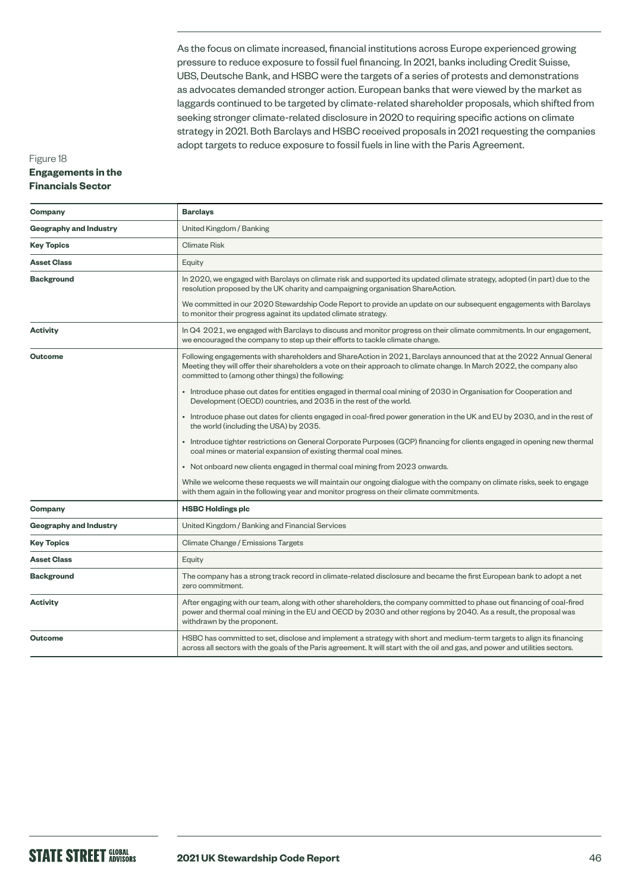As the focus on climate increased, financial institutions across Europe experienced growing pressure to reduce exposure to fossil fuel financing. In 2021, banks including Credit Suisse, UBS, Deutsche Bank, and HSBC were the targets of a series of protests and demonstrations as advocates demanded stronger action. European banks that were viewed by the market as laggards continued to be targeted by climate-related shareholder proposals, which shifted from seeking stronger climate-related disclosure in 2020 to requiring specific actions on climate strategy in 2021. Both Barclays and HSBC received proposals in 2021 requesting the companies adopt targets to reduce exposure to fossil fuels in line with the Paris Agreement.

Figure 18
**Engagements in the Financials Sector**

| **Company** | **Barclays** |
|---|---|
| **Geography and Industry** | United Kingdom / Banking |
| **Key Topics** | Climate Risk |
| **Asset Class** | Equity |
| **Background** | In 2020, we engaged with Barclays on climate risk and supported its updated climate strategy, adopted (in part) due to the resolution proposed by the UK charity and campaigning organisation ShareAction.<br><br>We committed in our 2020 Stewardship Code Report to provide an update on our subsequent engagements with Barclays to monitor their progress against its updated climate strategy. |
| **Activity** | In Q4 2021, we engaged with Barclays to discuss and monitor progress on their climate commitments. In our engagement, we encouraged the company to step up their efforts to tackle climate change. |
| **Outcome** | Following engagements with shareholders and ShareAction in 2021, Barclays announced that at the 2022 Annual General Meeting they will offer their shareholders a vote on their approach to climate change. In March 2022, the company also committed to (among other things) the following:<br><br>• Introduce phase out dates for entities engaged in thermal coal mining of 2030 in Organisation for Cooperation and Development (OECD) countries, and 2035 in the rest of the world.<br>• Introduce phase out dates for clients engaged in coal-fired power generation in the UK and EU by 2030, and in the rest of the world (including the USA) by 2035.<br>• Introduce tighter restrictions on General Corporate Purposes (GCP) financing for clients engaged in opening new thermal coal mines or material expansion of existing thermal coal mines.<br>• Not onboard new clients engaged in thermal coal mining from 2023 onwards.<br><br>While we welcome these requests we will maintain our ongoing dialogue with the company on climate risks, seek to engage with them again in the following year and monitor progress on their climate commitments. |
| **Company** | **HSBC Holdings plc** |
| **Geography and Industry** | United Kingdom / Banking and Financial Services |
| **Key Topics** | Climate Change / Emissions Targets |
| **Asset Class** | Equity |
| **Background** | The company has a strong track record in climate-related disclosure and became the first European bank to adopt a net zero commitment. |
| **Activity** | After engaging with our team, along with other shareholders, the company committed to phase out financing of coal-fired power and thermal coal mining in the EU and OECD by 2030 and other regions by 2040. As a result, the proposal was withdrawn by the proponent. |
| **Outcome** | HSBC has committed to set, disclose and implement a strategy with short and medium-term targets to align its financing across all sectors with the goals of the Paris agreement. It will start with the oil and gas, and power and utilities sectors. |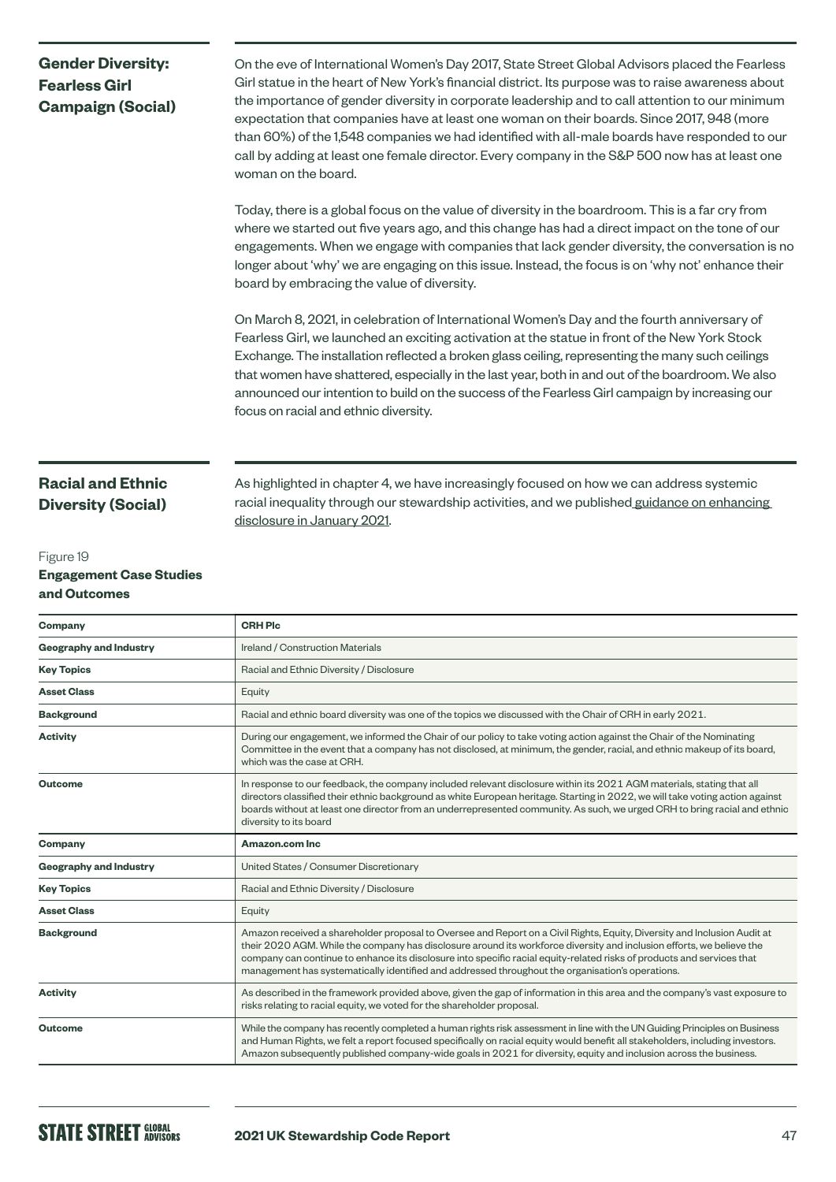## Gender Diversity: Fearless Girl Campaign (Social)

On the eve of International Women's Day 2017, State Street Global Advisors placed the Fearless Girl statue in the heart of New York's financial district. Its purpose was to raise awareness about the importance of gender diversity in corporate leadership and to call attention to our minimum expectation that companies have at least one woman on their boards. Since 2017, 948 (more than 60%) of the 1,548 companies we had identified with all-male boards have responded to our call by adding at least one female director. Every company in the S&P 500 now has at least one woman on the board.

Today, there is a global focus on the value of diversity in the boardroom. This is a far cry from where we started out five years ago, and this change has had a direct impact on the tone of our engagements. When we engage with companies that lack gender diversity, the conversation is no longer about 'why' we are engaging on this issue. Instead, the focus is on 'why not' enhance their board by embracing the value of diversity.

On March 8, 2021, in celebration of International Women's Day and the fourth anniversary of Fearless Girl, we launched an exciting activation at the statue in front of the New York Stock Exchange. The installation reflected a broken glass ceiling, representing the many such ceilings that women have shattered, especially in the last year, both in and out of the boardroom. We also announced our intention to build on the success of the Fearless Girl campaign by increasing our focus on racial and ethnic diversity.

## Racial and Ethnic Diversity (Social)

As highlighted in chapter 4, we have increasingly focused on how we can address systemic racial inequality through our stewardship activities, and we published guidance on enhancing disclosure in January 2021.

Figure 19
**Engagement Case Studies and Outcomes**

| Company | CRH Plc |
|---|---|
| Geography and Industry | Ireland / Construction Materials |
| Key Topics | Racial and Ethnic Diversity / Disclosure |
| Asset Class | Equity |
| Background | Racial and ethnic board diversity was one of the topics we discussed with the Chair of CRH in early 2021. |
| Activity | During our engagement, we informed the Chair of our policy to take voting action against the Chair of the Nominating Committee in the event that a company has not disclosed, at minimum, the gender, racial, and ethnic makeup of its board, which was the case at CRH. |
| Outcome | In response to our feedback, the company included relevant disclosure within its 2021 AGM materials, stating that all directors classified their ethnic background as white European heritage. Starting in 2022, we will take voting action against boards without at least one director from an underrepresented community. As such, we urged CRH to bring racial and ethnic diversity to its board |
| **Company** | **Amazon.com Inc** |
| Geography and Industry | United States / Consumer Discretionary |
| Key Topics | Racial and Ethnic Diversity / Disclosure |
| Asset Class | Equity |
| Background | Amazon received a shareholder proposal to Oversee and Report on a Civil Rights, Equity, Diversity and Inclusion Audit at their 2020 AGM. While the company has disclosure around its workforce diversity and inclusion efforts, we believe the company can continue to enhance its disclosure into specific racial equity-related risks of products and services that management has systematically identified and addressed throughout the organisation's operations. |
| Activity | As described in the framework provided above, given the gap of information in this area and the company's vast exposure to risks relating to racial equity, we voted for the shareholder proposal. |
| Outcome | While the company has recently completed a human rights risk assessment in line with the UN Guiding Principles on Business and Human Rights, we felt a report focused specifically on racial equity would benefit all stakeholders, including investors. Amazon subsequently published company-wide goals in 2021 for diversity, equity and inclusion across the business. |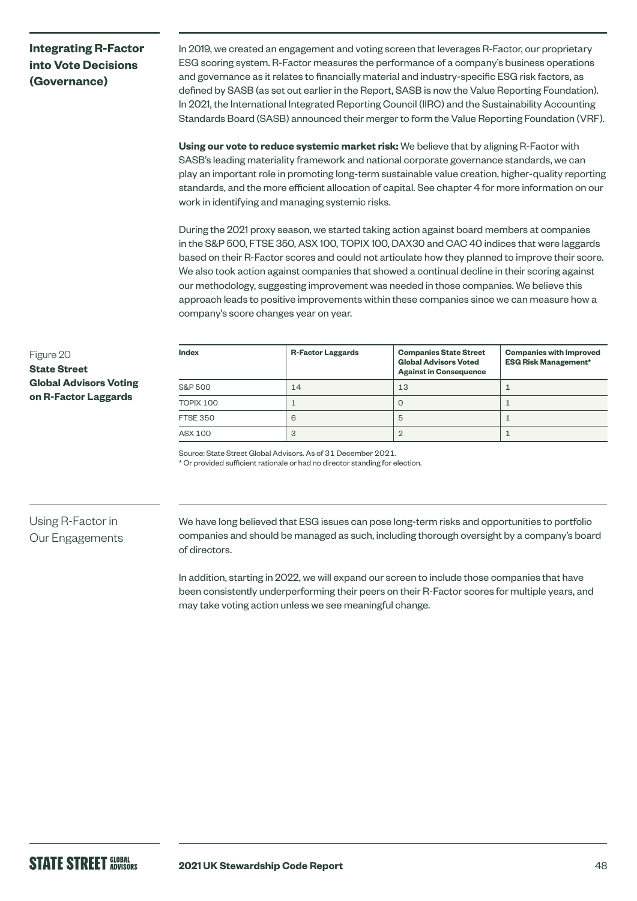## Integrating R-Factor into Vote Decisions (Governance)

In 2019, we created an engagement and voting screen that leverages R-Factor, our proprietary ESG scoring system. R-Factor measures the performance of a company's business operations and governance as it relates to financially material and industry-specific ESG risk factors, as defined by SASB (as set out earlier in the Report, SASB is now the Value Reporting Foundation). In 2021, the International Integrated Reporting Council (IIRC) and the Sustainability Accounting Standards Board (SASB) announced their merger to form the Value Reporting Foundation (VRF).

**Using our vote to reduce systemic market risk:** We believe that by aligning R-Factor with SASB's leading materiality framework and national corporate governance standards, we can play an important role in promoting long-term sustainable value creation, higher-quality reporting standards, and the more efficient allocation of capital. See chapter 4 for more information on our work in identifying and managing systemic risks.

During the 2021 proxy season, we started taking action against board members at companies in the S&P 500, FTSE 350, ASX 100, TOPIX 100, DAX30 and CAC 40 indices that were laggards based on their R-Factor scores and could not articulate how they planned to improve their score. We also took action against companies that showed a continual decline in their scoring against our methodology, suggesting improvement was needed in those companies. We believe this approach leads to positive improvements within these companies since we can measure how a company's score changes year on year.

Figure 20
**State Street Global Advisors Voting on R-Factor Laggards**

| Index | R-Factor Laggards | Companies State Street Global Advisors Voted Against in Consequence | Companies with Improved ESG Risk Management* |
|---|---|---|---|
| S&P 500 | 14 | 13 | 1 |
| TOPIX 100 | 1 | 0 | 1 |
| FTSE 350 | 6 | 5 | 1 |
| ASX 100 | 3 | 2 | 1 |

Source: State Street Global Advisors. As of 31 December 2021.
* Or provided sufficient rationale or had no director standing for election.

## Using R-Factor in Our Engagements

We have long believed that ESG issues can pose long-term risks and opportunities to portfolio companies and should be managed as such, including thorough oversight by a company's board of directors.

In addition, starting in 2022, we will expand our screen to include those companies that have been consistently underperforming their peers on their R-Factor scores for multiple years, and may take voting action unless we see meaningful change.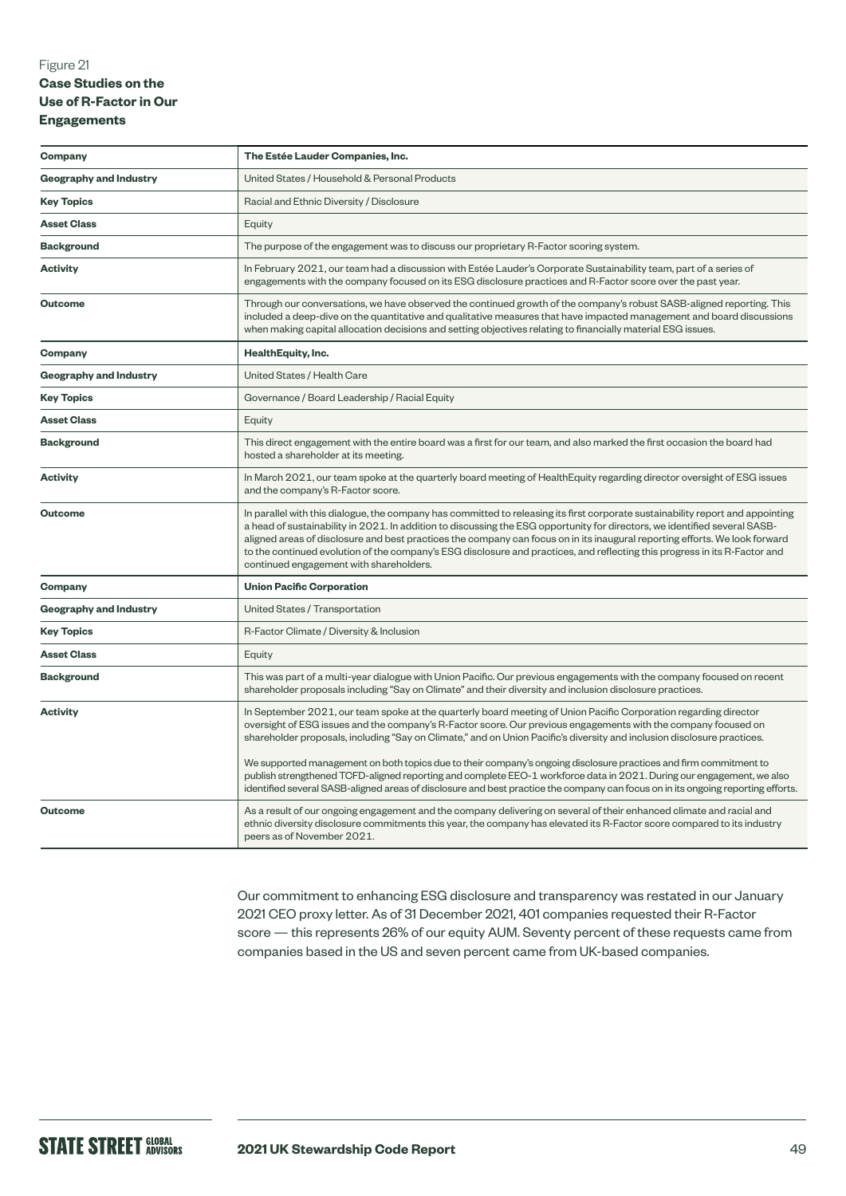Figure 21

**Case Studies on the Use of R-Factor in Our Engagements**

| **Company** | **The Estée Lauder Companies, Inc.** |
|---|---|
| **Geography and Industry** | United States / Household & Personal Products |
| **Key Topics** | Racial and Ethnic Diversity / Disclosure |
| **Asset Class** | Equity |
| **Background** | The purpose of the engagement was to discuss our proprietary R-Factor scoring system. |
| **Activity** | In February 2021, our team had a discussion with Estée Lauder's Corporate Sustainability team, part of a series of engagements with the company focused on its ESG disclosure practices and R-Factor score over the past year. |
| **Outcome** | Through our conversations, we have observed the continued growth of the company's robust SASB-aligned reporting. This included a deep-dive on the quantitative and qualitative measures that have impacted management and board discussions when making capital allocation decisions and setting objectives relating to financially material ESG issues. |
| **Company** | **HealthEquity, Inc.** |
| **Geography and Industry** | United States / Health Care |
| **Key Topics** | Governance / Board Leadership / Racial Equity |
| **Asset Class** | Equity |
| **Background** | This direct engagement with the entire board was a first for our team, and also marked the first occasion the board had hosted a shareholder at its meeting. |
| **Activity** | In March 2021, our team spoke at the quarterly board meeting of HealthEquity regarding director oversight of ESG issues and the company's R-Factor score. |
| **Outcome** | In parallel with this dialogue, the company has committed to releasing its first corporate sustainability report and appointing a head of sustainability in 2021. In addition to discussing the ESG opportunity for directors, we identified several SASB-aligned areas of disclosure and best practices the company can focus on in its inaugural reporting efforts. We look forward to the continued evolution of the company's ESG disclosure and practices, and reflecting this progress in its R-Factor and continued engagement with shareholders. |
| **Company** | **Union Pacific Corporation** |
| **Geography and Industry** | United States / Transportation |
| **Key Topics** | R-Factor Climate / Diversity & Inclusion |
| **Asset Class** | Equity |
| **Background** | This was part of a multi-year dialogue with Union Pacific. Our previous engagements with the company focused on recent shareholder proposals including "Say on Climate" and their diversity and inclusion disclosure practices. |
| **Activity** | In September 2021, our team spoke at the quarterly board meeting of Union Pacific Corporation regarding director oversight of ESG issues and the company's R-Factor score. Our previous engagements with the company focused on shareholder proposals, including "Say on Climate," and on Union Pacific's diversity and inclusion disclosure practices.<br><br>We supported management on both topics due to their company's ongoing disclosure practices and firm commitment to publish strengthened TCFD-aligned reporting and complete EEO-1 workforce data in 2021. During our engagement, we also identified several SASB-aligned areas of disclosure and best practice the company can focus on in its ongoing reporting efforts. |
| **Outcome** | As a result of our ongoing engagement and the company delivering on several of their enhanced climate and racial and ethnic diversity disclosure commitments this year, the company has elevated its R-Factor score compared to its industry peers as of November 2021. |

Our commitment to enhancing ESG disclosure and transparency was restated in our January 2021 CEO proxy letter. As of 31 December 2021, 401 companies requested their R-Factor score — this represents 26% of our equity AUM. Seventy percent of these requests came from companies based in the US and seven percent came from UK-based companies.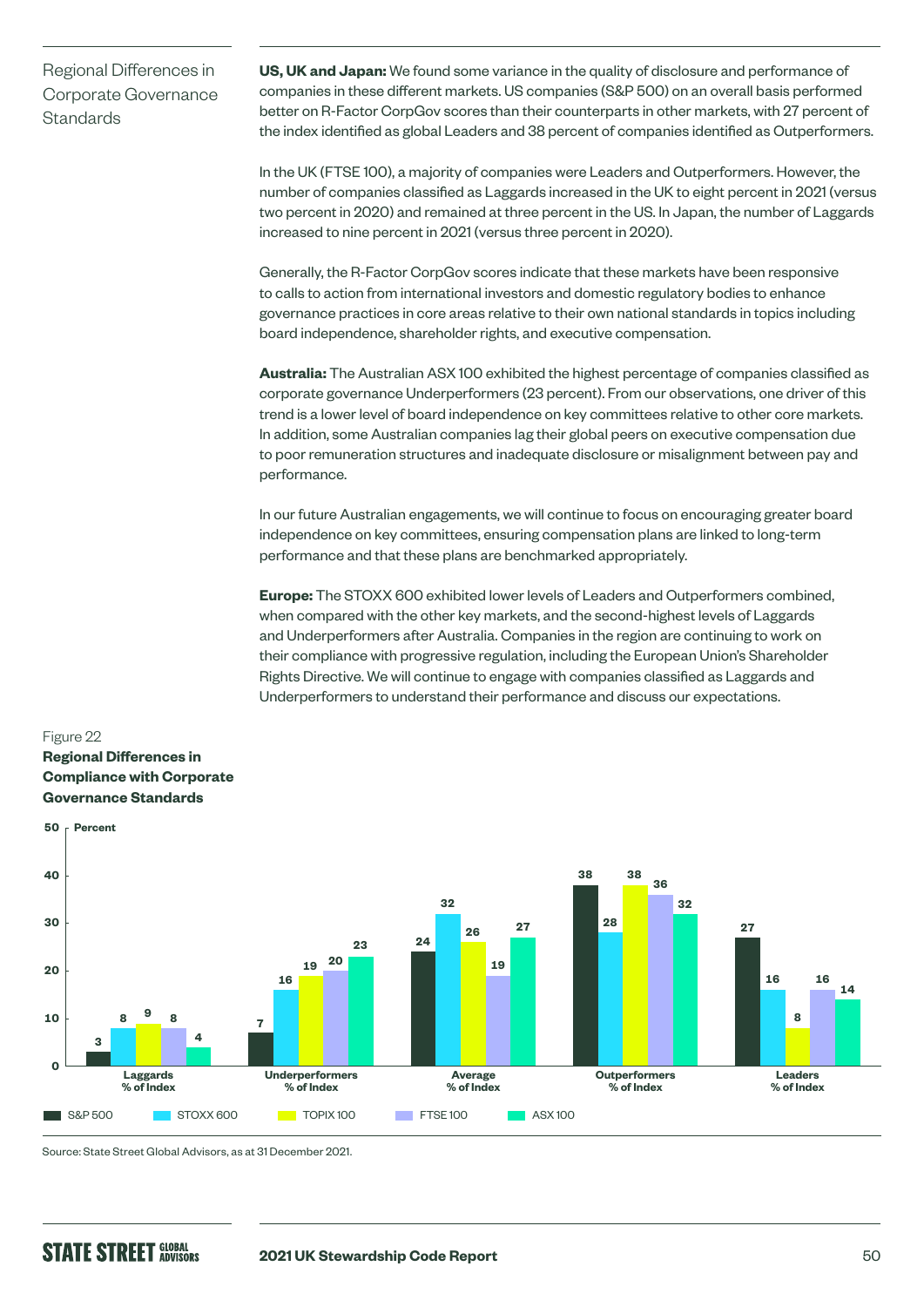## Regional Differences in Corporate Governance Standards

**US, UK and Japan:** We found some variance in the quality of disclosure and performance of companies in these different markets. US companies (S&P 500) on an overall basis performed better on R-Factor CorpGov scores than their counterparts in other markets, with 27 percent of the index identified as global Leaders and 38 percent of companies identified as Outperformers.

In the UK (FTSE 100), a majority of companies were Leaders and Outperformers. However, the number of companies classified as Laggards increased in the UK to eight percent in 2021 (versus two percent in 2020) and remained at three percent in the US. In Japan, the number of Laggards increased to nine percent in 2021 (versus three percent in 2020).

Generally, the R-Factor CorpGov scores indicate that these markets have been responsive to calls to action from international investors and domestic regulatory bodies to enhance governance practices in core areas relative to their own national standards in topics including board independence, shareholder rights, and executive compensation.

**Australia:** The Australian ASX 100 exhibited the highest percentage of companies classified as corporate governance Underperformers (23 percent). From our observations, one driver of this trend is a lower level of board independence on key committees relative to other core markets. In addition, some Australian companies lag their global peers on executive compensation due to poor remuneration structures and inadequate disclosure or misalignment between pay and performance.

In our future Australian engagements, we will continue to focus on encouraging greater board independence on key committees, ensuring compensation plans are linked to long-term performance and that these plans are benchmarked appropriately.

**Europe:** The STOXX 600 exhibited lower levels of Leaders and Outperformers combined, when compared with the other key markets, and the second-highest levels of Laggards and Underperformers after Australia. Companies in the region are continuing to work on their compliance with progressive regulation, including the European Union's Shareholder Rights Directive. We will continue to engage with companies classified as Laggards and Underperformers to understand their performance and discuss our expectations.

Figure 22
**Regional Differences in Compliance with Corporate Governance Standards**

Percent

| | S&P 500 | STOXX 600 | TOPIX 100 | FTSE 100 | ASX 100 |
|---|---|---|---|---|---|
| Laggards % of Index | 3 | 8 | 9 | 8 | 4 |
| Underperformers % of Index | 7 | 16 | 19 | 20 | 23 |
| Average % of Index | 24 | 32 | 26 | 19 | 27 |
| Outperformers % of Index | 38 | 28 | 38 | 36 | 32 |
| Leaders % of Index | 27 | 16 | 8 | 16 | 14 |

Source: State Street Global Advisors, as at 31 December 2021.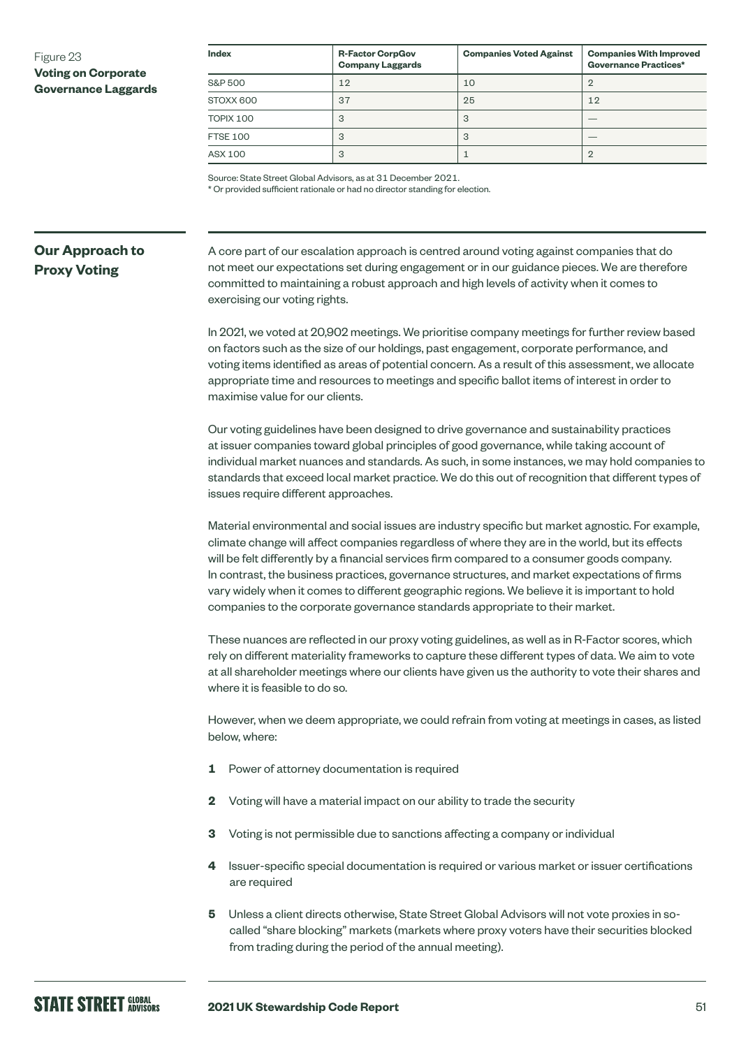Figure 23
**Voting on Corporate Governance Laggards**

| Index | R-Factor CorpGov Company Laggards | Companies Voted Against | Companies With Improved Governance Practices* |
|---|---|---|---|
| S&P 500 | 12 | 10 | 2 |
| STOXX 600 | 37 | 25 | 12 |
| TOPIX 100 | 3 | 3 | — |
| FTSE 100 | 3 | 3 | — |
| ASX 100 | 3 | 1 | 2 |

Source: State Street Global Advisors, as at 31 December 2021.
* Or provided sufficient rationale or had no director standing for election.

## Our Approach to Proxy Voting

A core part of our escalation approach is centred around voting against companies that do not meet our expectations set during engagement or in our guidance pieces. We are therefore committed to maintaining a robust approach and high levels of activity when it comes to exercising our voting rights.

In 2021, we voted at 20,902 meetings. We prioritise company meetings for further review based on factors such as the size of our holdings, past engagement, corporate performance, and voting items identified as areas of potential concern. As a result of this assessment, we allocate appropriate time and resources to meetings and specific ballot items of interest in order to maximise value for our clients.

Our voting guidelines have been designed to drive governance and sustainability practices at issuer companies toward global principles of good governance, while taking account of individual market nuances and standards. As such, in some instances, we may hold companies to standards that exceed local market practice. We do this out of recognition that different types of issues require different approaches.

Material environmental and social issues are industry specific but market agnostic. For example, climate change will affect companies regardless of where they are in the world, but its effects will be felt differently by a financial services firm compared to a consumer goods company. In contrast, the business practices, governance structures, and market expectations of firms vary widely when it comes to different geographic regions. We believe it is important to hold companies to the corporate governance standards appropriate to their market.

These nuances are reflected in our proxy voting guidelines, as well as in R-Factor scores, which rely on different materiality frameworks to capture these different types of data. We aim to vote at all shareholder meetings where our clients have given us the authority to vote their shares and where it is feasible to do so.

However, when we deem appropriate, we could refrain from voting at meetings in cases, as listed below, where:

1. Power of attorney documentation is required
2. Voting will have a material impact on our ability to trade the security
3. Voting is not permissible due to sanctions affecting a company or individual
4. Issuer-specific special documentation is required or various market or issuer certifications are required
5. Unless a client directs otherwise, State Street Global Advisors will not vote proxies in so-called "share blocking" markets (markets where proxy voters have their securities blocked from trading during the period of the annual meeting).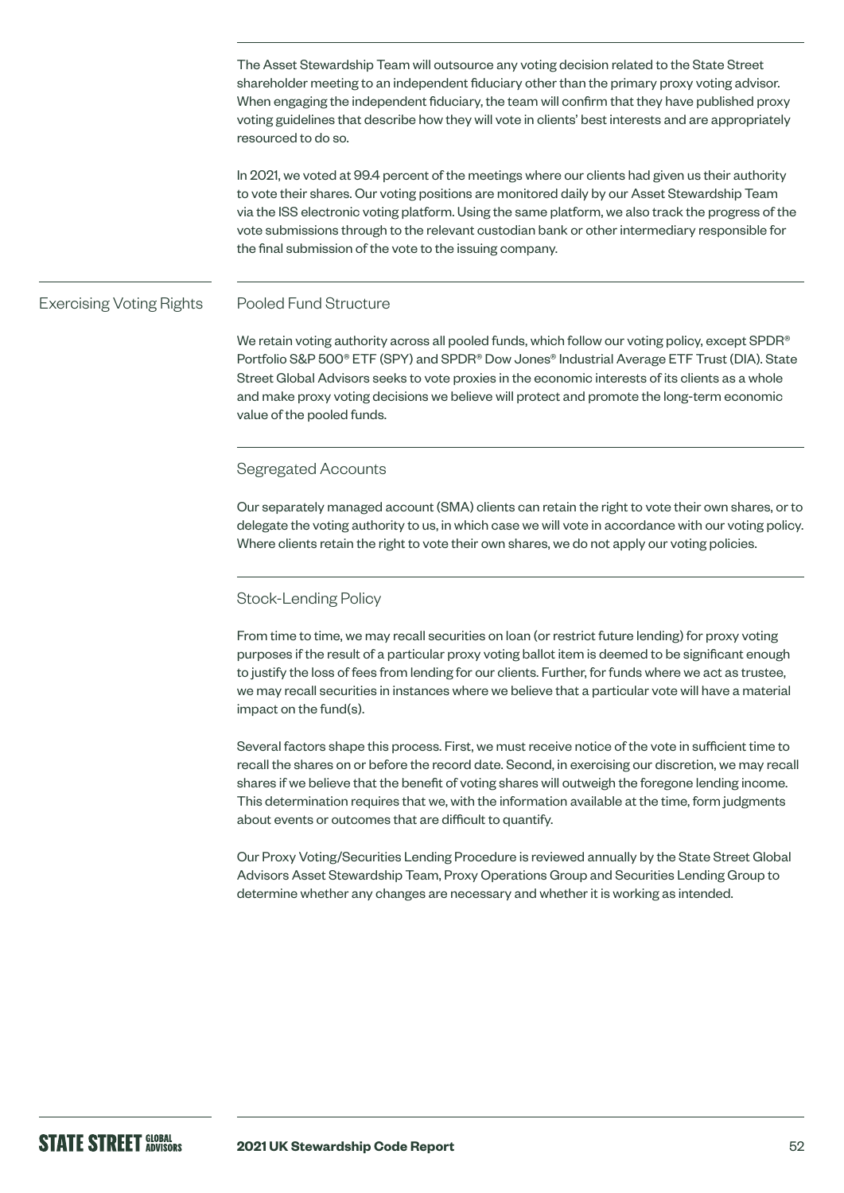The Asset Stewardship Team will outsource any voting decision related to the State Street shareholder meeting to an independent fiduciary other than the primary proxy voting advisor. When engaging the independent fiduciary, the team will confirm that they have published proxy voting guidelines that describe how they will vote in clients' best interests and are appropriately resourced to do so.

In 2021, we voted at 99.4 percent of the meetings where our clients had given us their authority to vote their shares. Our voting positions are monitored daily by our Asset Stewardship Team via the ISS electronic voting platform. Using the same platform, we also track the progress of the vote submissions through to the relevant custodian bank or other intermediary responsible for the final submission of the vote to the issuing company.

## Exercising Voting Rights

### Pooled Fund Structure

We retain voting authority across all pooled funds, which follow our voting policy, except SPDR® Portfolio S&P 500® ETF (SPY) and SPDR® Dow Jones® Industrial Average ETF Trust (DIA). State Street Global Advisors seeks to vote proxies in the economic interests of its clients as a whole and make proxy voting decisions we believe will protect and promote the long-term economic value of the pooled funds.

### Segregated Accounts

Our separately managed account (SMA) clients can retain the right to vote their own shares, or to delegate the voting authority to us, in which case we will vote in accordance with our voting policy. Where clients retain the right to vote their own shares, we do not apply our voting policies.

### Stock-Lending Policy

From time to time, we may recall securities on loan (or restrict future lending) for proxy voting purposes if the result of a particular proxy voting ballot item is deemed to be significant enough to justify the loss of fees from lending for our clients. Further, for funds where we act as trustee, we may recall securities in instances where we believe that a particular vote will have a material impact on the fund(s).

Several factors shape this process. First, we must receive notice of the vote in sufficient time to recall the shares on or before the record date. Second, in exercising our discretion, we may recall shares if we believe that the benefit of voting shares will outweigh the foregone lending income. This determination requires that we, with the information available at the time, form judgments about events or outcomes that are difficult to quantify.

Our Proxy Voting/Securities Lending Procedure is reviewed annually by the State Street Global Advisors Asset Stewardship Team, Proxy Operations Group and Securities Lending Group to determine whether any changes are necessary and whether it is working as intended.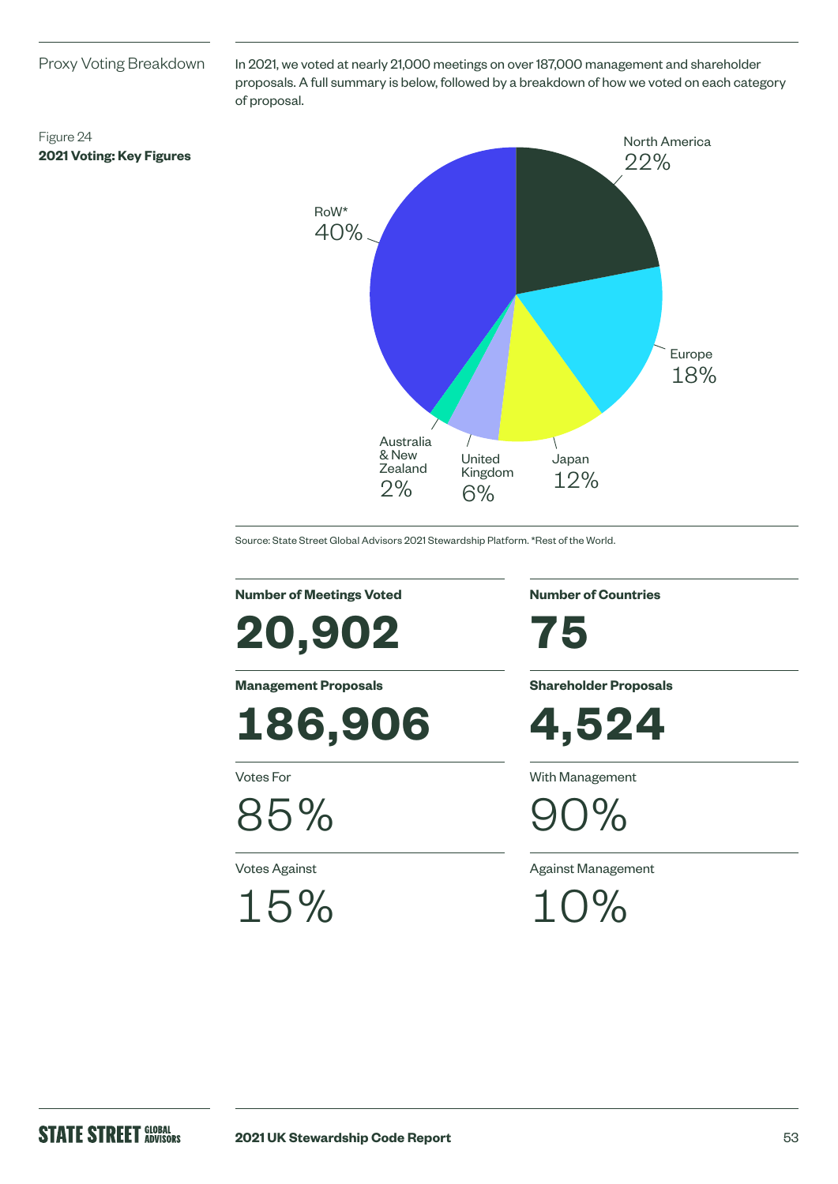## Proxy Voting Breakdown

In 2021, we voted at nearly 21,000 meetings on over 187,000 management and shareholder proposals. A full summary is below, followed by a breakdown of how we voted on each category of proposal.

Figure 24
**2021 Voting: Key Figures**

| Region | Share |
| --- | --- |
| North America | 22% |
| Europe | 18% |
| Japan | 12% |
| United Kingdom | 6% |
| Australia & New Zealand | 2% |
| RoW* | 40% |

Source: State Street Global Advisors 2021 Stewardship Platform. *Rest of the World.

**Number of Meetings Voted**

**20,902**

**Number of Countries**

**75**

**Management Proposals**

**186,906**

**Shareholder Proposals**

**4,524**

Votes For

85%

With Management

90%

Votes Against

15%

Against Management

10%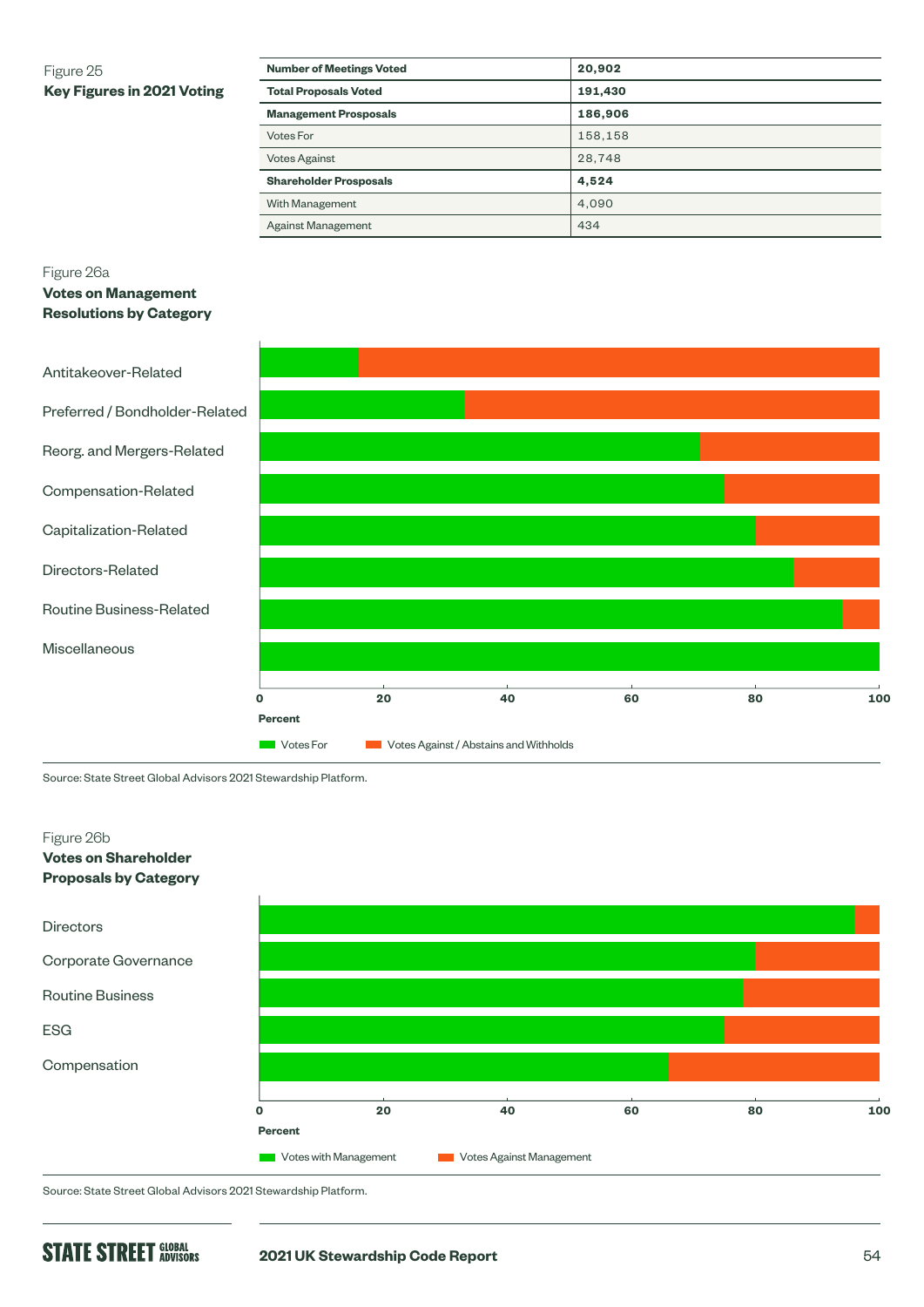Figure 25
**Key Figures in 2021 Voting**

| **Number of Meetings Voted** | **20,902** |
|---|---|
| **Total Proposals Voted** | **191,430** |
| **Management Prosposals** | **186,906** |
| Votes For | 158,158 |
| Votes Against | 28,748 |
| **Shareholder Prosposals** | **4,524** |
| With Management | 4,090 |
| Against Management | 434 |

Figure 26a
**Votes on Management Resolutions by Category**

Antitakeover-Related
Preferred / Bondholder-Related
Reorg. and Mergers-Related
Compensation-Related
Capitalization-Related
Directors-Related
Routine Business-Related
Miscellaneous

0 20 40 60 80 100
**Percent**

Votes For | Votes Against / Abstains and Withholds

Source: State Street Global Advisors 2021 Stewardship Platform.

Figure 26b
**Votes on Shareholder Proposals by Category**

Directors
Corporate Governance
Routine Business
ESG
Compensation

0 20 40 60 80 100
**Percent**

Votes with Management | Votes Against Management

Source: State Street Global Advisors 2021 Stewardship Platform.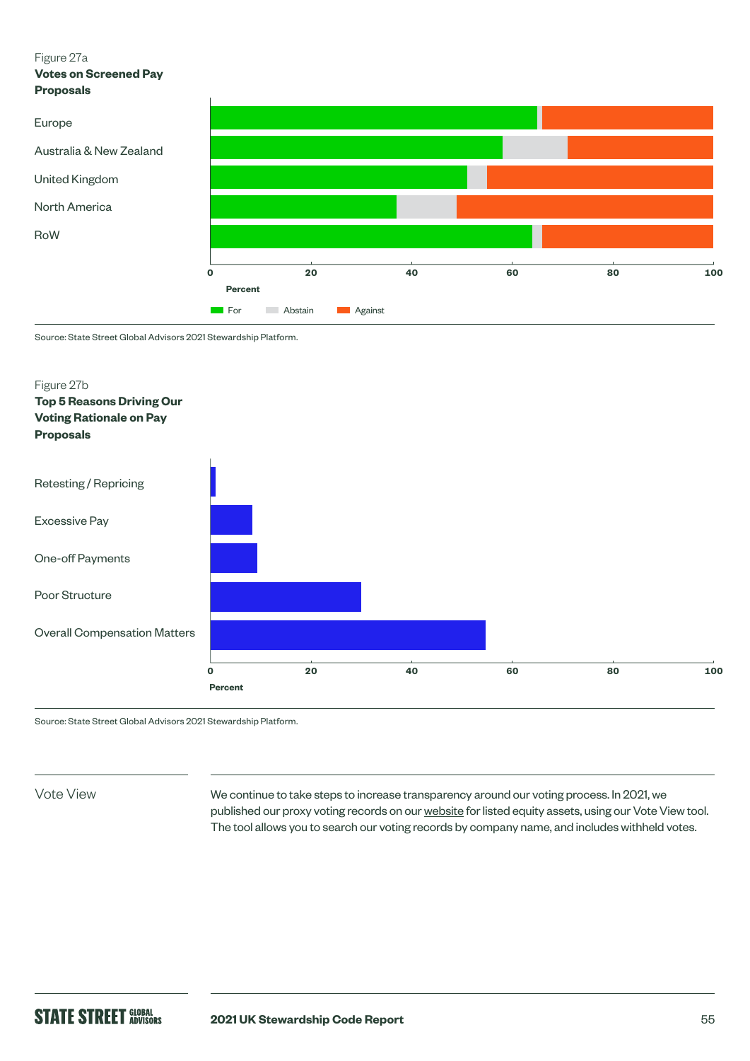Figure 27a
**Votes on Screened Pay Proposals**

| | For | Abstain | Against |
|---|---|---|---|
| Europe | | | |
| Australia & New Zealand | | | |
| United Kingdom | | | |
| North America | | | |
| RoW | | | |

Percent (0–100)

Source: State Street Global Advisors 2021 Stewardship Platform.

Figure 27b
**Top 5 Reasons Driving Our Voting Rationale on Pay Proposals**

- Retesting / Repricing
- Excessive Pay
- One-off Payments
- Poor Structure
- Overall Compensation Matters

Percent (0–100)

Source: State Street Global Advisors 2021 Stewardship Platform.

## Vote View

We continue to take steps to increase transparency around our voting process. In 2021, we published our proxy voting records on our website for listed equity assets, using our Vote View tool. The tool allows you to search our voting records by company name, and includes withheld votes.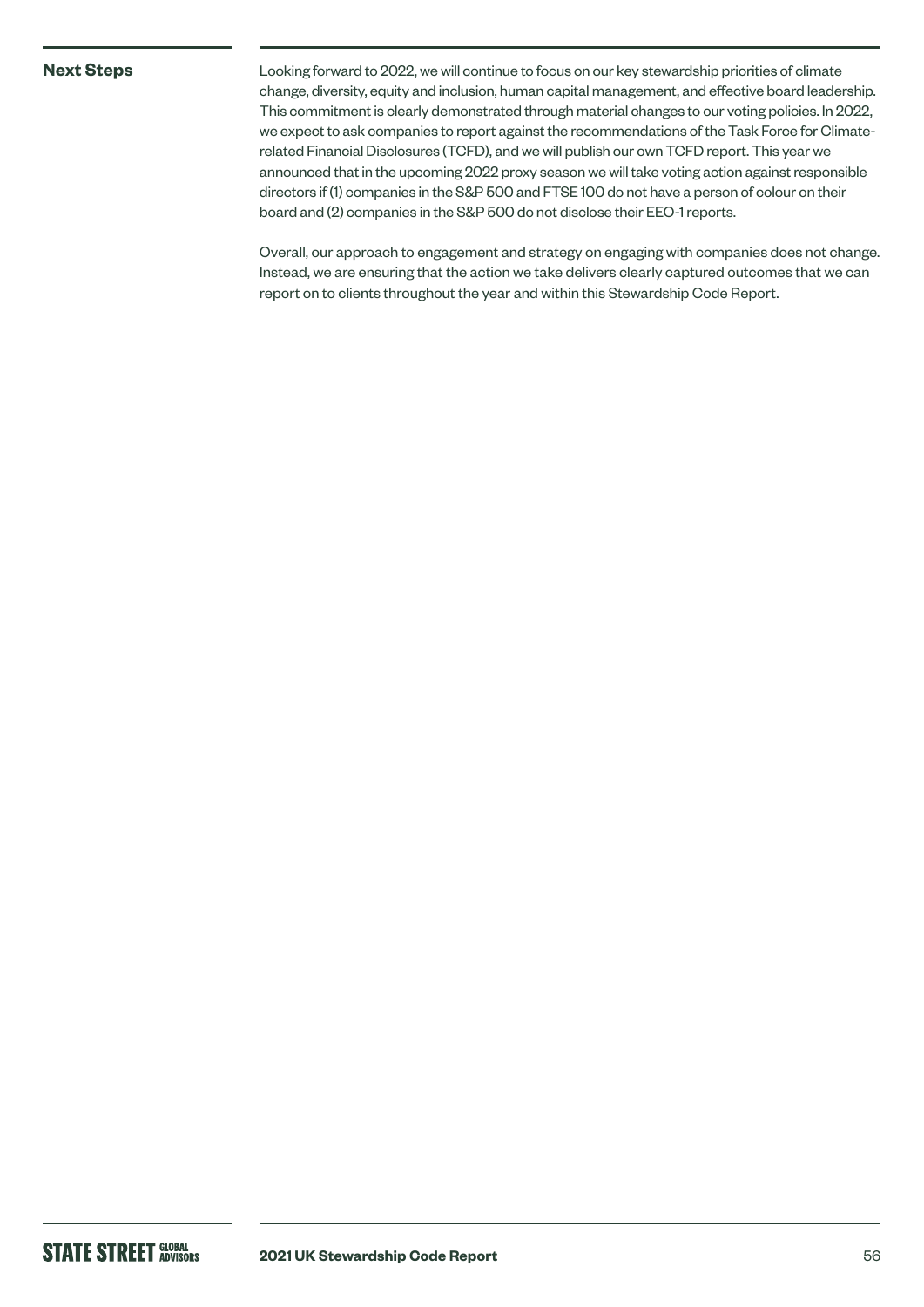## Next Steps

Looking forward to 2022, we will continue to focus on our key stewardship priorities of climate change, diversity, equity and inclusion, human capital management, and effective board leadership. This commitment is clearly demonstrated through material changes to our voting policies. In 2022, we expect to ask companies to report against the recommendations of the Task Force for Climate-related Financial Disclosures (TCFD), and we will publish our own TCFD report. This year we announced that in the upcoming 2022 proxy season we will take voting action against responsible directors if (1) companies in the S&P 500 and FTSE 100 do not have a person of colour on their board and (2) companies in the S&P 500 do not disclose their EEO-1 reports.

Overall, our approach to engagement and strategy on engaging with companies does not change. Instead, we are ensuring that the action we take delivers clearly captured outcomes that we can report on to clients throughout the year and within this Stewardship Code Report.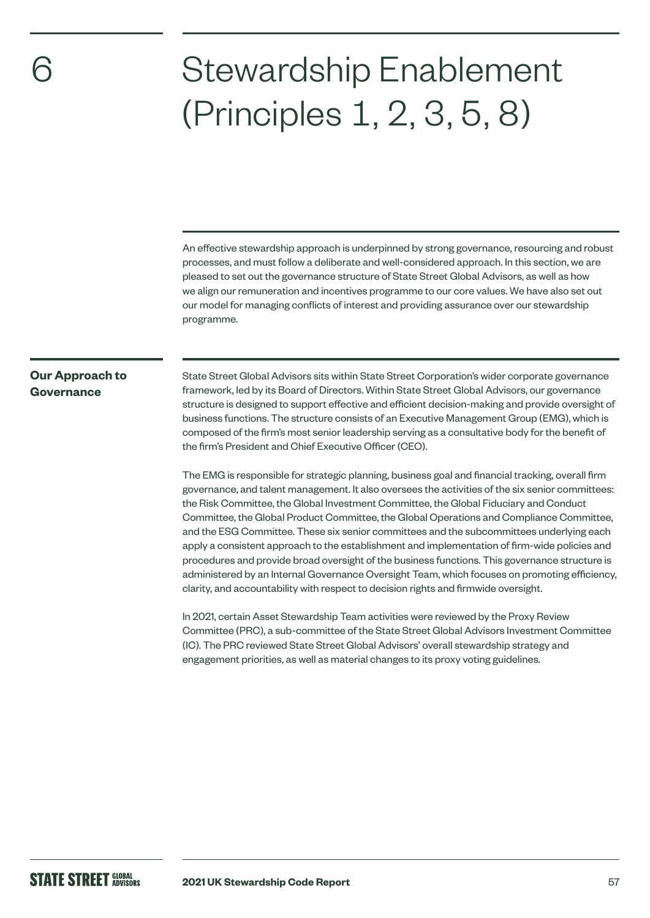# 6 Stewardship Enablement (Principles 1, 2, 3, 5, 8)

An effective stewardship approach is underpinned by strong governance, resourcing and robust processes, and must follow a deliberate and well-considered approach. In this section, we are pleased to set out the governance structure of State Street Global Advisors, as well as how we align our remuneration and incentives programme to our core values. We have also set out our model for managing conflicts of interest and providing assurance over our stewardship programme.

## Our Approach to Governance

State Street Global Advisors sits within State Street Corporation's wider corporate governance framework, led by its Board of Directors. Within State Street Global Advisors, our governance structure is designed to support effective and efficient decision-making and provide oversight of business functions. The structure consists of an Executive Management Group (EMG), which is composed of the firm's most senior leadership serving as a consultative body for the benefit of the firm's President and Chief Executive Officer (CEO).

The EMG is responsible for strategic planning, business goal and financial tracking, overall firm governance, and talent management. It also oversees the activities of the six senior committees: the Risk Committee, the Global Investment Committee, the Global Fiduciary and Conduct Committee, the Global Product Committee, the Global Operations and Compliance Committee, and the ESG Committee. These six senior committees and the subcommittees underlying each apply a consistent approach to the establishment and implementation of firm-wide policies and procedures and provide broad oversight of the business functions. This governance structure is administered by an Internal Governance Oversight Team, which focuses on promoting efficiency, clarity, and accountability with respect to decision rights and firmwide oversight.

In 2021, certain Asset Stewardship Team activities were reviewed by the Proxy Review Committee (PRC), a sub-committee of the State Street Global Advisors Investment Committee (IC). The PRC reviewed State Street Global Advisors' overall stewardship strategy and engagement priorities, as well as material changes to its proxy voting guidelines.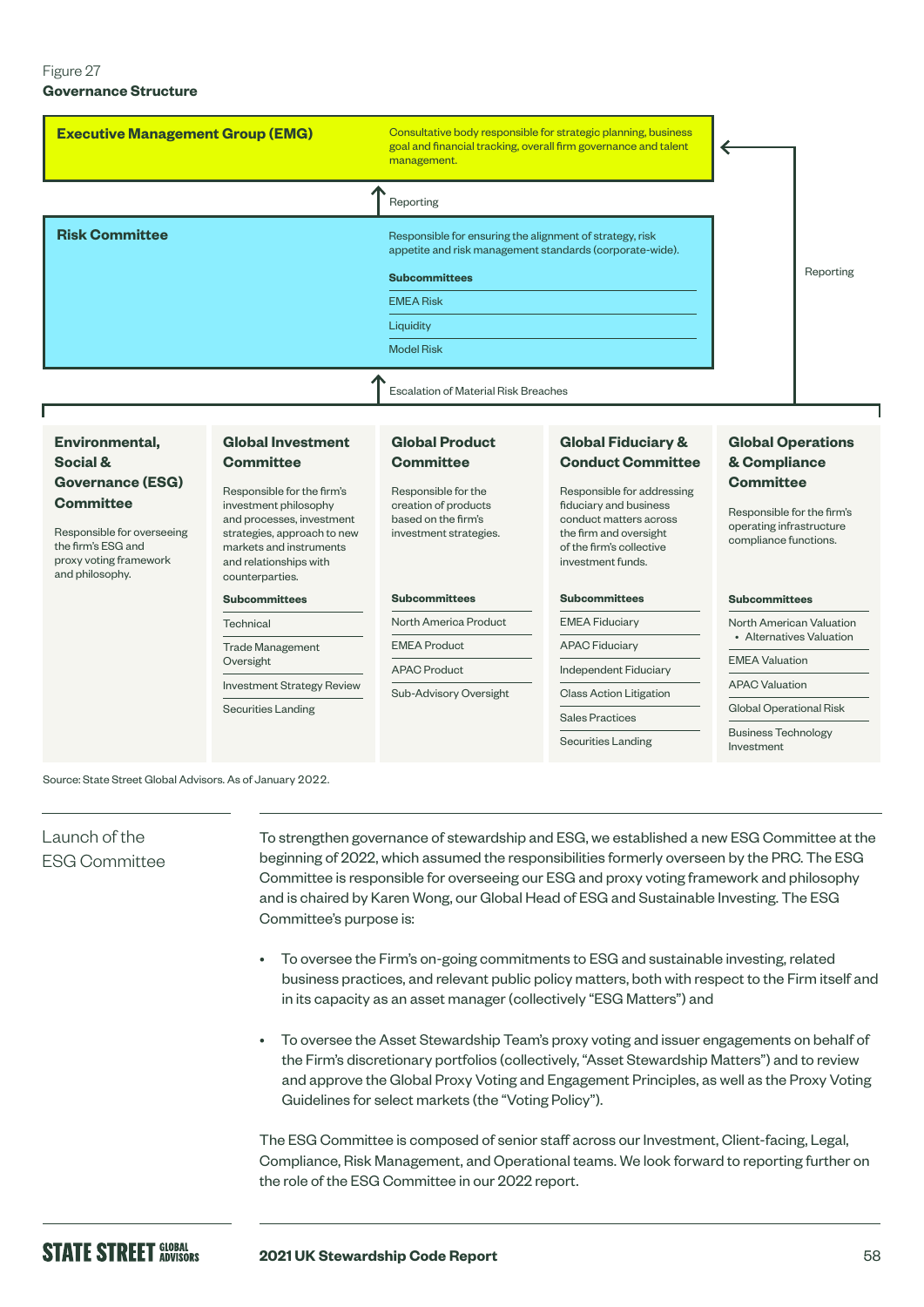Figure 27
**Governance Structure**

**Executive Management Group (EMG)**

Consultative body responsible for strategic planning, business goal and financial tracking, overall firm governance and talent management.

↑ Reporting

**Risk Committee**

Responsible for ensuring the alignment of strategy, risk appetite and risk management standards (corporate-wide).

**Subcommittees**
- EMEA Risk
- Liquidity
- Model Risk

↑ Escalation of Material Risk Breaches

Reporting (committees below → Executive Management Group)

| Environmental, Social & Governance (ESG) Committee | Global Investment Committee | Global Product Committee | Global Fiduciary & Conduct Committee | Global Operations & Compliance Committee |
|---|---|---|---|---|
| Responsible for overseeing the firm's ESG and proxy voting framework and philosophy. | Responsible for the firm's investment philosophy and processes, investment strategies, approach to new markets and instruments and relationships with counterparties. | Responsible for the creation of products based on the firm's investment strategies. | Responsible for addressing fiduciary and business conduct matters across the firm and oversight of the firm's collective investment funds. | Responsible for the firm's operating infrastructure compliance functions. |
| | **Subcommittees** | **Subcommittees** | **Subcommittees** | **Subcommittees** |
| | Technical | North America Product | EMEA Fiduciary | North American Valuation<br>• Alternatives Valuation |
| | Trade Management Oversight | EMEA Product | APAC Fiduciary | EMEA Valuation |
| | Investment Strategy Review | APAC Product | Independent Fiduciary | APAC Valuation |
| | Securities Landing | Sub-Advisory Oversight | Class Action Litigation | Global Operational Risk |
| | | | Sales Practices | Business Technology Investment |
| | | | Securities Landing | |

Source: State Street Global Advisors. As of January 2022.

## Launch of the ESG Committee

To strengthen governance of stewardship and ESG, we established a new ESG Committee at the beginning of 2022, which assumed the responsibilities formerly overseen by the PRC. The ESG Committee is responsible for overseeing our ESG and proxy voting framework and philosophy and is chaired by Karen Wong, our Global Head of ESG and Sustainable Investing. The ESG Committee's purpose is:

- To oversee the Firm's on-going commitments to ESG and sustainable investing, related business practices, and relevant public policy matters, both with respect to the Firm itself and in its capacity as an asset manager (collectively "ESG Matters") and
- To oversee the Asset Stewardship Team's proxy voting and issuer engagements on behalf of the Firm's discretionary portfolios (collectively, "Asset Stewardship Matters") and to review and approve the Global Proxy Voting and Engagement Principles, as well as the Proxy Voting Guidelines for select markets (the "Voting Policy").

The ESG Committee is composed of senior staff across our Investment, Client-facing, Legal, Compliance, Risk Management, and Operational teams. We look forward to reporting further on the role of the ESG Committee in our 2022 report.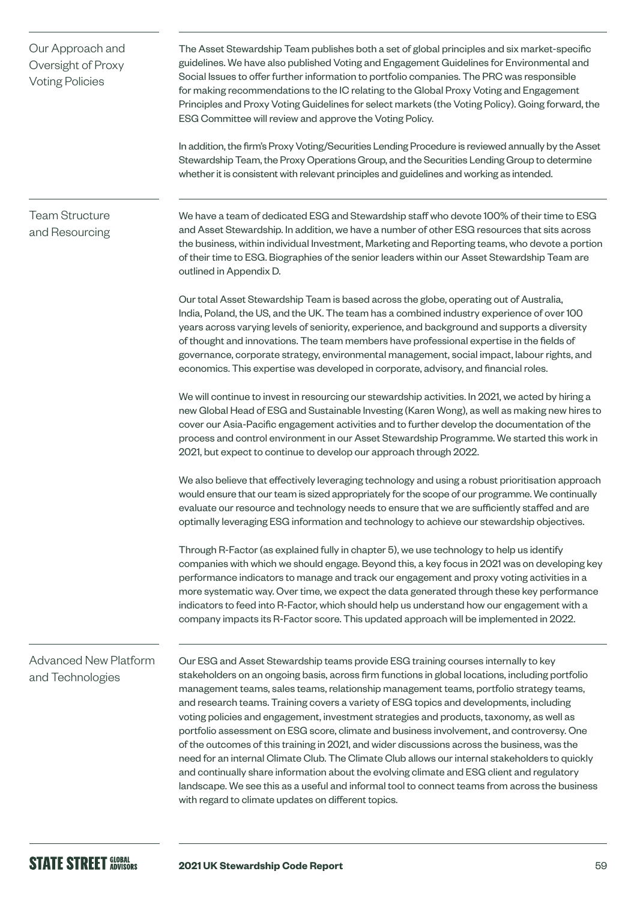## Our Approach and Oversight of Proxy Voting Policies

The Asset Stewardship Team publishes both a set of global principles and six market-specific guidelines. We have also published Voting and Engagement Guidelines for Environmental and Social Issues to offer further information to portfolio companies. The PRC was responsible for making recommendations to the IC relating to the Global Proxy Voting and Engagement Principles and Proxy Voting Guidelines for select markets (the Voting Policy). Going forward, the ESG Committee will review and approve the Voting Policy.

In addition, the firm's Proxy Voting/Securities Lending Procedure is reviewed annually by the Asset Stewardship Team, the Proxy Operations Group, and the Securities Lending Group to determine whether it is consistent with relevant principles and guidelines and working as intended.

## Team Structure and Resourcing

We have a team of dedicated ESG and Stewardship staff who devote 100% of their time to ESG and Asset Stewardship. In addition, we have a number of other ESG resources that sits across the business, within individual Investment, Marketing and Reporting teams, who devote a portion of their time to ESG. Biographies of the senior leaders within our Asset Stewardship Team are outlined in Appendix D.

Our total Asset Stewardship Team is based across the globe, operating out of Australia, India, Poland, the US, and the UK. The team has a combined industry experience of over 100 years across varying levels of seniority, experience, and background and supports a diversity of thought and innovations. The team members have professional expertise in the fields of governance, corporate strategy, environmental management, social impact, labour rights, and economics. This expertise was developed in corporate, advisory, and financial roles.

We will continue to invest in resourcing our stewardship activities. In 2021, we acted by hiring a new Global Head of ESG and Sustainable Investing (Karen Wong), as well as making new hires to cover our Asia-Pacific engagement activities and to further develop the documentation of the process and control environment in our Asset Stewardship Programme. We started this work in 2021, but expect to continue to develop our approach through 2022.

We also believe that effectively leveraging technology and using a robust prioritisation approach would ensure that our team is sized appropriately for the scope of our programme. We continually evaluate our resource and technology needs to ensure that we are sufficiently staffed and are optimally leveraging ESG information and technology to achieve our stewardship objectives.

Through R-Factor (as explained fully in chapter 5), we use technology to help us identify companies with which we should engage. Beyond this, a key focus in 2021 was on developing key performance indicators to manage and track our engagement and proxy voting activities in a more systematic way. Over time, we expect the data generated through these key performance indicators to feed into R-Factor, which should help us understand how our engagement with a company impacts its R-Factor score. This updated approach will be implemented in 2022.

## Advanced New Platform and Technologies

Our ESG and Asset Stewardship teams provide ESG training courses internally to key stakeholders on an ongoing basis, across firm functions in global locations, including portfolio management teams, sales teams, relationship management teams, portfolio strategy teams, and research teams. Training covers a variety of ESG topics and developments, including voting policies and engagement, investment strategies and products, taxonomy, as well as portfolio assessment on ESG score, climate and business involvement, and controversy. One of the outcomes of this training in 2021, and wider discussions across the business, was the need for an internal Climate Club. The Climate Club allows our internal stakeholders to quickly and continually share information about the evolving climate and ESG client and regulatory landscape. We see this as a useful and informal tool to connect teams from across the business with regard to climate updates on different topics.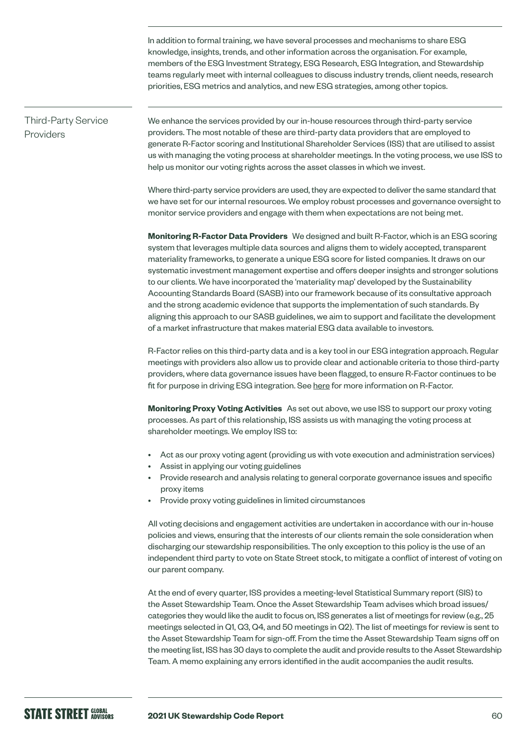In addition to formal training, we have several processes and mechanisms to share ESG knowledge, insights, trends, and other information across the organisation. For example, members of the ESG Investment Strategy, ESG Research, ESG Integration, and Stewardship teams regularly meet with internal colleagues to discuss industry trends, client needs, research priorities, ESG metrics and analytics, and new ESG strategies, among other topics.

## Third-Party Service Providers

We enhance the services provided by our in-house resources through third-party service providers. The most notable of these are third-party data providers that are employed to generate R-Factor scoring and Institutional Shareholder Services (ISS) that are utilised to assist us with managing the voting process at shareholder meetings. In the voting process, we use ISS to help us monitor our voting rights across the asset classes in which we invest.

Where third-party service providers are used, they are expected to deliver the same standard that we have set for our internal resources. We employ robust processes and governance oversight to monitor service providers and engage with them when expectations are not being met.

**Monitoring R-Factor Data Providers** We designed and built R-Factor, which is an ESG scoring system that leverages multiple data sources and aligns them to widely accepted, transparent materiality frameworks, to generate a unique ESG score for listed companies. It draws on our systematic investment management expertise and offers deeper insights and stronger solutions to our clients. We have incorporated the 'materiality map' developed by the Sustainability Accounting Standards Board (SASB) into our framework because of its consultative approach and the strong academic evidence that supports the implementation of such standards. By aligning this approach to our SASB guidelines, we aim to support and facilitate the development of a market infrastructure that makes material ESG data available to investors.

R-Factor relies on this third-party data and is a key tool in our ESG integration approach. Regular meetings with providers also allow us to provide clear and actionable criteria to those third-party providers, where data governance issues have been flagged, to ensure R-Factor continues to be fit for purpose in driving ESG integration. See here for more information on R-Factor.

**Monitoring Proxy Voting Activities** As set out above, we use ISS to support our proxy voting processes. As part of this relationship, ISS assists us with managing the voting process at shareholder meetings. We employ ISS to:

- Act as our proxy voting agent (providing us with vote execution and administration services)
- Assist in applying our voting guidelines
- Provide research and analysis relating to general corporate governance issues and specific proxy items
- Provide proxy voting guidelines in limited circumstances

All voting decisions and engagement activities are undertaken in accordance with our in-house policies and views, ensuring that the interests of our clients remain the sole consideration when discharging our stewardship responsibilities. The only exception to this policy is the use of an independent third party to vote on State Street stock, to mitigate a conflict of interest of voting on our parent company.

At the end of every quarter, ISS provides a meeting-level Statistical Summary report (SIS) to the Asset Stewardship Team. Once the Asset Stewardship Team advises which broad issues/categories they would like the audit to focus on, ISS generates a list of meetings for review (e.g., 25 meetings selected in Q1, Q3, Q4, and 50 meetings in Q2). The list of meetings for review is sent to the Asset Stewardship Team for sign-off. From the time the Asset Stewardship Team signs off on the meeting list, ISS has 30 days to complete the audit and provide results to the Asset Stewardship Team. A memo explaining any errors identified in the audit accompanies the audit results.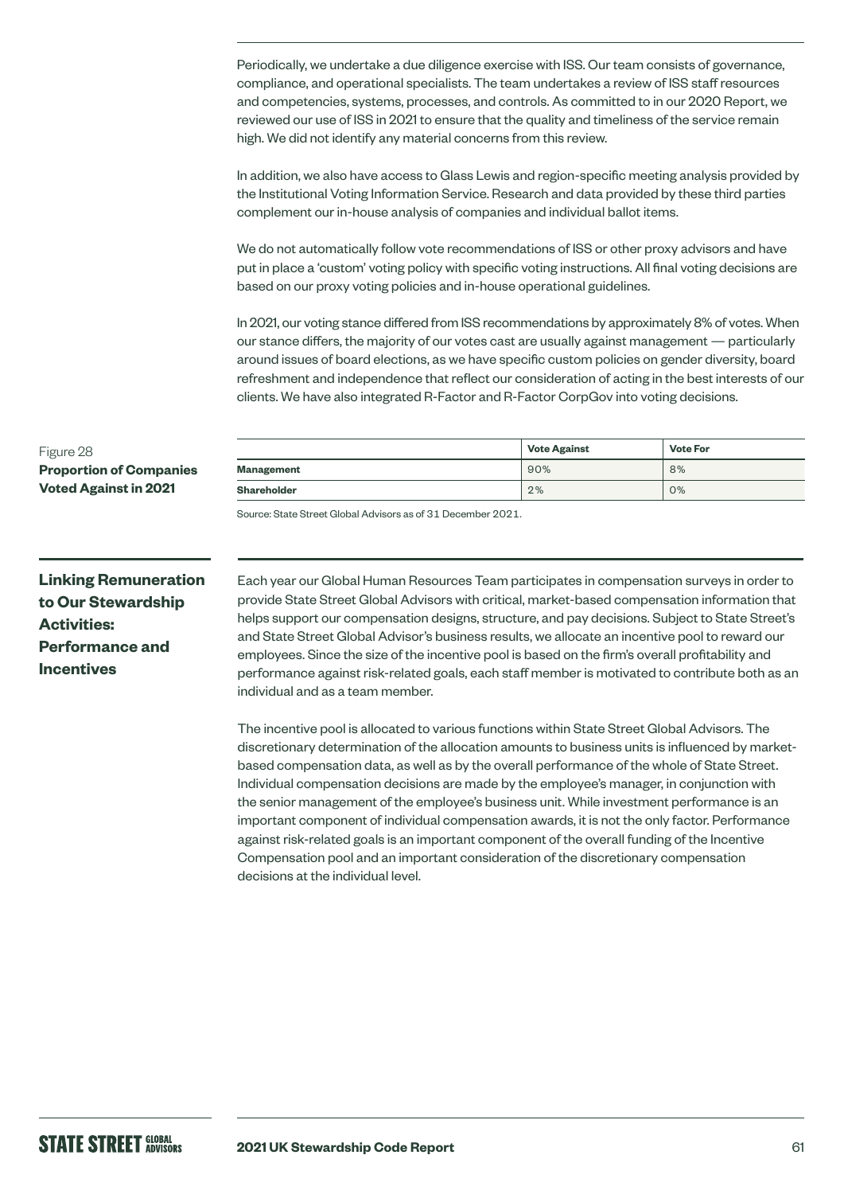Periodically, we undertake a due diligence exercise with ISS. Our team consists of governance, compliance, and operational specialists. The team undertakes a review of ISS staff resources and competencies, systems, processes, and controls. As committed to in our 2020 Report, we reviewed our use of ISS in 2021 to ensure that the quality and timeliness of the service remain high. We did not identify any material concerns from this review.

In addition, we also have access to Glass Lewis and region-specific meeting analysis provided by the Institutional Voting Information Service. Research and data provided by these third parties complement our in-house analysis of companies and individual ballot items.

We do not automatically follow vote recommendations of ISS or other proxy advisors and have put in place a 'custom' voting policy with specific voting instructions. All final voting decisions are based on our proxy voting policies and in-house operational guidelines.

In 2021, our voting stance differed from ISS recommendations by approximately 8% of votes. When our stance differs, the majority of our votes cast are usually against management — particularly around issues of board elections, as we have specific custom policies on gender diversity, board refreshment and independence that reflect our consideration of acting in the best interests of our clients. We have also integrated R-Factor and R-Factor CorpGov into voting decisions.

Figure 28
**Proportion of Companies Voted Against in 2021**

| | Vote Against | Vote For |
|---|---|---|
| **Management** | 90% | 8% |
| **Shareholder** | 2% | 0% |

Source: State Street Global Advisors as of 31 December 2021.

## Linking Remuneration to Our Stewardship Activities: Performance and Incentives

Each year our Global Human Resources Team participates in compensation surveys in order to provide State Street Global Advisors with critical, market-based compensation information that helps support our compensation designs, structure, and pay decisions. Subject to State Street's and State Street Global Advisor's business results, we allocate an incentive pool to reward our employees. Since the size of the incentive pool is based on the firm's overall profitability and performance against risk-related goals, each staff member is motivated to contribute both as an individual and as a team member.

The incentive pool is allocated to various functions within State Street Global Advisors. The discretionary determination of the allocation amounts to business units is influenced by market-based compensation data, as well as by the overall performance of the whole of State Street. Individual compensation decisions are made by the employee's manager, in conjunction with the senior management of the employee's business unit. While investment performance is an important component of individual compensation awards, it is not the only factor. Performance against risk-related goals is an important component of the overall funding of the Incentive Compensation pool and an important consideration of the discretionary compensation decisions at the individual level.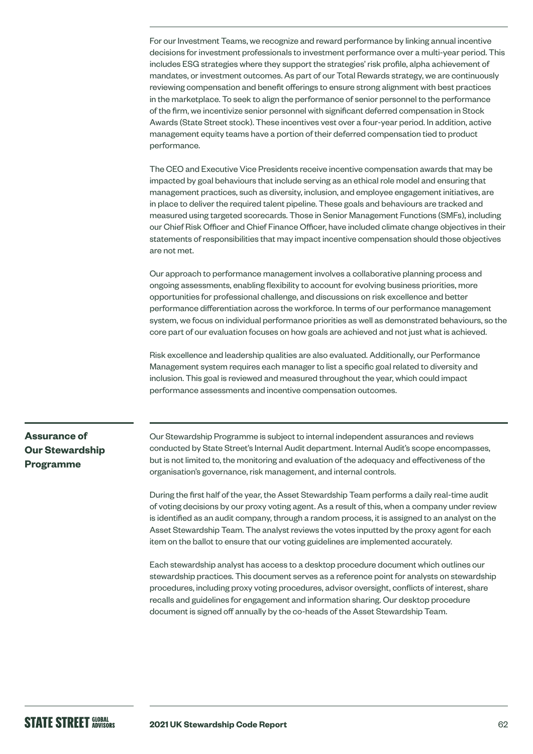For our Investment Teams, we recognize and reward performance by linking annual incentive decisions for investment professionals to investment performance over a multi-year period. This includes ESG strategies where they support the strategies' risk profile, alpha achievement of mandates, or investment outcomes. As part of our Total Rewards strategy, we are continuously reviewing compensation and benefit offerings to ensure strong alignment with best practices in the marketplace. To seek to align the performance of senior personnel to the performance of the firm, we incentivize senior personnel with significant deferred compensation in Stock Awards (State Street stock). These incentives vest over a four-year period. In addition, active management equity teams have a portion of their deferred compensation tied to product performance.

The CEO and Executive Vice Presidents receive incentive compensation awards that may be impacted by goal behaviours that include serving as an ethical role model and ensuring that management practices, such as diversity, inclusion, and employee engagement initiatives, are in place to deliver the required talent pipeline. These goals and behaviours are tracked and measured using targeted scorecards. Those in Senior Management Functions (SMFs), including our Chief Risk Officer and Chief Finance Officer, have included climate change objectives in their statements of responsibilities that may impact incentive compensation should those objectives are not met.

Our approach to performance management involves a collaborative planning process and ongoing assessments, enabling flexibility to account for evolving business priorities, more opportunities for professional challenge, and discussions on risk excellence and better performance differentiation across the workforce. In terms of our performance management system, we focus on individual performance priorities as well as demonstrated behaviours, so the core part of our evaluation focuses on how goals are achieved and not just what is achieved.

Risk excellence and leadership qualities are also evaluated. Additionally, our Performance Management system requires each manager to list a specific goal related to diversity and inclusion. This goal is reviewed and measured throughout the year, which could impact performance assessments and incentive compensation outcomes.

## Assurance of Our Stewardship Programme

Our Stewardship Programme is subject to internal independent assurances and reviews conducted by State Street's Internal Audit department. Internal Audit's scope encompasses, but is not limited to, the monitoring and evaluation of the adequacy and effectiveness of the organisation's governance, risk management, and internal controls.

During the first half of the year, the Asset Stewardship Team performs a daily real-time audit of voting decisions by our proxy voting agent. As a result of this, when a company under review is identified as an audit company, through a random process, it is assigned to an analyst on the Asset Stewardship Team. The analyst reviews the votes inputted by the proxy agent for each item on the ballot to ensure that our voting guidelines are implemented accurately.

Each stewardship analyst has access to a desktop procedure document which outlines our stewardship practices. This document serves as a reference point for analysts on stewardship procedures, including proxy voting procedures, advisor oversight, conflicts of interest, share recalls and guidelines for engagement and information sharing. Our desktop procedure document is signed off annually by the co-heads of the Asset Stewardship Team.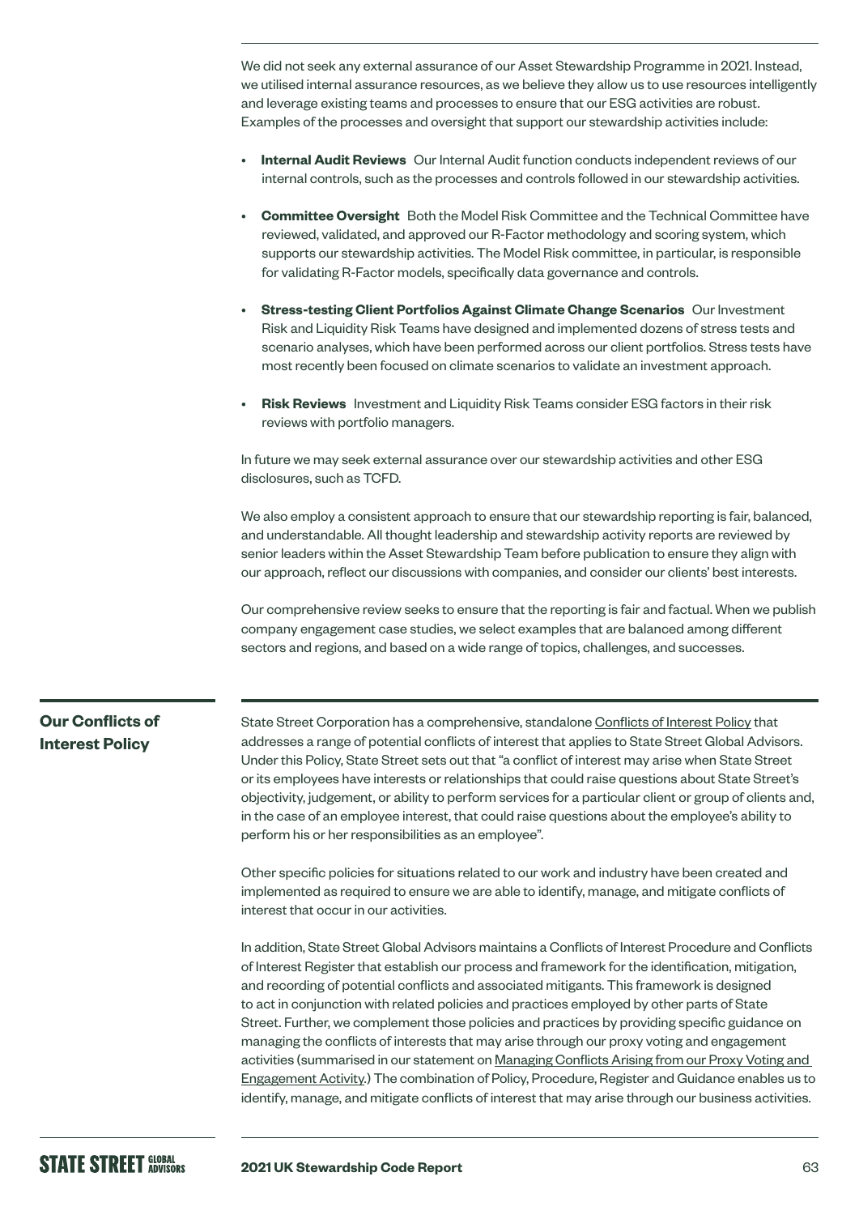We did not seek any external assurance of our Asset Stewardship Programme in 2021. Instead, we utilised internal assurance resources, as we believe they allow us to use resources intelligently and leverage existing teams and processes to ensure that our ESG activities are robust. Examples of the processes and oversight that support our stewardship activities include:

- **Internal Audit Reviews** Our Internal Audit function conducts independent reviews of our internal controls, such as the processes and controls followed in our stewardship activities.
- **Committee Oversight** Both the Model Risk Committee and the Technical Committee have reviewed, validated, and approved our R-Factor methodology and scoring system, which supports our stewardship activities. The Model Risk committee, in particular, is responsible for validating R-Factor models, specifically data governance and controls.
- **Stress-testing Client Portfolios Against Climate Change Scenarios** Our Investment Risk and Liquidity Risk Teams have designed and implemented dozens of stress tests and scenario analyses, which have been performed across our client portfolios. Stress tests have most recently been focused on climate scenarios to validate an investment approach.
- **Risk Reviews** Investment and Liquidity Risk Teams consider ESG factors in their risk reviews with portfolio managers.

In future we may seek external assurance over our stewardship activities and other ESG disclosures, such as TCFD.

We also employ a consistent approach to ensure that our stewardship reporting is fair, balanced, and understandable. All thought leadership and stewardship activity reports are reviewed by senior leaders within the Asset Stewardship Team before publication to ensure they align with our approach, reflect our discussions with companies, and consider our clients' best interests.

Our comprehensive review seeks to ensure that the reporting is fair and factual. When we publish company engagement case studies, we select examples that are balanced among different sectors and regions, and based on a wide range of topics, challenges, and successes.

## Our Conflicts of Interest Policy

State Street Corporation has a comprehensive, standalone Conflicts of Interest Policy that addresses a range of potential conflicts of interest that applies to State Street Global Advisors. Under this Policy, State Street sets out that "a conflict of interest may arise when State Street or its employees have interests or relationships that could raise questions about State Street's objectivity, judgement, or ability to perform services for a particular client or group of clients and, in the case of an employee interest, that could raise questions about the employee's ability to perform his or her responsibilities as an employee".

Other specific policies for situations related to our work and industry have been created and implemented as required to ensure we are able to identify, manage, and mitigate conflicts of interest that occur in our activities.

In addition, State Street Global Advisors maintains a Conflicts of Interest Procedure and Conflicts of Interest Register that establish our process and framework for the identification, mitigation, and recording of potential conflicts and associated mitigants. This framework is designed to act in conjunction with related policies and practices employed by other parts of State Street. Further, we complement those policies and practices by providing specific guidance on managing the conflicts of interests that may arise through our proxy voting and engagement activities (summarised in our statement on Managing Conflicts Arising from our Proxy Voting and Engagement Activity.) The combination of Policy, Procedure, Register and Guidance enables us to identify, manage, and mitigate conflicts of interest that may arise through our business activities.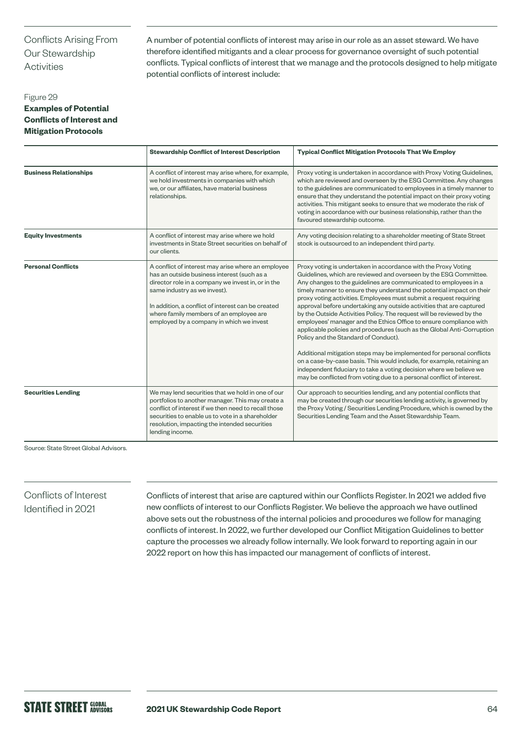## Conflicts Arising From Our Stewardship Activities

A number of potential conflicts of interest may arise in our role as an asset steward. We have therefore identified mitigants and a clear process for governance oversight of such potential conflicts. Typical conflicts of interest that we manage and the protocols designed to help mitigate potential conflicts of interest include:

Figure 29

**Examples of Potential Conflicts of Interest and Mitigation Protocols**

| | Stewardship Conflict of Interest Description | Typical Conflict Mitigation Protocols That We Employ |
|---|---|---|
| **Business Relationships** | A conflict of interest may arise where, for example, we hold investments in companies with which we, or our affiliates, have material business relationships. | Proxy voting is undertaken in accordance with Proxy Voting Guidelines, which are reviewed and overseen by the ESG Committee. Any changes to the guidelines are communicated to employees in a timely manner to ensure that they understand the potential impact on their proxy voting activities. This mitigant seeks to ensure that we moderate the risk of voting in accordance with our business relationship, rather than the favoured stewardship outcome. |
| **Equity Investments** | A conflict of interest may arise where we hold investments in State Street securities on behalf of our clients. | Any voting decision relating to a shareholder meeting of State Street stock is outsourced to an independent third party. |
| **Personal Conflicts** | A conflict of interest may arise where an employee has an outside business interest (such as a director role in a company we invest in, or in the same industry as we invest).<br><br>In addition, a conflict of interest can be created where family members of an employee are employed by a company in which we invest | Proxy voting is undertaken in accordance with the Proxy Voting Guidelines, which are reviewed and overseen by the ESG Committee. Any changes to the guidelines are communicated to employees in a timely manner to ensure they understand the potential impact on their proxy voting activities. Employees must submit a request requiring approval before undertaking any outside activities that are captured by the Outside Activities Policy. The request will be reviewed by the employees' manager and the Ethics Office to ensure compliance with applicable policies and procedures (such as the Global Anti-Corruption Policy and the Standard of Conduct).<br><br>Additional mitigation steps may be implemented for personal conflicts on a case-by-case basis. This would include, for example, retaining an independent fiduciary to take a voting decision where we believe we may be conflicted from voting due to a personal conflict of interest. |
| **Securities Lending** | We may lend securities that we hold in one of our portfolios to another manager. This may create a conflict of interest if we then need to recall those securities to enable us to vote in a shareholder resolution, impacting the intended securities lending income. | Our approach to securities lending, and any potential conflicts that may be created through our securities lending activity, is governed by the Proxy Voting / Securities Lending Procedure, which is owned by the Securities Lending Team and the Asset Stewardship Team. |

Source: State Street Global Advisors.

## Conflicts of Interest Identified in 2021

Conflicts of interest that arise are captured within our Conflicts Register. In 2021 we added five new conflicts of interest to our Conflicts Register. We believe the approach we have outlined above sets out the robustness of the internal policies and procedures we follow for managing conflicts of interest. In 2022, we further developed our Conflict Mitigation Guidelines to better capture the processes we already follow internally. We look forward to reporting again in our 2022 report on how this has impacted our management of conflicts of interest.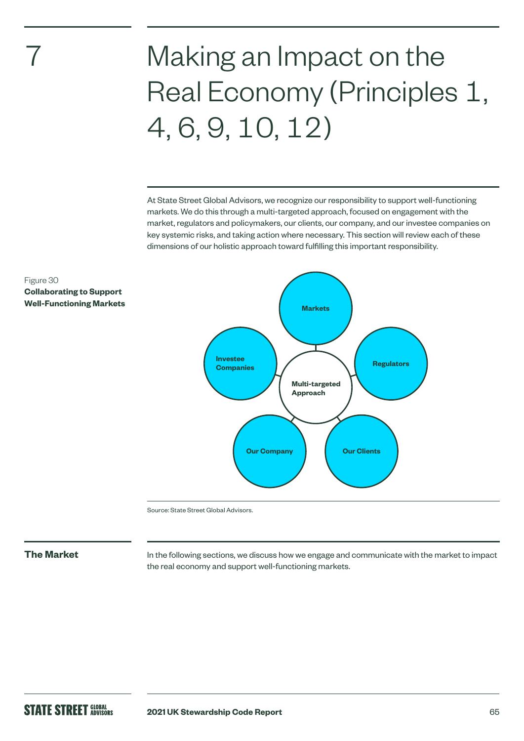# 7 Making an Impact on the Real Economy (Principles 1, 4, 6, 9, 10, 12)

At State Street Global Advisors, we recognize our responsibility to support well-functioning markets. We do this through a multi-targeted approach, focused on engagement with the market, regulators and policymakers, our clients, our company, and our investee companies on key systemic risks, and taking action where necessary. This section will review each of these dimensions of our holistic approach toward fulfilling this important responsibility.

Figure 30
**Collaborating to Support Well-Functioning Markets**

Multi-targeted Approach: Markets, Regulators, Our Clients, Our Company, Investee Companies

Source: State Street Global Advisors.

## The Market

In the following sections, we discuss how we engage and communicate with the market to impact the real economy and support well-functioning markets.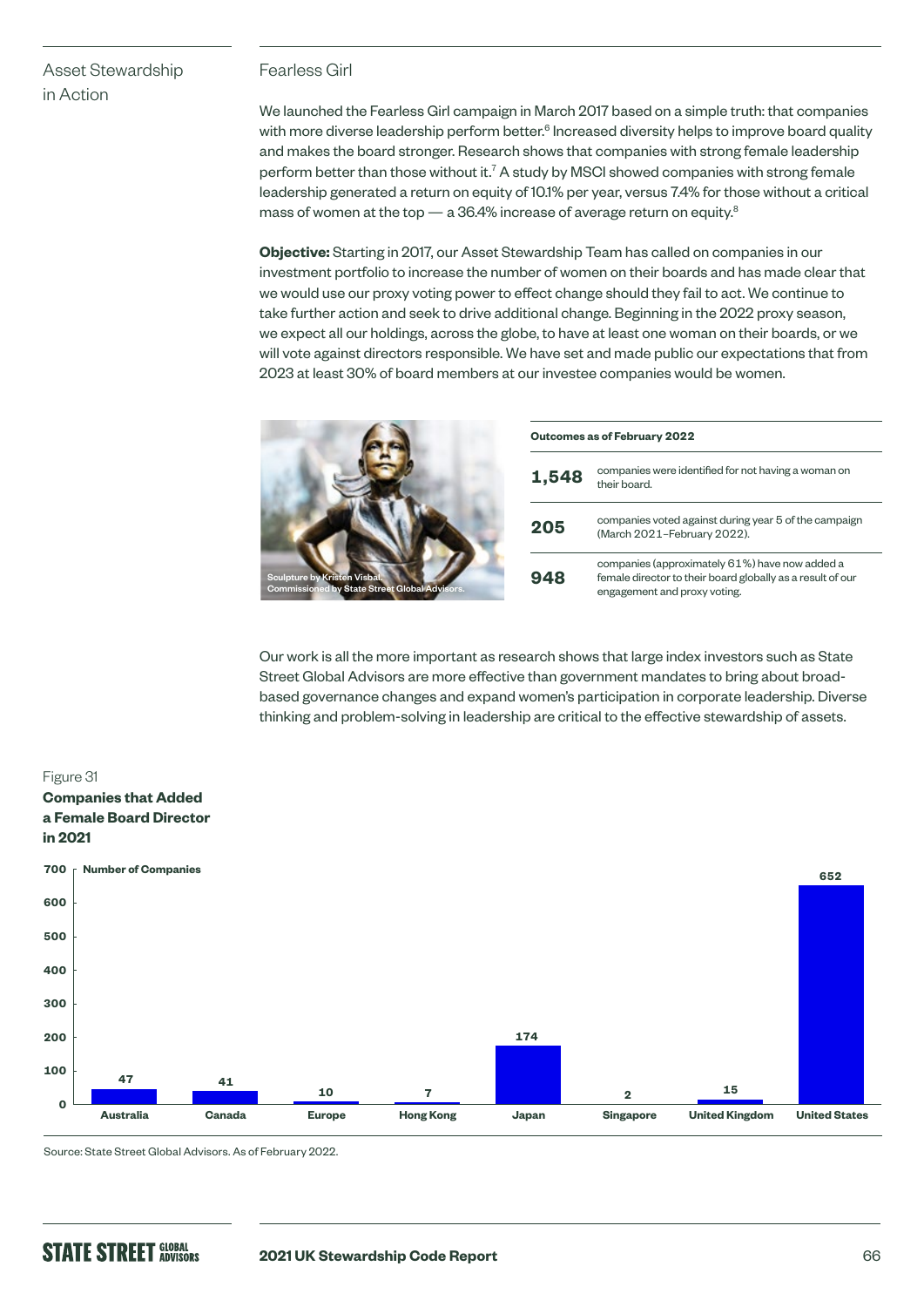## Asset Stewardship in Action

### Fearless Girl

We launched the Fearless Girl campaign in March 2017 based on a simple truth: that companies with more diverse leadership perform better.[6] Increased diversity helps to improve board quality and makes the board stronger. Research shows that companies with strong female leadership perform better than those without it.[7] A study by MSCI showed companies with strong female leadership generated a return on equity of 10.1% per year, versus 7.4% for those without a critical mass of women at the top — a 36.4% increase of average return on equity.[8]

**Objective:** Starting in 2017, our Asset Stewardship Team has called on companies in our investment portfolio to increase the number of women on their boards and has made clear that we would use our proxy voting power to effect change should they fail to act. We continue to take further action and seek to drive additional change. Beginning in the 2022 proxy season, we expect all our holdings, across the globe, to have at least one woman on their boards, or we will vote against directors responsible. We have set and made public our expectations that from 2023 at least 30% of board members at our investee companies would be women.

Sculpture by Kristen Visbal. Commissioned by State Street Global Advisors.

| Outcomes as of February 2022 | |
|---|---|
| **1,548** | companies were identified for not having a woman on their board. |
| **205** | companies voted against during year 5 of the campaign (March 2021–February 2022). |
| **948** | companies (approximately 61%) have now added a female director to their board globally as a result of our engagement and proxy voting. |

Our work is all the more important as research shows that large index investors such as State Street Global Advisors are more effective than government mandates to bring about broad-based governance changes and expand women's participation in corporate leadership. Diverse thinking and problem-solving in leadership are critical to the effective stewardship of assets.

Figure 31
**Companies that Added a Female Board Director in 2021**

| Region | Number of Companies |
|---|---|
| Australia | 47 |
| Canada | 41 |
| Europe | 10 |
| Hong Kong | 7 |
| Japan | 174 |
| Singapore | 2 |
| United Kingdom | 15 |
| United States | 652 |

Source: State Street Global Advisors. As of February 2022.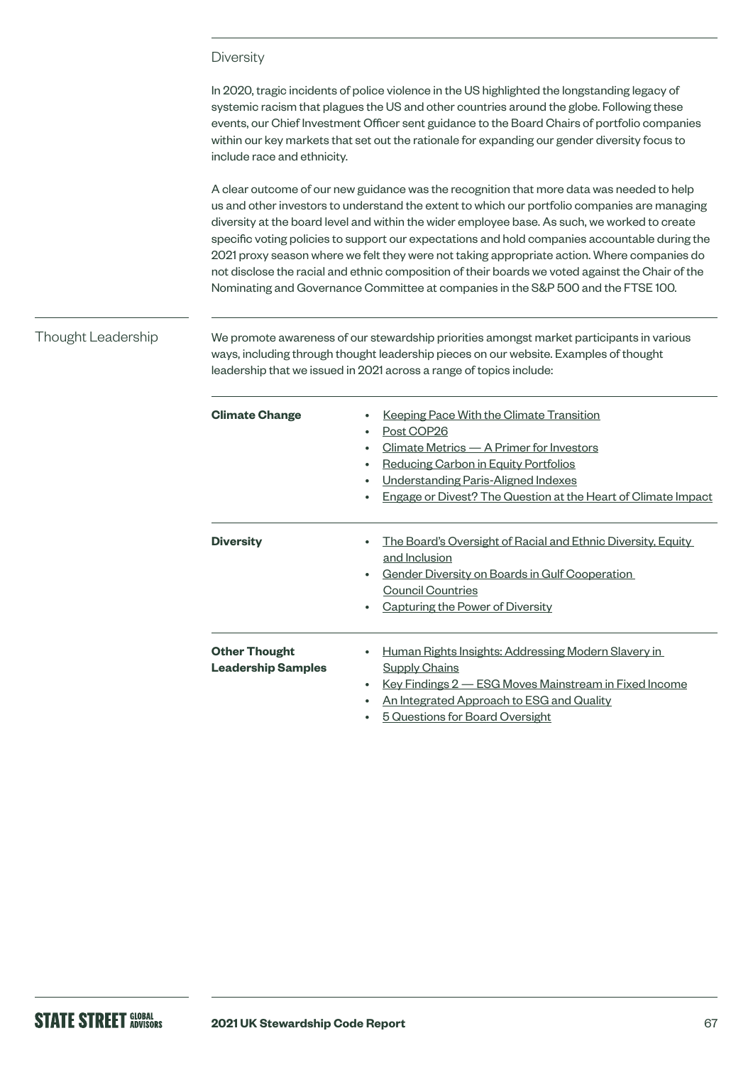### Diversity

In 2020, tragic incidents of police violence in the US highlighted the longstanding legacy of systemic racism that plagues the US and other countries around the globe. Following these events, our Chief Investment Officer sent guidance to the Board Chairs of portfolio companies within our key markets that set out the rationale for expanding our gender diversity focus to include race and ethnicity.

A clear outcome of our new guidance was the recognition that more data was needed to help us and other investors to understand the extent to which our portfolio companies are managing diversity at the board level and within the wider employee base. As such, we worked to create specific voting policies to support our expectations and hold companies accountable during the 2021 proxy season where we felt they were not taking appropriate action. Where companies do not disclose the racial and ethnic composition of their boards we voted against the Chair of the Nominating and Governance Committee at companies in the S&P 500 and the FTSE 100.

## Thought Leadership

We promote awareness of our stewardship priorities amongst market participants in various ways, including through thought leadership pieces on our website. Examples of thought leadership that we issued in 2021 across a range of topics include:

| | |
|---|---|
| **Climate Change** | • Keeping Pace With the Climate Transition<br>• Post COP26<br>• Climate Metrics — A Primer for Investors<br>• Reducing Carbon in Equity Portfolios<br>• Understanding Paris-Aligned Indexes<br>• Engage or Divest? The Question at the Heart of Climate Impact |
| **Diversity** | • The Board's Oversight of Racial and Ethnic Diversity, Equity and Inclusion<br>• Gender Diversity on Boards in Gulf Cooperation Council Countries<br>• Capturing the Power of Diversity |
| **Other Thought Leadership Samples** | • Human Rights Insights: Addressing Modern Slavery in Supply Chains<br>• Key Findings 2 — ESG Moves Mainstream in Fixed Income<br>• An Integrated Approach to ESG and Quality<br>• 5 Questions for Board Oversight |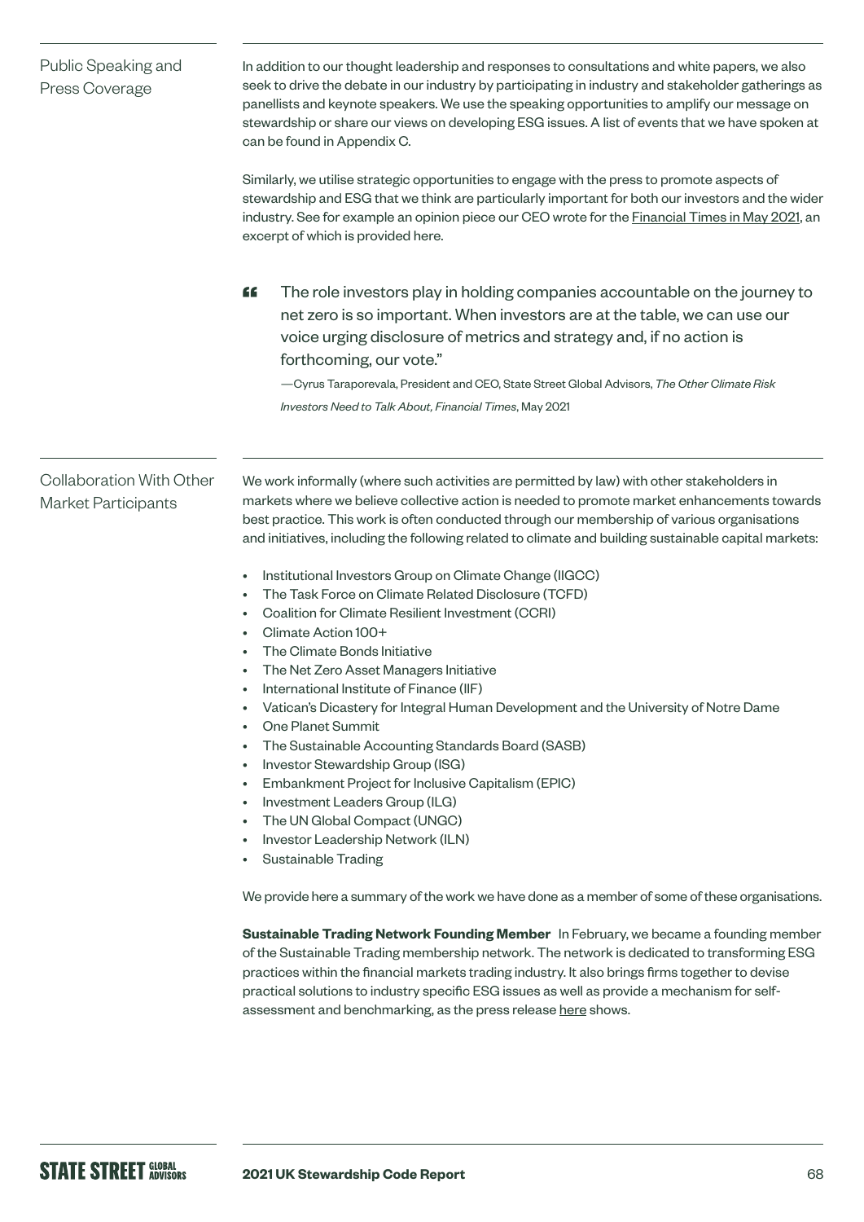## Public Speaking and Press Coverage

In addition to our thought leadership and responses to consultations and white papers, we also seek to drive the debate in our industry by participating in industry and stakeholder gatherings as panellists and keynote speakers. We use the speaking opportunities to amplify our message on stewardship or share our views on developing ESG issues. A list of events that we have spoken at can be found in Appendix C.

Similarly, we utilise strategic opportunities to engage with the press to promote aspects of stewardship and ESG that we think are particularly important for both our investors and the wider industry. See for example an opinion piece our CEO wrote for the Financial Times in May 2021, an excerpt of which is provided here.

> "The role investors play in holding companies accountable on the journey to net zero is so important. When investors are at the table, we can use our voice urging disclosure of metrics and strategy and, if no action is forthcoming, our vote."
>
> —Cyrus Taraporevala, President and CEO, State Street Global Advisors, *The Other Climate Risk Investors Need to Talk About, Financial Times*, May 2021

## Collaboration With Other Market Participants

We work informally (where such activities are permitted by law) with other stakeholders in markets where we believe collective action is needed to promote market enhancements towards best practice. This work is often conducted through our membership of various organisations and initiatives, including the following related to climate and building sustainable capital markets:

- Institutional Investors Group on Climate Change (IIGCC)
- The Task Force on Climate Related Disclosure (TCFD)
- Coalition for Climate Resilient Investment (CCRI)
- Climate Action 100+
- The Climate Bonds Initiative
- The Net Zero Asset Managers Initiative
- International Institute of Finance (IIF)
- Vatican's Dicastery for Integral Human Development and the University of Notre Dame
- One Planet Summit
- The Sustainable Accounting Standards Board (SASB)
- Investor Stewardship Group (ISG)
- Embankment Project for Inclusive Capitalism (EPIC)
- Investment Leaders Group (ILG)
- The UN Global Compact (UNGC)
- Investor Leadership Network (ILN)
- Sustainable Trading

We provide here a summary of the work we have done as a member of some of these organisations.

**Sustainable Trading Network Founding Member** In February, we became a founding member of the Sustainable Trading membership network. The network is dedicated to transforming ESG practices within the financial markets trading industry. It also brings firms together to devise practical solutions to industry specific ESG issues as well as provide a mechanism for self-assessment and benchmarking, as the press release here shows.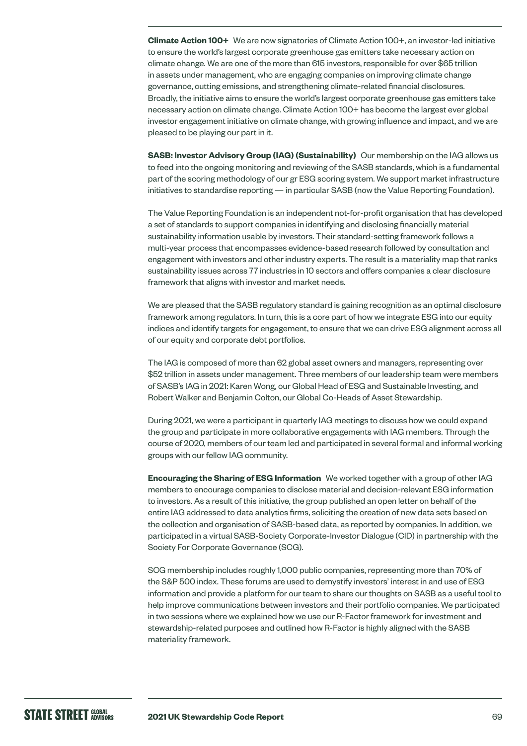**Climate Action 100+** We are now signatories of Climate Action 100+, an investor-led initiative to ensure the world's largest corporate greenhouse gas emitters take necessary action on climate change. We are one of the more than 615 investors, responsible for over $65 trillion in assets under management, who are engaging companies on improving climate change governance, cutting emissions, and strengthening climate-related financial disclosures. Broadly, the initiative aims to ensure the world's largest corporate greenhouse gas emitters take necessary action on climate change. Climate Action 100+ has become the largest ever global investor engagement initiative on climate change, with growing influence and impact, and we are pleased to be playing our part in it.

**SASB: Investor Advisory Group (IAG) (Sustainability)** Our membership on the IAG allows us to feed into the ongoing monitoring and reviewing of the SASB standards, which is a fundamental part of the scoring methodology of our gr ESG scoring system. We support market infrastructure initiatives to standardise reporting — in particular SASB (now the Value Reporting Foundation).

The Value Reporting Foundation is an independent not-for-profit organisation that has developed a set of standards to support companies in identifying and disclosing financially material sustainability information usable by investors. Their standard-setting framework follows a multi-year process that encompasses evidence-based research followed by consultation and engagement with investors and other industry experts. The result is a materiality map that ranks sustainability issues across 77 industries in 10 sectors and offers companies a clear disclosure framework that aligns with investor and market needs.

We are pleased that the SASB regulatory standard is gaining recognition as an optimal disclosure framework among regulators. In turn, this is a core part of how we integrate ESG into our equity indices and identify targets for engagement, to ensure that we can drive ESG alignment across all of our equity and corporate debt portfolios.

The IAG is composed of more than 62 global asset owners and managers, representing over $52 trillion in assets under management. Three members of our leadership team were members of SASB's IAG in 2021: Karen Wong, our Global Head of ESG and Sustainable Investing, and Robert Walker and Benjamin Colton, our Global Co-Heads of Asset Stewardship.

During 2021, we were a participant in quarterly IAG meetings to discuss how we could expand the group and participate in more collaborative engagements with IAG members. Through the course of 2020, members of our team led and participated in several formal and informal working groups with our fellow IAG community.

**Encouraging the Sharing of ESG Information** We worked together with a group of other IAG members to encourage companies to disclose material and decision-relevant ESG information to investors. As a result of this initiative, the group published an open letter on behalf of the entire IAG addressed to data analytics firms, soliciting the creation of new data sets based on the collection and organisation of SASB-based data, as reported by companies. In addition, we participated in a virtual SASB-Society Corporate-Investor Dialogue (CID) in partnership with the Society For Corporate Governance (SCG).

SCG membership includes roughly 1,000 public companies, representing more than 70% of the S&P 500 index. These forums are used to demystify investors' interest in and use of ESG information and provide a platform for our team to share our thoughts on SASB as a useful tool to help improve communications between investors and their portfolio companies. We participated in two sessions where we explained how we use our R-Factor framework for investment and stewardship-related purposes and outlined how R-Factor is highly aligned with the SASB materiality framework.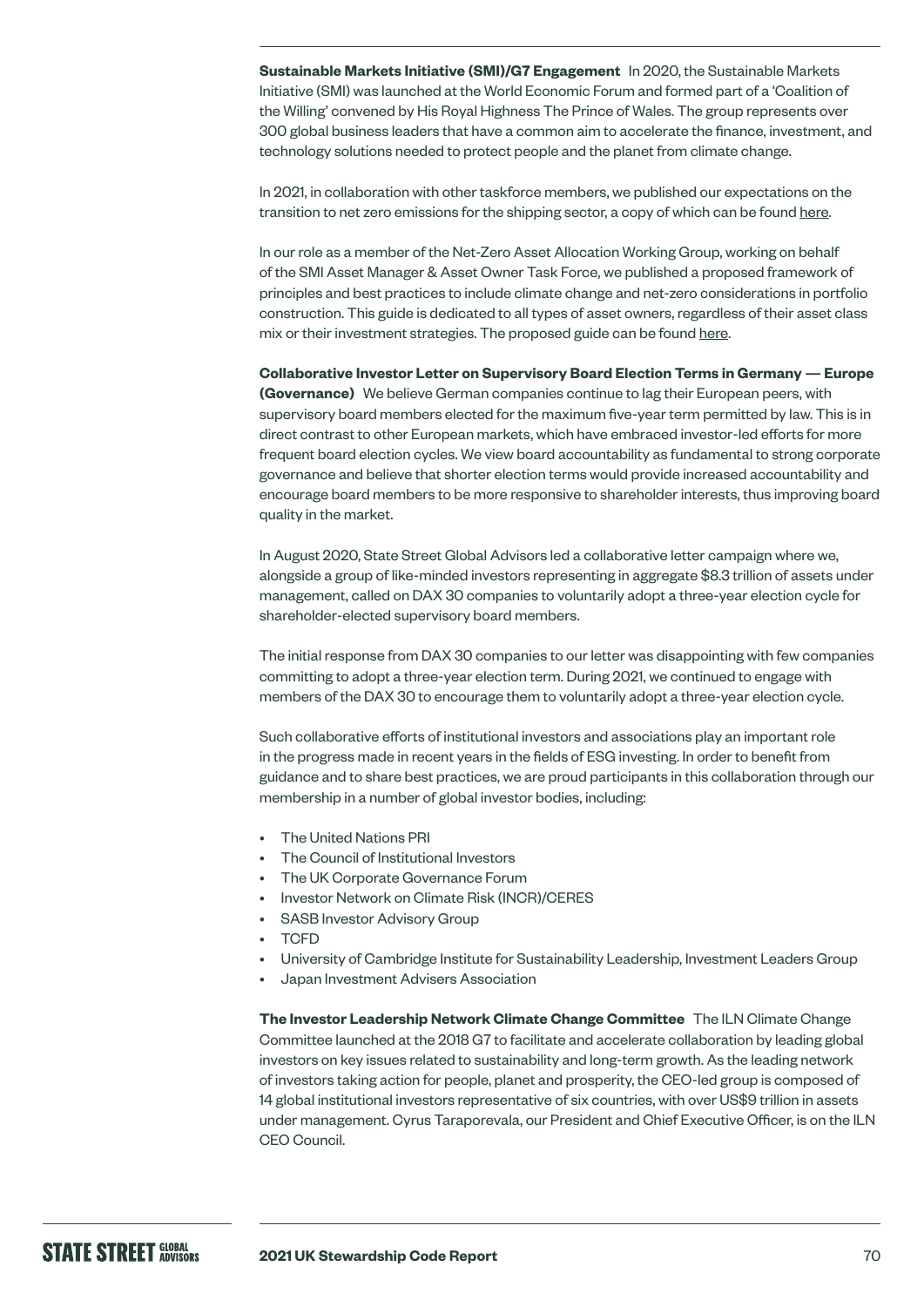**Sustainable Markets Initiative (SMI)/G7 Engagement** In 2020, the Sustainable Markets Initiative (SMI) was launched at the World Economic Forum and formed part of a 'Coalition of the Willing' convened by His Royal Highness The Prince of Wales. The group represents over 300 global business leaders that have a common aim to accelerate the finance, investment, and technology solutions needed to protect people and the planet from climate change.

In 2021, in collaboration with other taskforce members, we published our expectations on the transition to net zero emissions for the shipping sector, a copy of which can be found here.

In our role as a member of the Net-Zero Asset Allocation Working Group, working on behalf of the SMI Asset Manager & Asset Owner Task Force, we published a proposed framework of principles and best practices to include climate change and net-zero considerations in portfolio construction. This guide is dedicated to all types of asset owners, regardless of their asset class mix or their investment strategies. The proposed guide can be found here.

**Collaborative Investor Letter on Supervisory Board Election Terms in Germany — Europe (Governance)** We believe German companies continue to lag their European peers, with supervisory board members elected for the maximum five-year term permitted by law. This is in direct contrast to other European markets, which have embraced investor-led efforts for more frequent board election cycles. We view board accountability as fundamental to strong corporate governance and believe that shorter election terms would provide increased accountability and encourage board members to be more responsive to shareholder interests, thus improving board quality in the market.

In August 2020, State Street Global Advisors led a collaborative letter campaign where we, alongside a group of like-minded investors representing in aggregate $8.3 trillion of assets under management, called on DAX 30 companies to voluntarily adopt a three-year election cycle for shareholder-elected supervisory board members.

The initial response from DAX 30 companies to our letter was disappointing with few companies committing to adopt a three-year election term. During 2021, we continued to engage with members of the DAX 30 to encourage them to voluntarily adopt a three-year election cycle.

Such collaborative efforts of institutional investors and associations play an important role in the progress made in recent years in the fields of ESG investing. In order to benefit from guidance and to share best practices, we are proud participants in this collaboration through our membership in a number of global investor bodies, including:

- The United Nations PRI
- The Council of Institutional Investors
- The UK Corporate Governance Forum
- Investor Network on Climate Risk (INCR)/CERES
- SASB Investor Advisory Group
- TCFD
- University of Cambridge Institute for Sustainability Leadership, Investment Leaders Group
- Japan Investment Advisers Association

**The Investor Leadership Network Climate Change Committee** The ILN Climate Change Committee launched at the 2018 G7 to facilitate and accelerate collaboration by leading global investors on key issues related to sustainability and long-term growth. As the leading network of investors taking action for people, planet and prosperity, the CEO-led group is composed of 14 global institutional investors representative of six countries, with over US$9 trillion in assets under management. Cyrus Taraporevala, our President and Chief Executive Officer, is on the ILN CEO Council.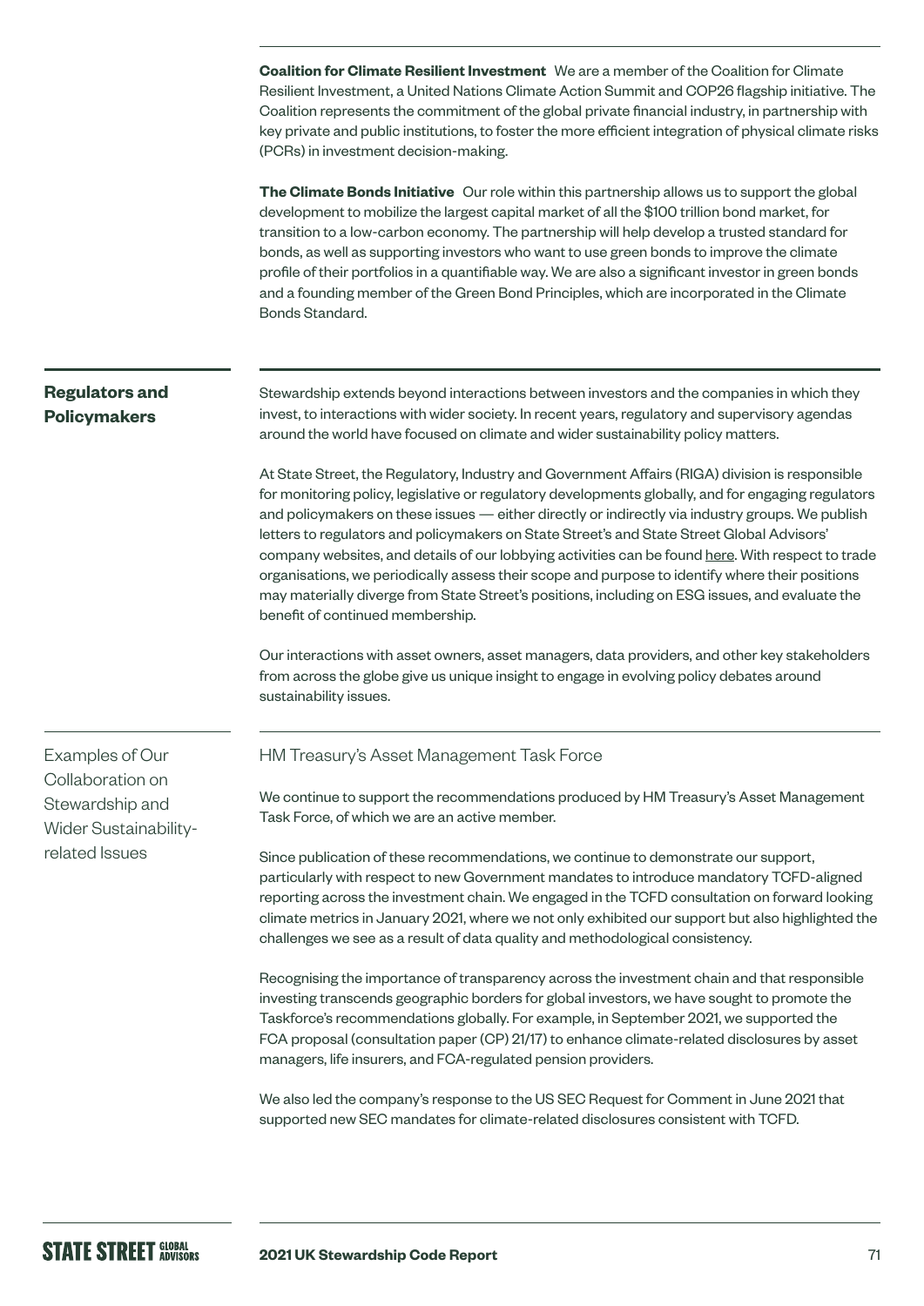**Coalition for Climate Resilient Investment** We are a member of the Coalition for Climate Resilient Investment, a United Nations Climate Action Summit and COP26 flagship initiative. The Coalition represents the commitment of the global private financial industry, in partnership with key private and public institutions, to foster the more efficient integration of physical climate risks (PCRs) in investment decision-making.

**The Climate Bonds Initiative** Our role within this partnership allows us to support the global development to mobilize the largest capital market of all the $100 trillion bond market, for transition to a low-carbon economy. The partnership will help develop a trusted standard for bonds, as well as supporting investors who want to use green bonds to improve the climate profile of their portfolios in a quantifiable way. We are also a significant investor in green bonds and a founding member of the Green Bond Principles, which are incorporated in the Climate Bonds Standard.

## Regulators and Policymakers

Stewardship extends beyond interactions between investors and the companies in which they invest, to interactions with wider society. In recent years, regulatory and supervisory agendas around the world have focused on climate and wider sustainability policy matters.

At State Street, the Regulatory, Industry and Government Affairs (RIGA) division is responsible for monitoring policy, legislative or regulatory developments globally, and for engaging regulators and policymakers on these issues — either directly or indirectly via industry groups. We publish letters to regulators and policymakers on State Street's and State Street Global Advisors' company websites, and details of our lobbying activities can be found here. With respect to trade organisations, we periodically assess their scope and purpose to identify where their positions may materially diverge from State Street's positions, including on ESG issues, and evaluate the benefit of continued membership.

Our interactions with asset owners, asset managers, data providers, and other key stakeholders from across the globe give us unique insight to engage in evolving policy debates around sustainability issues.

## Examples of Our Collaboration on Stewardship and Wider Sustainability-related Issues

### HM Treasury's Asset Management Task Force

We continue to support the recommendations produced by HM Treasury's Asset Management Task Force, of which we are an active member.

Since publication of these recommendations, we continue to demonstrate our support, particularly with respect to new Government mandates to introduce mandatory TCFD-aligned reporting across the investment chain. We engaged in the TCFD consultation on forward looking climate metrics in January 2021, where we not only exhibited our support but also highlighted the challenges we see as a result of data quality and methodological consistency.

Recognising the importance of transparency across the investment chain and that responsible investing transcends geographic borders for global investors, we have sought to promote the Taskforce's recommendations globally. For example, in September 2021, we supported the FCA proposal (consultation paper (CP) 21/17) to enhance climate-related disclosures by asset managers, life insurers, and FCA-regulated pension providers.

We also led the company's response to the US SEC Request for Comment in June 2021 that supported new SEC mandates for climate-related disclosures consistent with TCFD.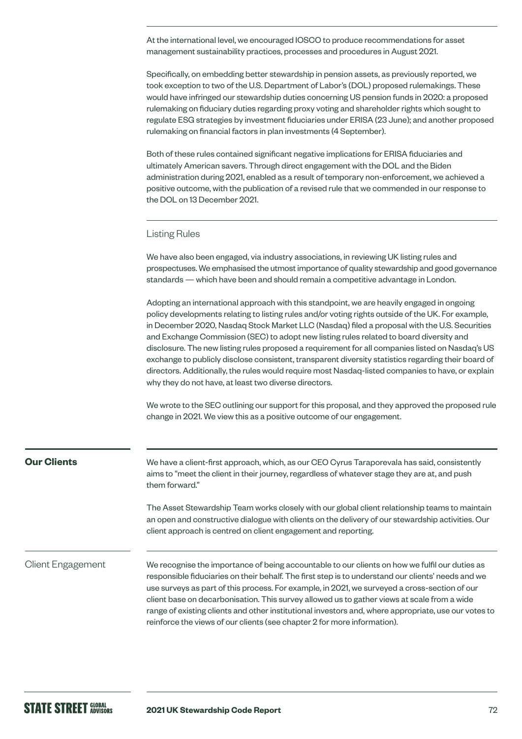At the international level, we encouraged IOSCO to produce recommendations for asset management sustainability practices, processes and procedures in August 2021.

Specifically, on embedding better stewardship in pension assets, as previously reported, we took exception to two of the U.S. Department of Labor's (DOL) proposed rulemakings. These would have infringed our stewardship duties concerning US pension funds in 2020: a proposed rulemaking on fiduciary duties regarding proxy voting and shareholder rights which sought to regulate ESG strategies by investment fiduciaries under ERISA (23 June); and another proposed rulemaking on financial factors in plan investments (4 September).

Both of these rules contained significant negative implications for ERISA fiduciaries and ultimately American savers. Through direct engagement with the DOL and the Biden administration during 2021, enabled as a result of temporary non-enforcement, we achieved a positive outcome, with the publication of a revised rule that we commended in our response to the DOL on 13 December 2021.

### Listing Rules

We have also been engaged, via industry associations, in reviewing UK listing rules and prospectuses. We emphasised the utmost importance of quality stewardship and good governance standards — which have been and should remain a competitive advantage in London.

Adopting an international approach with this standpoint, we are heavily engaged in ongoing policy developments relating to listing rules and/or voting rights outside of the UK. For example, in December 2020, Nasdaq Stock Market LLC (Nasdaq) filed a proposal with the U.S. Securities and Exchange Commission (SEC) to adopt new listing rules related to board diversity and disclosure. The new listing rules proposed a requirement for all companies listed on Nasdaq's US exchange to publicly disclose consistent, transparent diversity statistics regarding their board of directors. Additionally, the rules would require most Nasdaq-listed companies to have, or explain why they do not have, at least two diverse directors.

We wrote to the SEC outlining our support for this proposal, and they approved the proposed rule change in 2021. We view this as a positive outcome of our engagement.

## Our Clients

We have a client-first approach, which, as our CEO Cyrus Taraporevala has said, consistently aims to "meet the client in their journey, regardless of whatever stage they are at, and push them forward."

The Asset Stewardship Team works closely with our global client relationship teams to maintain an open and constructive dialogue with clients on the delivery of our stewardship activities. Our client approach is centred on client engagement and reporting.

### Client Engagement

We recognise the importance of being accountable to our clients on how we fulfil our duties as responsible fiduciaries on their behalf. The first step is to understand our clients' needs and we use surveys as part of this process. For example, in 2021, we surveyed a cross-section of our client base on decarbonisation. This survey allowed us to gather views at scale from a wide range of existing clients and other institutional investors and, where appropriate, use our votes to reinforce the views of our clients (see chapter 2 for more information).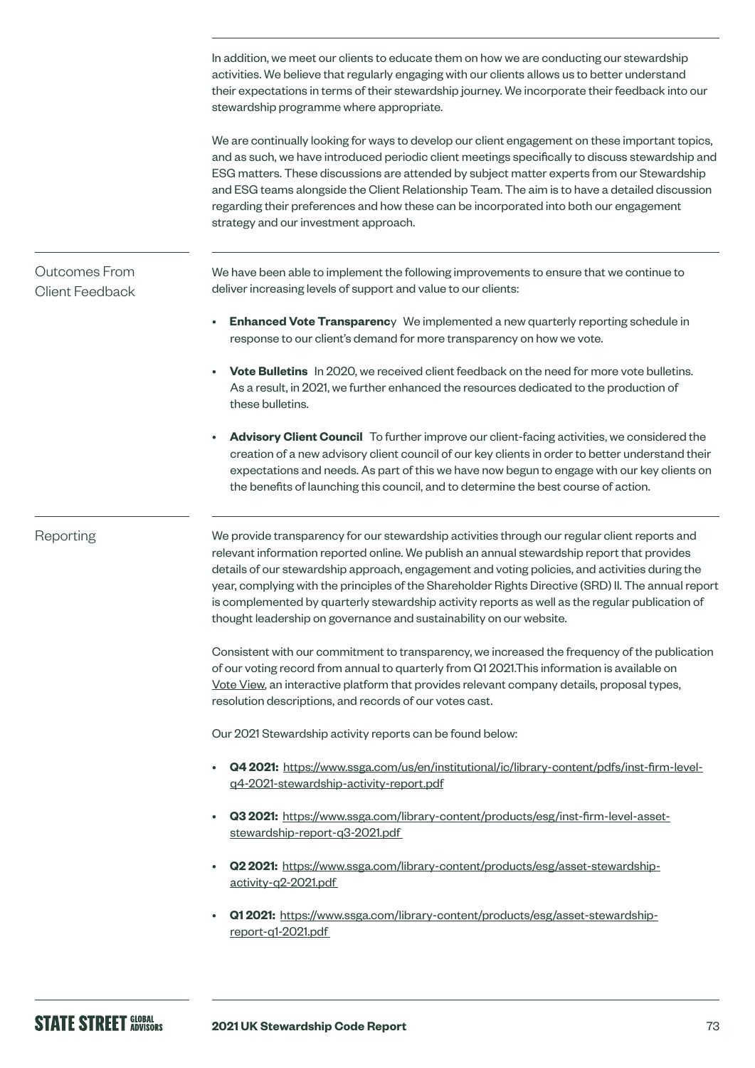In addition, we meet our clients to educate them on how we are conducting our stewardship activities. We believe that regularly engaging with our clients allows us to better understand their expectations in terms of their stewardship journey. We incorporate their feedback into our stewardship programme where appropriate.

We are continually looking for ways to develop our client engagement on these important topics, and as such, we have introduced periodic client meetings specifically to discuss stewardship and ESG matters. These discussions are attended by subject matter experts from our Stewardship and ESG teams alongside the Client Relationship Team. The aim is to have a detailed discussion regarding their preferences and how these can be incorporated into both our engagement strategy and our investment approach.

## Outcomes From Client Feedback

We have been able to implement the following improvements to ensure that we continue to deliver increasing levels of support and value to our clients:

- **Enhanced Vote Transparenc**y We implemented a new quarterly reporting schedule in response to our client's demand for more transparency on how we vote.
- **Vote Bulletins** In 2020, we received client feedback on the need for more vote bulletins. As a result, in 2021, we further enhanced the resources dedicated to the production of these bulletins.
- **Advisory Client Council** To further improve our client-facing activities, we considered the creation of a new advisory client council of our key clients in order to better understand their expectations and needs. As part of this we have now begun to engage with our key clients on the benefits of launching this council, and to determine the best course of action.

## Reporting

We provide transparency for our stewardship activities through our regular client reports and relevant information reported online. We publish an annual stewardship report that provides details of our stewardship approach, engagement and voting policies, and activities during the year, complying with the principles of the Shareholder Rights Directive (SRD) II. The annual report is complemented by quarterly stewardship activity reports as well as the regular publication of thought leadership on governance and sustainability on our website.

Consistent with our commitment to transparency, we increased the frequency of the publication of our voting record from annual to quarterly from Q1 2021.This information is available on Vote View, an interactive platform that provides relevant company details, proposal types, resolution descriptions, and records of our votes cast.

Our 2021 Stewardship activity reports can be found below:

- **Q4 2021:** https://www.ssga.com/us/en/institutional/ic/library-content/pdfs/inst-firm-level-q4-2021-stewardship-activity-report.pdf
- **Q3 2021:** https://www.ssga.com/library-content/products/esg/inst-firm-level-asset-stewardship-report-q3-2021.pdf
- **Q2 2021:** https://www.ssga.com/library-content/products/esg/asset-stewardship-activity-q2-2021.pdf
- **Q1 2021:** https://www.ssga.com/library-content/products/esg/asset-stewardship-report-q1-2021.pdf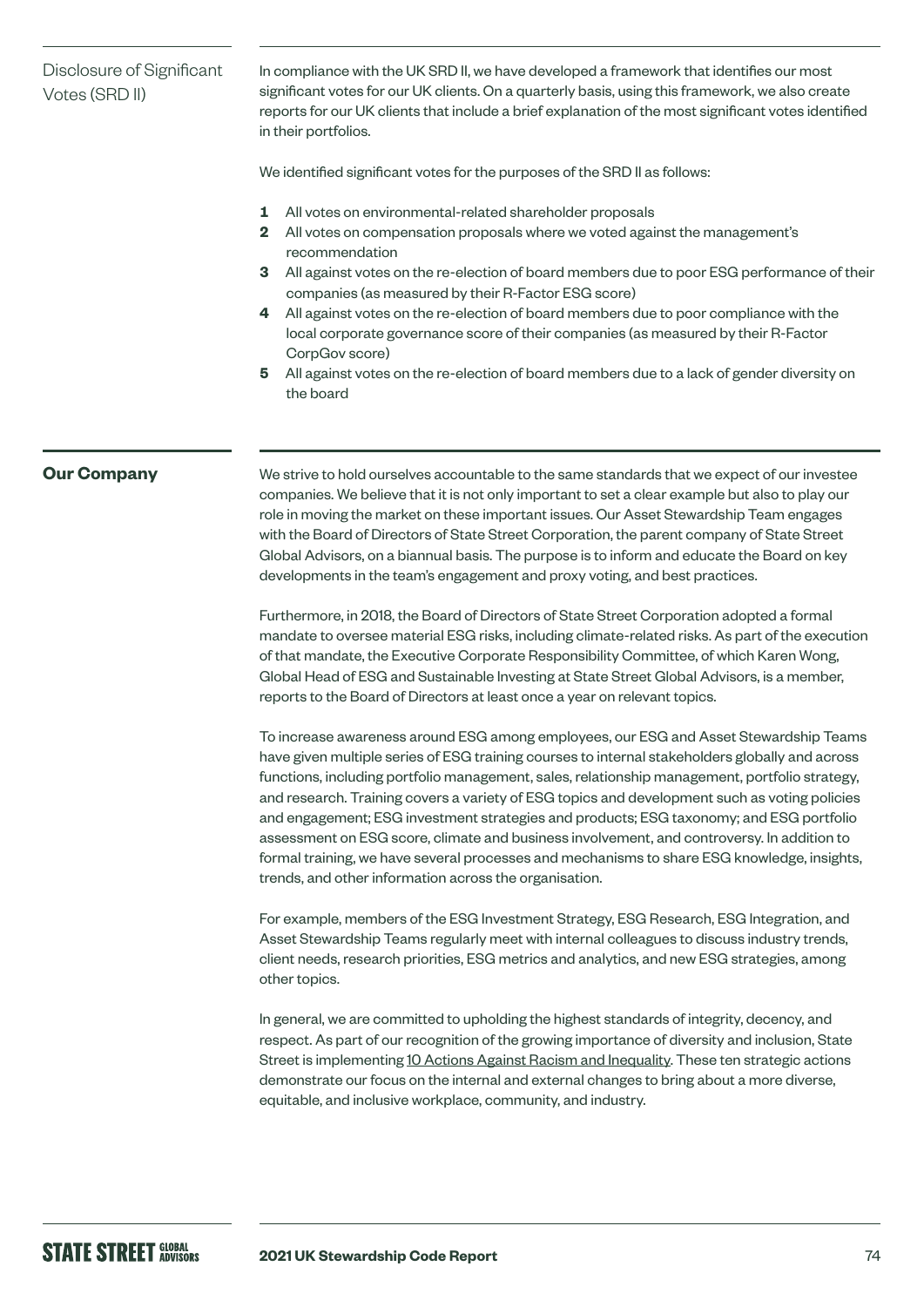## Disclosure of Significant Votes (SRD II)

In compliance with the UK SRD II, we have developed a framework that identifies our most significant votes for our UK clients. On a quarterly basis, using this framework, we also create reports for our UK clients that include a brief explanation of the most significant votes identified in their portfolios.

We identified significant votes for the purposes of the SRD II as follows:

1. All votes on environmental-related shareholder proposals
2. All votes on compensation proposals where we voted against the management's recommendation
3. All against votes on the re-election of board members due to poor ESG performance of their companies (as measured by their R-Factor ESG score)
4. All against votes on the re-election of board members due to poor compliance with the local corporate governance score of their companies (as measured by their R-Factor CorpGov score)
5. All against votes on the re-election of board members due to a lack of gender diversity on the board

## Our Company

We strive to hold ourselves accountable to the same standards that we expect of our investee companies. We believe that it is not only important to set a clear example but also to play our role in moving the market on these important issues. Our Asset Stewardship Team engages with the Board of Directors of State Street Corporation, the parent company of State Street Global Advisors, on a biannual basis. The purpose is to inform and educate the Board on key developments in the team's engagement and proxy voting, and best practices.

Furthermore, in 2018, the Board of Directors of State Street Corporation adopted a formal mandate to oversee material ESG risks, including climate-related risks. As part of the execution of that mandate, the Executive Corporate Responsibility Committee, of which Karen Wong, Global Head of ESG and Sustainable Investing at State Street Global Advisors, is a member, reports to the Board of Directors at least once a year on relevant topics.

To increase awareness around ESG among employees, our ESG and Asset Stewardship Teams have given multiple series of ESG training courses to internal stakeholders globally and across functions, including portfolio management, sales, relationship management, portfolio strategy, and research. Training covers a variety of ESG topics and development such as voting policies and engagement; ESG investment strategies and products; ESG taxonomy; and ESG portfolio assessment on ESG score, climate and business involvement, and controversy. In addition to formal training, we have several processes and mechanisms to share ESG knowledge, insights, trends, and other information across the organisation.

For example, members of the ESG Investment Strategy, ESG Research, ESG Integration, and Asset Stewardship Teams regularly meet with internal colleagues to discuss industry trends, client needs, research priorities, ESG metrics and analytics, and new ESG strategies, among other topics.

In general, we are committed to upholding the highest standards of integrity, decency, and respect. As part of our recognition of the growing importance of diversity and inclusion, State Street is implementing 10 Actions Against Racism and Inequality. These ten strategic actions demonstrate our focus on the internal and external changes to bring about a more diverse, equitable, and inclusive workplace, community, and industry.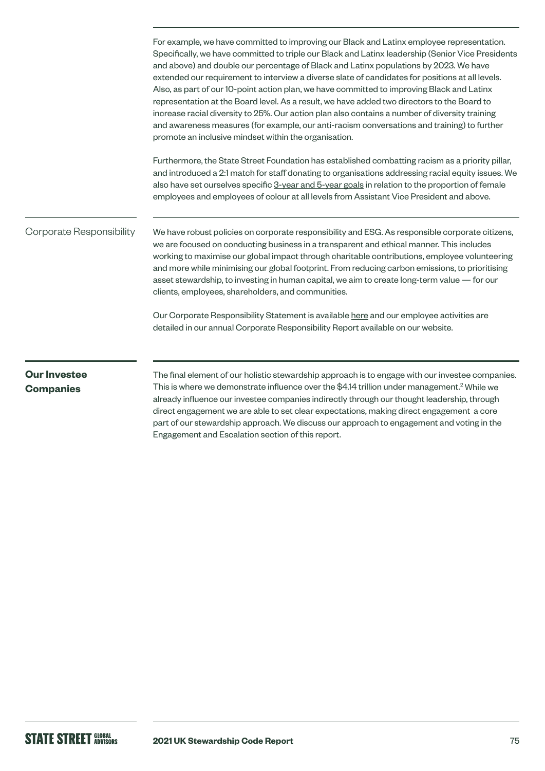For example, we have committed to improving our Black and Latinx employee representation. Specifically, we have committed to triple our Black and Latinx leadership (Senior Vice Presidents and above) and double our percentage of Black and Latinx populations by 2023. We have extended our requirement to interview a diverse slate of candidates for positions at all levels. Also, as part of our 10-point action plan, we have committed to improving Black and Latinx representation at the Board level. As a result, we have added two directors to the Board to increase racial diversity to 25%. Our action plan also contains a number of diversity training and awareness measures (for example, our anti-racism conversations and training) to further promote an inclusive mindset within the organisation.

Furthermore, the State Street Foundation has established combatting racism as a priority pillar, and introduced a 2:1 match for staff donating to organisations addressing racial equity issues. We also have set ourselves specific 3-year and 5-year goals in relation to the proportion of female employees and employees of colour at all levels from Assistant Vice President and above.

### Corporate Responsibility

We have robust policies on corporate responsibility and ESG. As responsible corporate citizens, we are focused on conducting business in a transparent and ethical manner. This includes working to maximise our global impact through charitable contributions, employee volunteering and more while minimising our global footprint. From reducing carbon emissions, to prioritising asset stewardship, to investing in human capital, we aim to create long-term value — for our clients, employees, shareholders, and communities.

Our Corporate Responsibility Statement is available here and our employee activities are detailed in our annual Corporate Responsibility Report available on our website.

## Our Investee Companies

The final element of our holistic stewardship approach is to engage with our investee companies. This is where we demonstrate influence over the $4.14 trillion under management.[2] While we already influence our investee companies indirectly through our thought leadership, through direct engagement we are able to set clear expectations, making direct engagement a core part of our stewardship approach. We discuss our approach to engagement and voting in the Engagement and Escalation section of this report.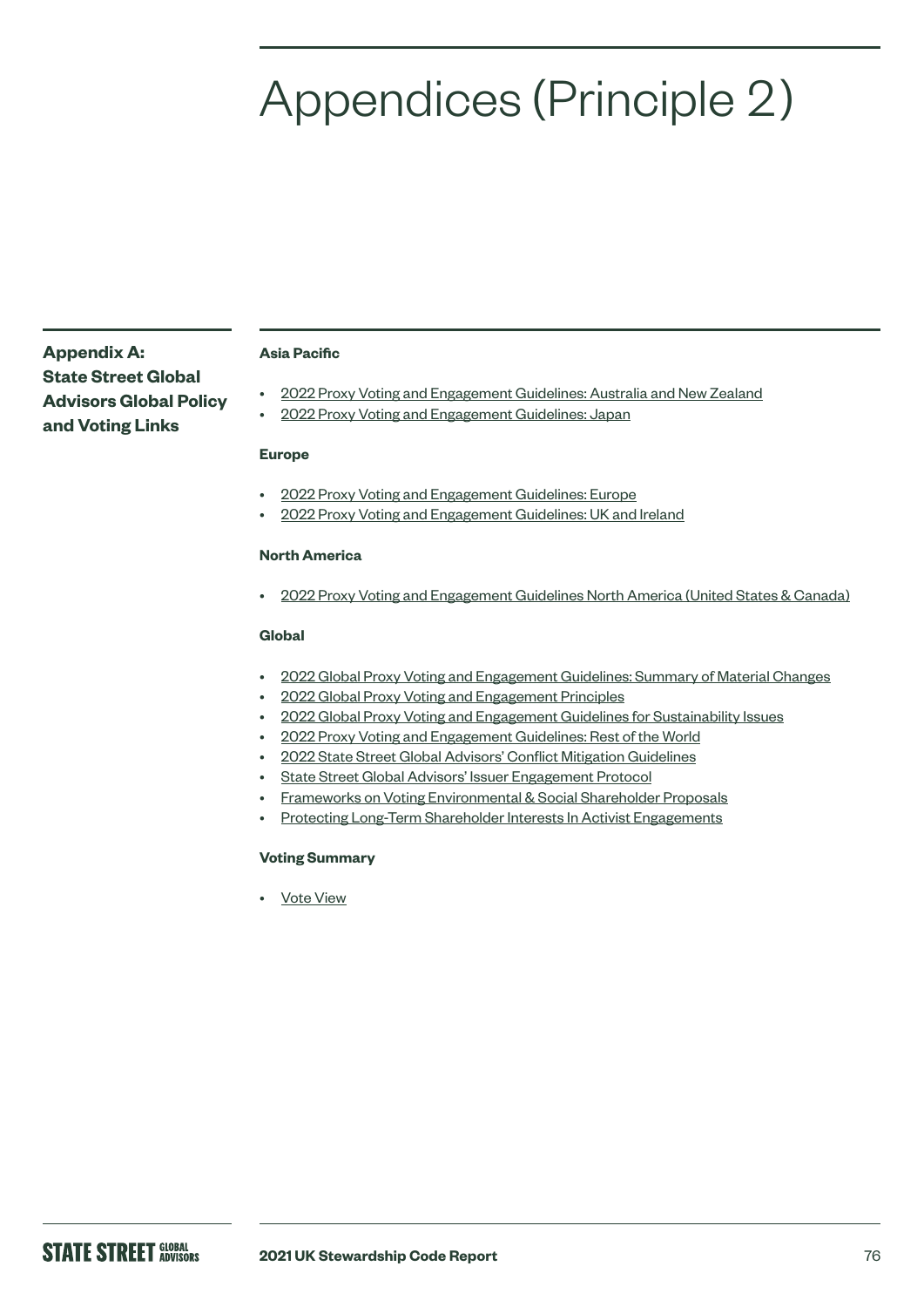# Appendices (Principle 2)

## Appendix A: State Street Global Advisors Global Policy and Voting Links

**Asia Pacific**

- 2022 Proxy Voting and Engagement Guidelines: Australia and New Zealand
- 2022 Proxy Voting and Engagement Guidelines: Japan

**Europe**

- 2022 Proxy Voting and Engagement Guidelines: Europe
- 2022 Proxy Voting and Engagement Guidelines: UK and Ireland

**North America**

- 2022 Proxy Voting and Engagement Guidelines North America (United States & Canada)

**Global**

- 2022 Global Proxy Voting and Engagement Guidelines: Summary of Material Changes
- 2022 Global Proxy Voting and Engagement Principles
- 2022 Global Proxy Voting and Engagement Guidelines for Sustainability Issues
- 2022 Proxy Voting and Engagement Guidelines: Rest of the World
- 2022 State Street Global Advisors' Conflict Mitigation Guidelines
- State Street Global Advisors' Issuer Engagement Protocol
- Frameworks on Voting Environmental & Social Shareholder Proposals
- Protecting Long-Term Shareholder Interests In Activist Engagements

**Voting Summary**

- Vote View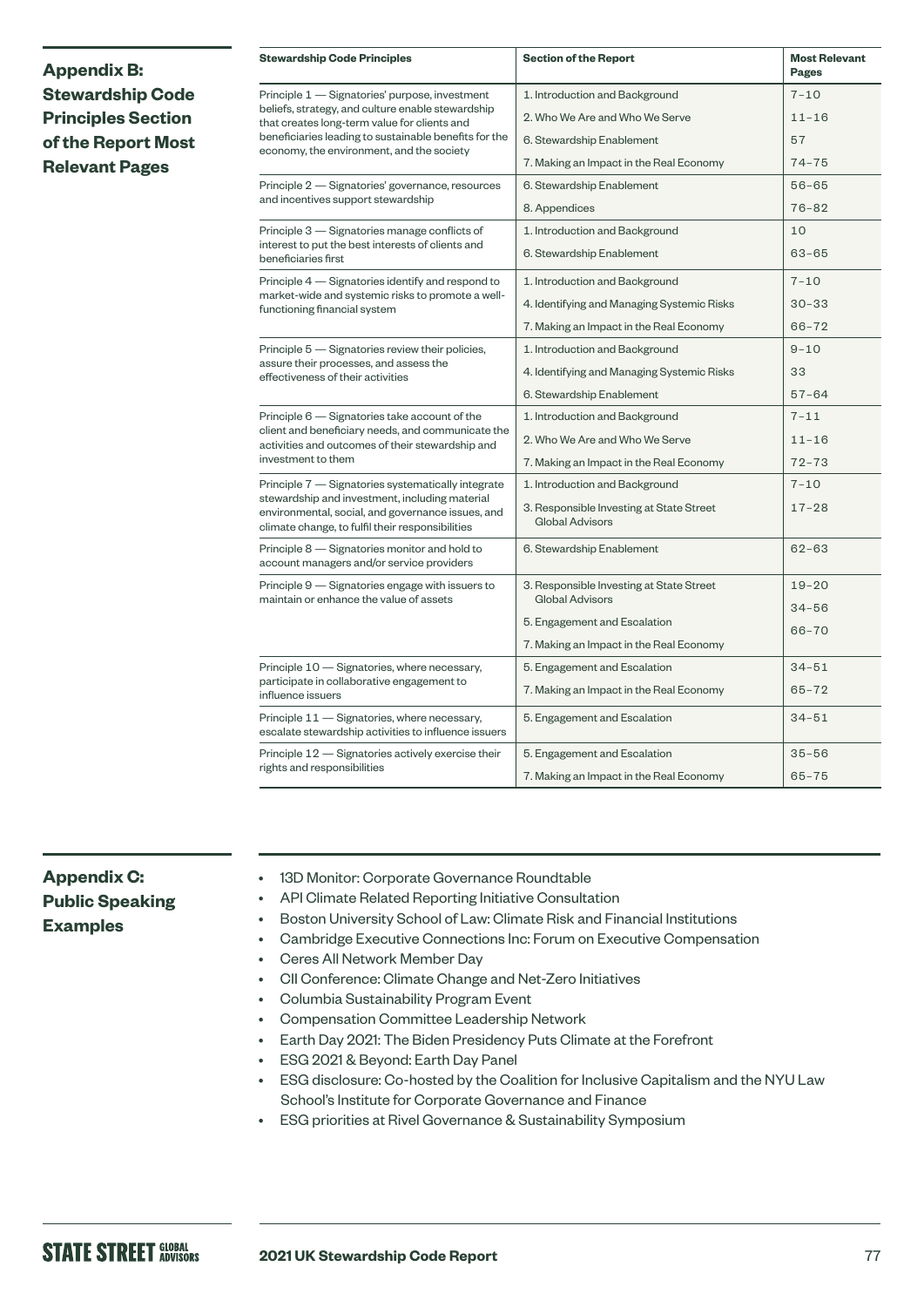## Appendix B: Stewardship Code Principles Section of the Report Most Relevant Pages

| Stewardship Code Principles | Section of the Report | Most Relevant Pages |
|---|---|---|
| Principle 1 — Signatories' purpose, investment beliefs, strategy, and culture enable stewardship that creates long-term value for clients and beneficiaries leading to sustainable benefits for the economy, the environment, and the society | 1. Introduction and Background | 7–10 |
| | 2. Who We Are and Who We Serve | 11–16 |
| | 6. Stewardship Enablement | 57 |
| | 7. Making an Impact in the Real Economy | 74–75 |
| Principle 2 — Signatories' governance, resources and incentives support stewardship | 6. Stewardship Enablement | 56–65 |
| | 8. Appendices | 76–82 |
| Principle 3 — Signatories manage conflicts of interest to put the best interests of clients and beneficiaries first | 1. Introduction and Background | 10 |
| | 6. Stewardship Enablement | 63–65 |
| Principle 4 — Signatories identify and respond to market-wide and systemic risks to promote a well-functioning financial system | 1. Introduction and Background | 7–10 |
| | 4. Identifying and Managing Systemic Risks | 30–33 |
| | 7. Making an Impact in the Real Economy | 66–72 |
| Principle 5 — Signatories review their policies, assure their processes, and assess the effectiveness of their activities | 1. Introduction and Background | 9–10 |
| | 4. Identifying and Managing Systemic Risks | 33 |
| | 6. Stewardship Enablement | 57–64 |
| Principle 6 — Signatories take account of the client and beneficiary needs, and communicate the activities and outcomes of their stewardship and investment to them | 1. Introduction and Background | 7–11 |
| | 2. Who We Are and Who We Serve | 11–16 |
| | 7. Making an Impact in the Real Economy | 72–73 |
| Principle 7 — Signatories systematically integrate stewardship and investment, including material environmental, social, and governance issues, and climate change, to fulfil their responsibilities | 1. Introduction and Background | 7–10 |
| | 3. Responsible Investing at State Street Global Advisors | 17–28 |
| Principle 8 — Signatories monitor and hold to account managers and/or service providers | 6. Stewardship Enablement | 62–63 |
| Principle 9 — Signatories engage with issuers to maintain or enhance the value of assets | 3. Responsible Investing at State Street Global Advisors | 19–20 |
| | 5. Engagement and Escalation | 34–56 |
| | 7. Making an Impact in the Real Economy | 66–70 |
| Principle 10 — Signatories, where necessary, participate in collaborative engagement to influence issuers | 5. Engagement and Escalation | 34–51 |
| | 7. Making an Impact in the Real Economy | 65–72 |
| Principle 11 — Signatories, where necessary, escalate stewardship activities to influence issuers | 5. Engagement and Escalation | 34–51 |
| Principle 12 — Signatories actively exercise their rights and responsibilities | 5. Engagement and Escalation | 35–56 |
| | 7. Making an Impact in the Real Economy | 65–75 |

## Appendix C: Public Speaking Examples

- 13D Monitor: Corporate Governance Roundtable
- API Climate Related Reporting Initiative Consultation
- Boston University School of Law: Climate Risk and Financial Institutions
- Cambridge Executive Connections Inc: Forum on Executive Compensation
- Ceres All Network Member Day
- CII Conference: Climate Change and Net-Zero Initiatives
- Columbia Sustainability Program Event
- Compensation Committee Leadership Network
- Earth Day 2021: The Biden Presidency Puts Climate at the Forefront
- ESG 2021 & Beyond: Earth Day Panel
- ESG disclosure: Co-hosted by the Coalition for Inclusive Capitalism and the NYU Law School's Institute for Corporate Governance and Finance
- ESG priorities at Rivel Governance & Sustainability Symposium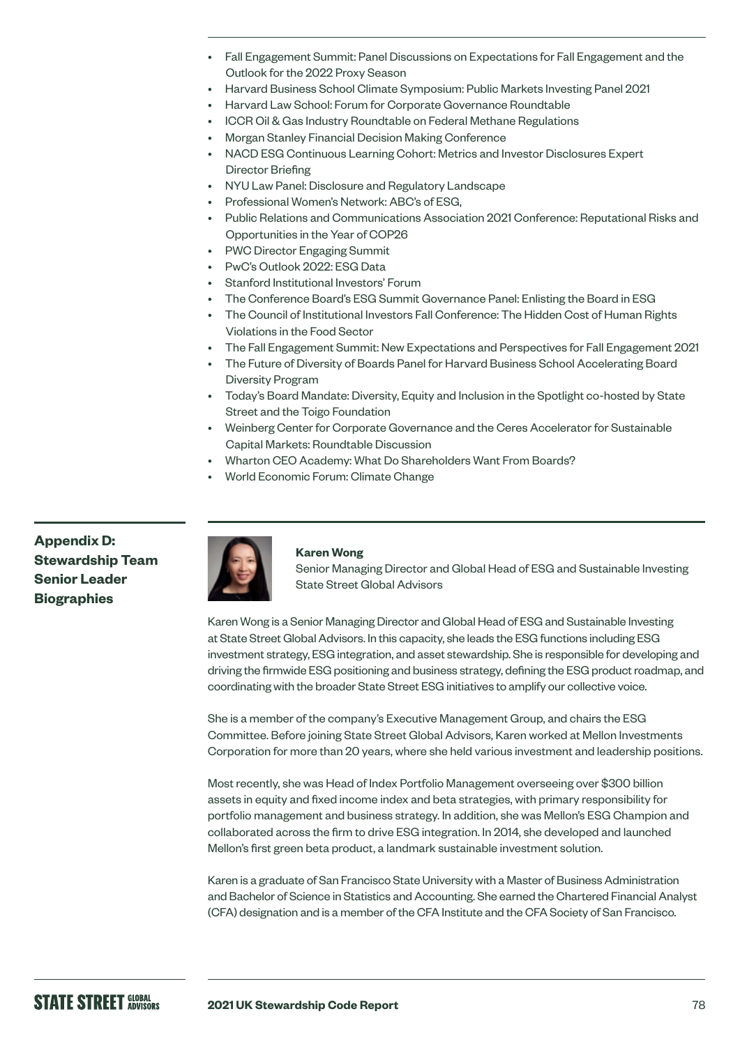- Fall Engagement Summit: Panel Discussions on Expectations for Fall Engagement and the Outlook for the 2022 Proxy Season
- Harvard Business School Climate Symposium: Public Markets Investing Panel 2021
- Harvard Law School: Forum for Corporate Governance Roundtable
- ICCR Oil & Gas Industry Roundtable on Federal Methane Regulations
- Morgan Stanley Financial Decision Making Conference
- NACD ESG Continuous Learning Cohort: Metrics and Investor Disclosures Expert Director Briefing
- NYU Law Panel: Disclosure and Regulatory Landscape
- Professional Women's Network: ABC's of ESG,
- Public Relations and Communications Association 2021 Conference: Reputational Risks and Opportunities in the Year of COP26
- PWC Director Engaging Summit
- PwC's Outlook 2022: ESG Data
- Stanford Institutional Investors' Forum
- The Conference Board's ESG Summit Governance Panel: Enlisting the Board in ESG
- The Council of Institutional Investors Fall Conference: The Hidden Cost of Human Rights Violations in the Food Sector
- The Fall Engagement Summit: New Expectations and Perspectives for Fall Engagement 2021
- The Future of Diversity of Boards Panel for Harvard Business School Accelerating Board Diversity Program
- Today's Board Mandate: Diversity, Equity and Inclusion in the Spotlight co-hosted by State Street and the Toigo Foundation
- Weinberg Center for Corporate Governance and the Ceres Accelerator for Sustainable Capital Markets: Roundtable Discussion
- Wharton CEO Academy: What Do Shareholders Want From Boards?
- World Economic Forum: Climate Change

## Appendix D: Stewardship Team Senior Leader Biographies

**Karen Wong**
Senior Managing Director and Global Head of ESG and Sustainable Investing
State Street Global Advisors

Karen Wong is a Senior Managing Director and Global Head of ESG and Sustainable Investing at State Street Global Advisors. In this capacity, she leads the ESG functions including ESG investment strategy, ESG integration, and asset stewardship. She is responsible for developing and driving the firmwide ESG positioning and business strategy, defining the ESG product roadmap, and coordinating with the broader State Street ESG initiatives to amplify our collective voice.

She is a member of the company's Executive Management Group, and chairs the ESG Committee. Before joining State Street Global Advisors, Karen worked at Mellon Investments Corporation for more than 20 years, where she held various investment and leadership positions.

Most recently, she was Head of Index Portfolio Management overseeing over $300 billion assets in equity and fixed income index and beta strategies, with primary responsibility for portfolio management and business strategy. In addition, she was Mellon's ESG Champion and collaborated across the firm to drive ESG integration. In 2014, she developed and launched Mellon's first green beta product, a landmark sustainable investment solution.

Karen is a graduate of San Francisco State University with a Master of Business Administration and Bachelor of Science in Statistics and Accounting. She earned the Chartered Financial Analyst (CFA) designation and is a member of the CFA Institute and the CFA Society of San Francisco.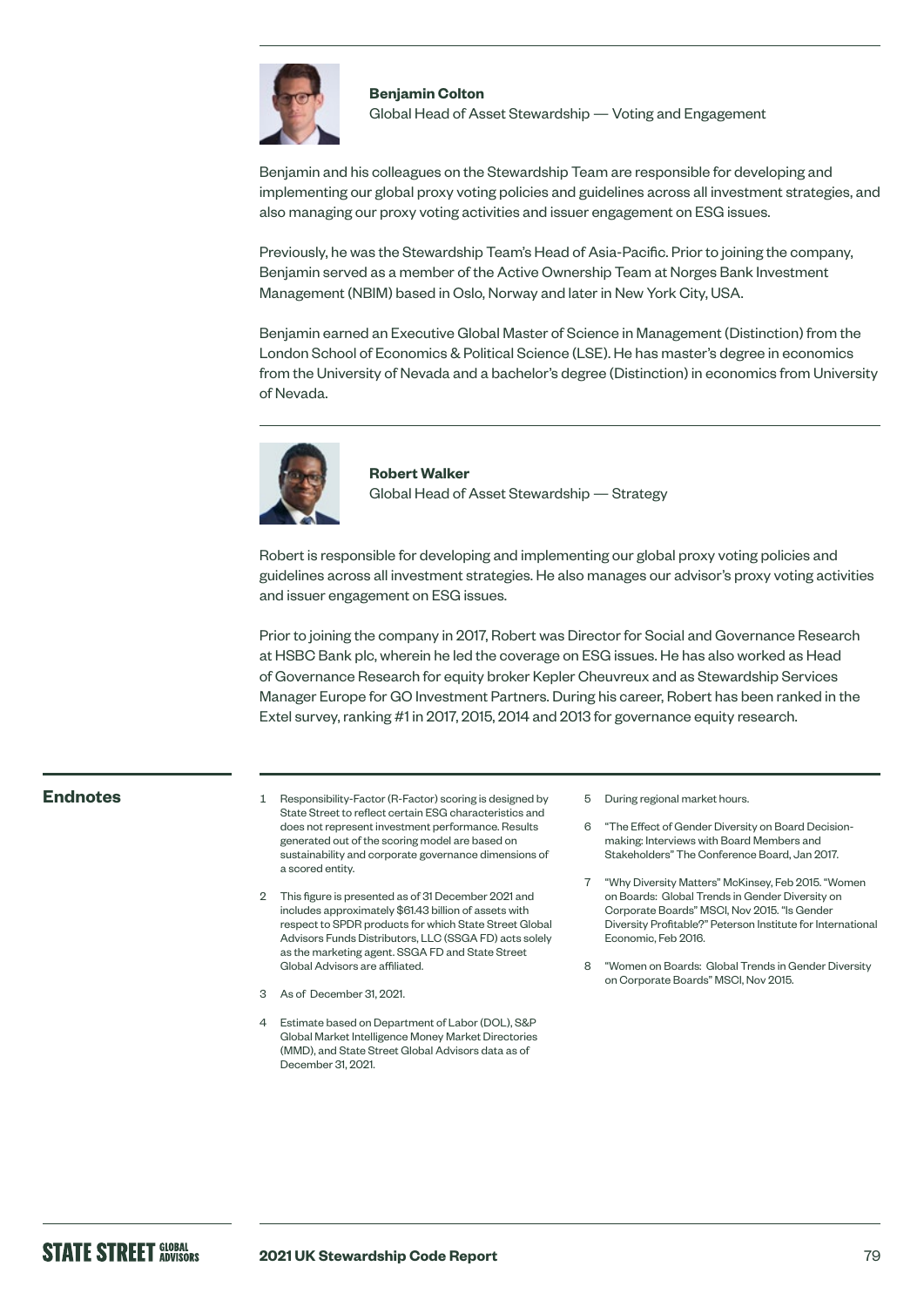**Benjamin Colton**
Global Head of Asset Stewardship — Voting and Engagement

Benjamin and his colleagues on the Stewardship Team are responsible for developing and implementing our global proxy voting policies and guidelines across all investment strategies, and also managing our proxy voting activities and issuer engagement on ESG issues.

Previously, he was the Stewardship Team's Head of Asia-Pacific. Prior to joining the company, Benjamin served as a member of the Active Ownership Team at Norges Bank Investment Management (NBIM) based in Oslo, Norway and later in New York City, USA.

Benjamin earned an Executive Global Master of Science in Management (Distinction) from the London School of Economics & Political Science (LSE). He has master's degree in economics from the University of Nevada and a bachelor's degree (Distinction) in economics from University of Nevada.

**Robert Walker**
Global Head of Asset Stewardship — Strategy

Robert is responsible for developing and implementing our global proxy voting policies and guidelines across all investment strategies. He also manages our advisor's proxy voting activities and issuer engagement on ESG issues.

Prior to joining the company in 2017, Robert was Director for Social and Governance Research at HSBC Bank plc, wherein he led the coverage on ESG issues. He has also worked as Head of Governance Research for equity broker Kepler Cheuvreux and as Stewardship Services Manager Europe for GO Investment Partners. During his career, Robert has been ranked in the Extel survey, ranking #1 in 2017, 2015, 2014 and 2013 for governance equity research.

## Endnotes

1. Responsibility-Factor (R-Factor) scoring is designed by State Street to reflect certain ESG characteristics and does not represent investment performance. Results generated out of the scoring model are based on sustainability and corporate governance dimensions of a scored entity.
2. This figure is presented as of 31 December 2021 and includes approximately $61.43 billion of assets with respect to SPDR products for which State Street Global Advisors Funds Distributors, LLC (SSGA FD) acts solely as the marketing agent. SSGA FD and State Street Global Advisors are affiliated.
3. As of December 31, 2021.
4. Estimate based on Department of Labor (DOL), S&P Global Market Intelligence Money Market Directories (MMD), and State Street Global Advisors data as of December 31, 2021.
5. During regional market hours.
6. "The Effect of Gender Diversity on Board Decision-making: Interviews with Board Members and Stakeholders" The Conference Board, Jan 2017.
7. "Why Diversity Matters" McKinsey, Feb 2015. "Women on Boards: Global Trends in Gender Diversity on Corporate Boards" MSCI, Nov 2015. "Is Gender Diversity Profitable?" Peterson Institute for International Economic, Feb 2016.
8. "Women on Boards: Global Trends in Gender Diversity on Corporate Boards" MSCI, Nov 2015.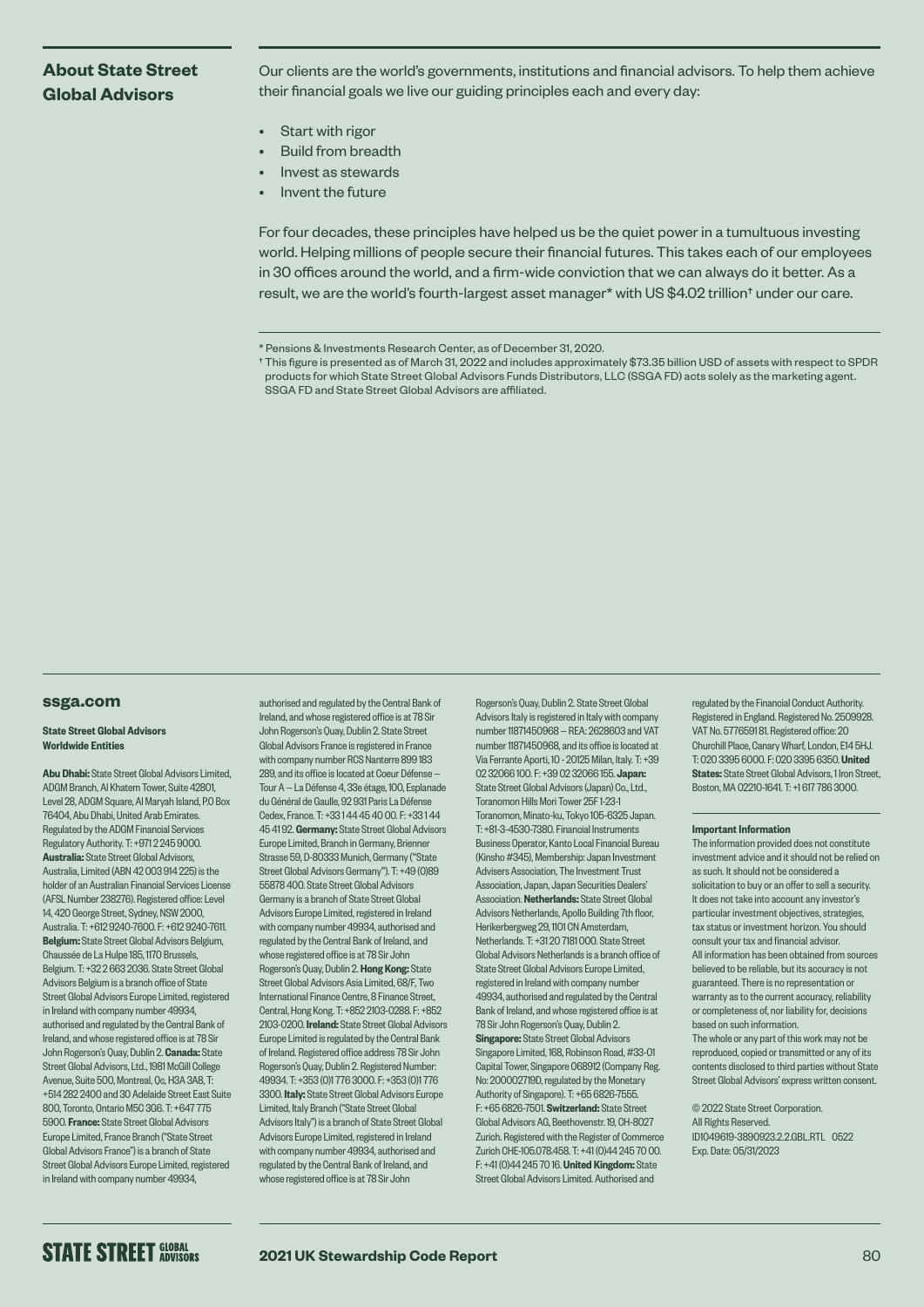## About State Street Global Advisors

Our clients are the world's governments, institutions and financial advisors. To help them achieve their financial goals we live our guiding principles each and every day:

- Start with rigor
- Build from breadth
- Invest as stewards
- Invent the future

For four decades, these principles have helped us be the quiet power in a tumultuous investing world. Helping millions of people secure their financial futures. This takes each of our employees in 30 offices around the world, and a firm-wide conviction that we can always do it better. As a result, we are the world's fourth-largest asset manager* with US $4.02 trillion† under our care.

\* Pensions & Investments Research Center, as of December 31, 2020.
† This figure is presented as of March 31, 2022 and includes approximately $73.35 billion USD of assets with respect to SPDR products for which State Street Global Advisors Funds Distributors, LLC (SSGA FD) acts solely as the marketing agent. SSGA FD and State Street Global Advisors are affiliated.

**ssga.com**

**State Street Global Advisors Worldwide Entities**

**Abu Dhabi:** State Street Global Advisors Limited, ADGM Branch, Al Khatem Tower, Suite 42801, Level 28, ADGM Square, Al Maryah Island, P.O Box 76404, Abu Dhabi, United Arab Emirates. Regulated by the ADGM Financial Services Regulatory Authority. T: +971 2 245 9000. **Australia:** State Street Global Advisors, Australia, Limited (ABN 42 003 914 225) is the holder of an Australian Financial Services License (AFSL Number 238276). Registered office: Level 14, 420 George Street, Sydney, NSW 2000, Australia. T: +612 9240-7600. F: +612 9240-7611. **Belgium:** State Street Global Advisors Belgium, Chaussée de La Hulpe 185, 1170 Brussels, Belgium. T: +32 2 663 2036. State Street Global Advisors Belgium is a branch office of State Street Global Advisors Europe Limited, registered in Ireland with company number 49934, authorised and regulated by the Central Bank of Ireland, and whose registered office is at 78 Sir John Rogerson's Quay, Dublin 2. **Canada:** State Street Global Advisors, Ltd., 1981 McGill College Avenue, Suite 500, Montreal, Qc, H3A 3A8, T: +514 282 2400 and 30 Adelaide Street East Suite 800, Toronto, Ontario M5C 3G6. T: +647 775 5900. **France:** State Street Global Advisors Europe Limited, France Branch ("State Street Global Advisors France") is a branch of State Street Global Advisors Europe Limited, registered in Ireland with company number 49934, authorised and regulated by the Central Bank of Ireland, and whose registered office is at 78 Sir John Rogerson's Quay, Dublin 2. State Street Global Advisors France is registered in France with company number RCS Nanterre 899 183 289, and its office is located at Coeur Défense — Tour A — La Défense 4, 33e étage, 100, Esplanade du Général de Gaulle, 92 931 Paris La Défense Cedex, France. T: +33 1 44 45 40 00. F: +33 1 44 45 41 92. **Germany:** State Street Global Advisors Europe Limited, Branch in Germany, Brienner Strasse 59, D-80333 Munich, Germany ("State Street Global Advisors Germany"). T: +49 (0)89 55878 400. State Street Global Advisors Germany is a branch of State Street Global Advisors Europe Limited, registered in Ireland with company number 49934, authorised and regulated by the Central Bank of Ireland, and whose registered office is at 78 Sir John Rogerson's Quay, Dublin 2. **Hong Kong:** State Street Global Advisors Asia Limited, 68/F, Two International Finance Centre, 8 Finance Street, Central, Hong Kong. T: +852 2103-0288. F: +852 2103-0200. **Ireland:** State Street Global Advisors Europe Limited is regulated by the Central Bank of Ireland. Registered office address 78 Sir John Rogerson's Quay, Dublin 2. Registered Number: 49934. T: +353 (0)1 776 3000. F: +353 (0)1 776 3300. **Italy:** State Street Global Advisors Europe Limited, Italy Branch ("State Street Global Advisors Italy") is a branch of State Street Global Advisors Europe Limited, registered in Ireland with company number 49934, authorised and regulated by the Central Bank of Ireland, and whose registered office is at 78 Sir John Rogerson's Quay, Dublin 2. State Street Global Advisors Italy is registered in Italy with company number 11871450968 — REA: 2628603 and VAT number 11871450968, and its office is located at Via Ferrante Aporti, 10 - 20125 Milan, Italy. T: +39 02 32066 100. F: +39 02 32066 155. **Japan:** State Street Global Advisors (Japan) Co., Ltd., Toranomon Hills Mori Tower 25F 1-23-1 Toranomon, Minato-ku, Tokyo 105-6325 Japan. T: +81-3-4530-7380. Financial Instruments Business Operator, Kanto Local Financial Bureau (Kinsho #345), Membership: Japan Investment Advisers Association, The Investment Trust Association, Japan, Japan Securities Dealers' Association. **Netherlands:** State Street Global Advisors Netherlands, Apollo Building 7th floor, Herikerbergweg 29, 1101 CN Amsterdam, Netherlands. T: +31 20 7181 000. State Street Global Advisors Netherlands is a branch office of State Street Global Advisors Europe Limited, registered in Ireland with company number 49934, authorised and regulated by the Central Bank of Ireland, and whose registered office is at 78 Sir John Rogerson's Quay, Dublin 2. **Singapore:** State Street Global Advisors Singapore Limited, 168, Robinson Road, #33-01 Capital Tower, Singapore 068912 (Company Reg. No: 200002719D, regulated by the Monetary Authority of Singapore). T: +65 6826-7555. F: +65 6826-7501. **Switzerland:** State Street Global Advisors AG, Beethovenstr. 19, CH-8027 Zurich. Registered with the Register of Commerce Zurich CHE-105.078.458. T: +41 (0)44 245 70 00. F: +41 (0)44 245 70 16. **United Kingdom:** State Street Global Advisors Limited. Authorised and regulated by the Financial Conduct Authority. Registered in England. Registered No. 2509928. VAT No. 5776591 81. Registered office: 20 Churchill Place, Canary Wharf, London, E14 5HJ. T: 020 3395 6000. F: 020 3395 6350. **United States:** State Street Global Advisors, 1 Iron Street, Boston, MA 02210-1641. T: +1 617 786 3000.

**Important Information**

The information provided does not constitute investment advice and it should not be relied on as such. It should not be considered a solicitation to buy or an offer to sell a security. It does not take into account any investor's particular investment objectives, strategies, tax status or investment horizon. You should consult your tax and financial advisor.

All information has been obtained from sources believed to be reliable, but its accuracy is not guaranteed. There is no representation or warranty as to the current accuracy, reliability or completeness of, nor liability for, decisions based on such information.

The whole or any part of this work may not be reproduced, copied or transmitted or any of its contents disclosed to third parties without State Street Global Advisors' express written consent.

© 2022 State Street Corporation.
All Rights Reserved.
ID1049619-3890923.2.2.GBL.RTL 0522
Exp. Date: 05/31/2023